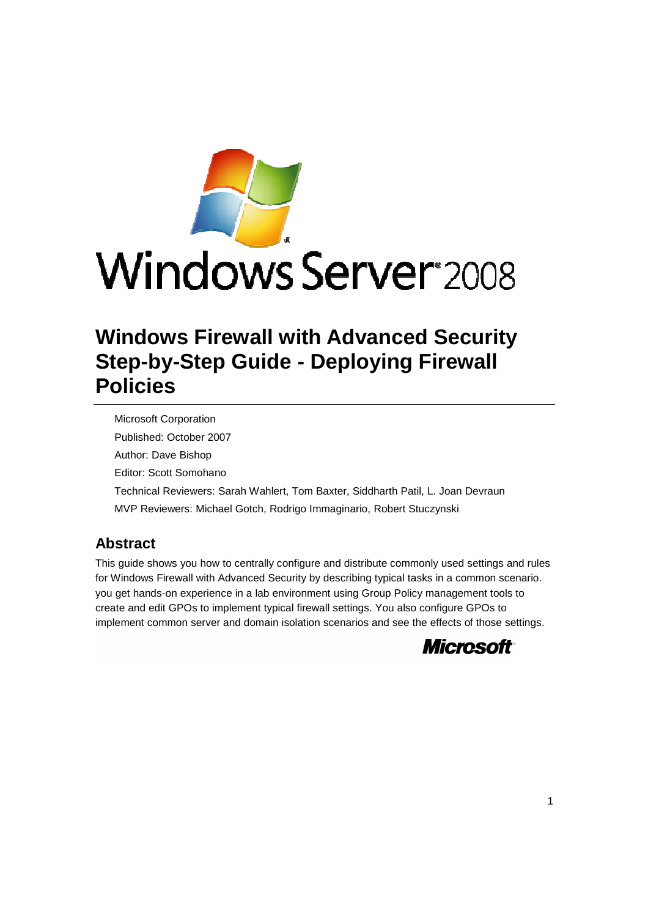Windows Server 2008

# Windows Firewall with Advanced Security Step-by-Step Guide - Deploying Firewall Policies

Microsoft Corporation

Published: October 2007

Author: Dave Bishop

Editor: Scott Somohano

Technical Reviewers: Sarah Wahlert, Tom Baxter, Siddharth Patil, L. Joan Devraun

MVP Reviewers: Michael Gotch, Rodrigo Immaginario, Robert Stuczynski

## Abstract

This guide shows you how to centrally configure and distribute commonly used settings and rules for Windows Firewall with Advanced Security by describing typical tasks in a common scenario. you get hands-on experience in a lab environment using Group Policy management tools to create and edit GPOs to implement typical firewall settings. You also configure GPOs to implement common server and domain isolation scenarios and see the effects of those settings.

Microsoft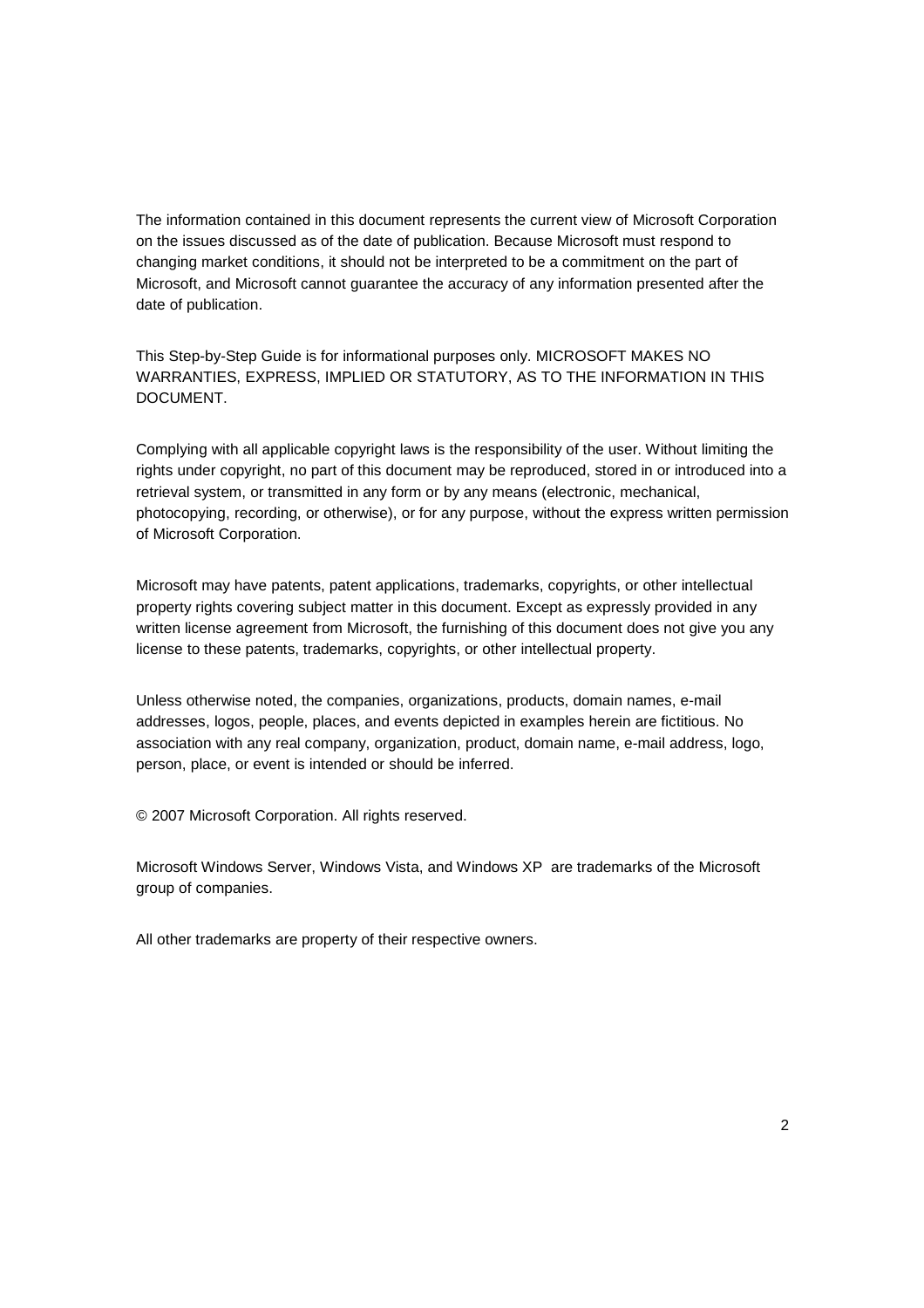The information contained in this document represents the current view of Microsoft Corporation on the issues discussed as of the date of publication. Because Microsoft must respond to changing market conditions, it should not be interpreted to be a commitment on the part of Microsoft, and Microsoft cannot guarantee the accuracy of any information presented after the date of publication.

This Step-by-Step Guide is for informational purposes only. MICROSOFT MAKES NO WARRANTIES, EXPRESS, IMPLIED OR STATUTORY, AS TO THE INFORMATION IN THIS DOCUMENT.

Complying with all applicable copyright laws is the responsibility of the user. Without limiting the rights under copyright, no part of this document may be reproduced, stored in or introduced into a retrieval system, or transmitted in any form or by any means (electronic, mechanical, photocopying, recording, or otherwise), or for any purpose, without the express written permission of Microsoft Corporation.

Microsoft may have patents, patent applications, trademarks, copyrights, or other intellectual property rights covering subject matter in this document. Except as expressly provided in any written license agreement from Microsoft, the furnishing of this document does not give you any license to these patents, trademarks, copyrights, or other intellectual property.

Unless otherwise noted, the companies, organizations, products, domain names, e-mail addresses, logos, people, places, and events depicted in examples herein are fictitious. No association with any real company, organization, product, domain name, e-mail address, logo, person, place, or event is intended or should be inferred.

© 2007 Microsoft Corporation. All rights reserved.

Microsoft Windows Server, Windows Vista, and Windows XP are trademarks of the Microsoft group of companies.

All other trademarks are property of their respective owners.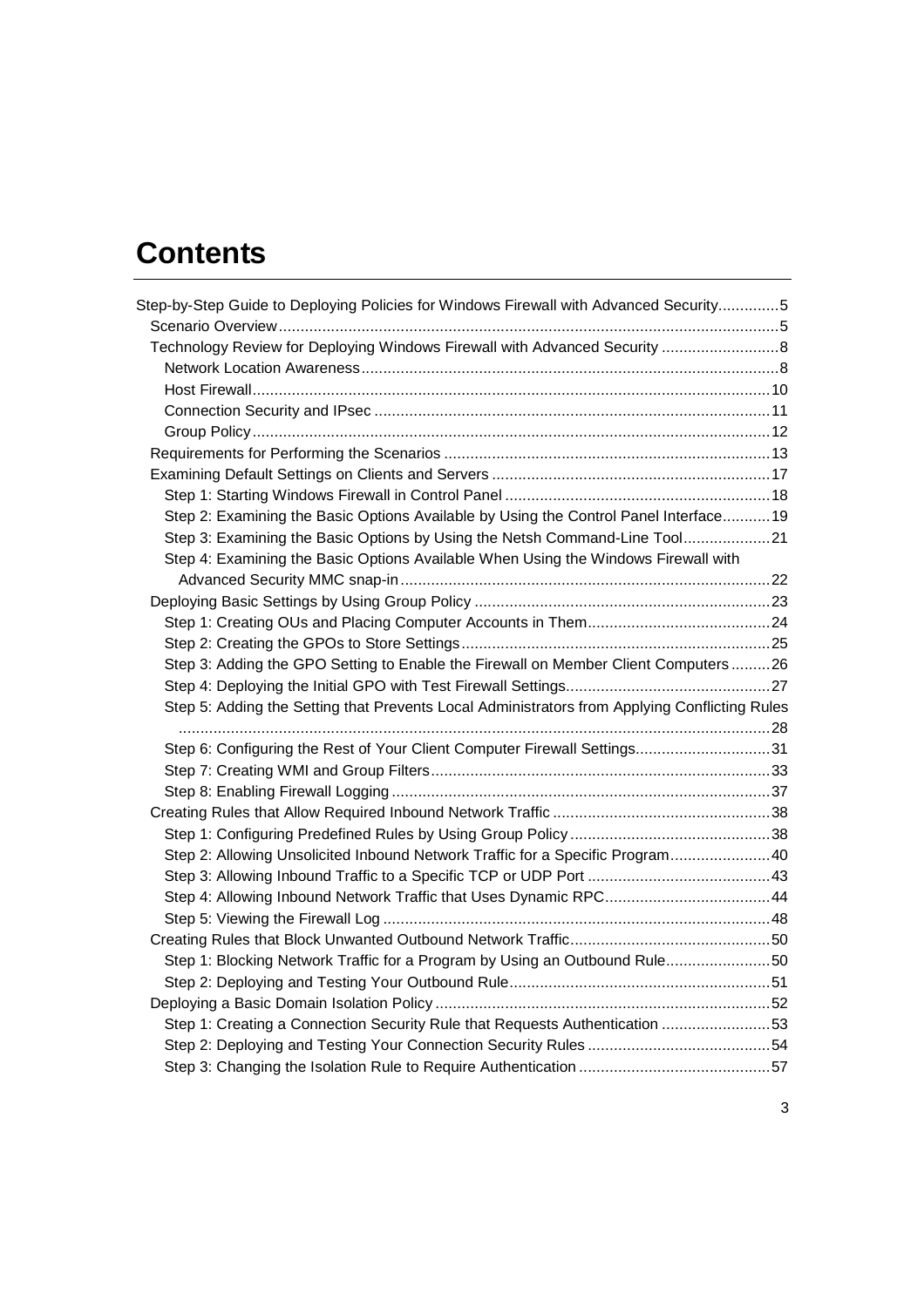# Contents

Step-by-Step Guide to Deploying Policies for Windows Firewall with Advanced Security..............5

- Scenario Overview..................................................................................................................5
- Technology Review for Deploying Windows Firewall with Advanced Security ...........................8
  - Network Location Awareness...............................................................................................8
  - Host Firewall......................................................................................................................10
  - Connection Security and IPsec ..........................................................................................11
  - Group Policy......................................................................................................................12
- Requirements for Performing the Scenarios ..........................................................................13
- Examining Default Settings on Clients and Servers ...............................................................17
  - Step 1: Starting Windows Firewall in Control Panel ............................................................18
  - Step 2: Examining the Basic Options Available by Using the Control Panel Interface...........19
  - Step 3: Examining the Basic Options by Using the Netsh Command-Line Tool....................21
  - Step 4: Examining the Basic Options Available When Using the Windows Firewall with Advanced Security MMC snap-in....................................................................................22
- Deploying Basic Settings by Using Group Policy ....................................................................23
  - Step 1: Creating OUs and Placing Computer Accounts in Them..........................................24
  - Step 2: Creating the GPOs to Store Settings.......................................................................25
  - Step 3: Adding the GPO Setting to Enable the Firewall on Member Client Computers .........26
  - Step 4: Deploying the Initial GPO with Test Firewall Settings...............................................27
  - Step 5: Adding the Setting that Prevents Local Administrators from Applying Conflicting Rules ......................................................................................................................................28
  - Step 6: Configuring the Rest of Your Client Computer Firewall Settings...............................31
  - Step 7: Creating WMI and Group Filters.............................................................................33
  - Step 8: Enabling Firewall Logging......................................................................................37
- Creating Rules that Allow Required Inbound Network Traffic ..................................................38
  - Step 1: Configuring Predefined Rules by Using Group Policy ..............................................38
  - Step 2: Allowing Unsolicited Inbound Network Traffic for a Specific Program.......................40
  - Step 3: Allowing Inbound Traffic to a Specific TCP or UDP Port ..........................................43
  - Step 4: Allowing Inbound Network Traffic that Uses Dynamic RPC......................................44
  - Step 5: Viewing the Firewall Log .........................................................................................48
- Creating Rules that Block Unwanted Outbound Network Traffic..............................................50
  - Step 1: Blocking Network Traffic for a Program by Using an Outbound Rule........................50
  - Step 2: Deploying and Testing Your Outbound Rule............................................................51
- Deploying a Basic Domain Isolation Policy ............................................................................52
  - Step 1: Creating a Connection Security Rule that Requests Authentication .........................53
  - Step 2: Deploying and Testing Your Connection Security Rules ..........................................54
  - Step 3: Changing the Isolation Rule to Require Authentication ............................................57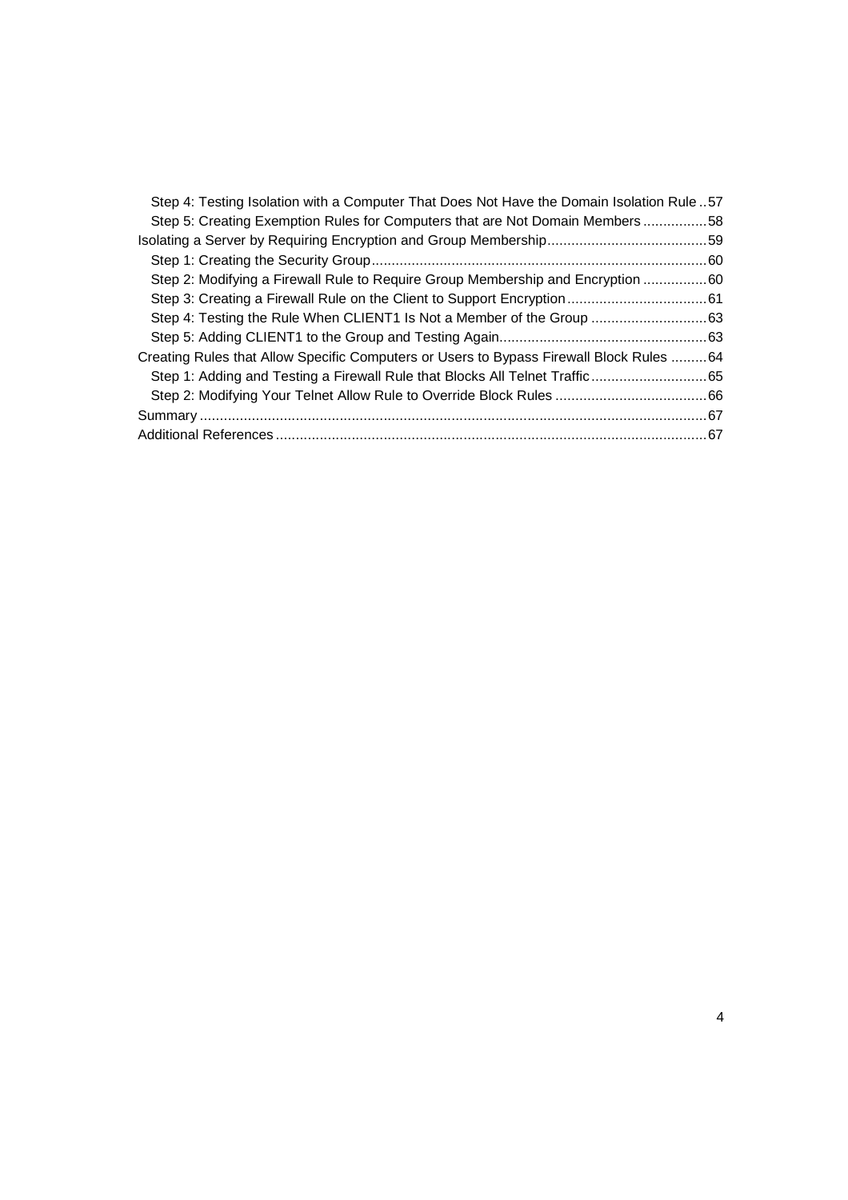- Step 4: Testing Isolation with a Computer That Does Not Have the Domain Isolation Rule .. 57
- Step 5: Creating Exemption Rules for Computers that are Not Domain Members ................ 58

Isolating a Server by Requiring Encryption and Group Membership ........................................ 59

- Step 1: Creating the Security Group .................................................................................... 60
- Step 2: Modifying a Firewall Rule to Require Group Membership and Encryption ................ 60
- Step 3: Creating a Firewall Rule on the Client to Support Encryption ................................... 61
- Step 4: Testing the Rule When CLIENT1 Is Not a Member of the Group ............................. 63
- Step 5: Adding CLIENT1 to the Group and Testing Again .................................................... 63

Creating Rules that Allow Specific Computers or Users to Bypass Firewall Block Rules ......... 64

- Step 1: Adding and Testing a Firewall Rule that Blocks All Telnet Traffic ............................. 65
- Step 2: Modifying Your Telnet Allow Rule to Override Block Rules ...................................... 66

Summary ............................................................................................................................... 67

Additional References ............................................................................................................ 67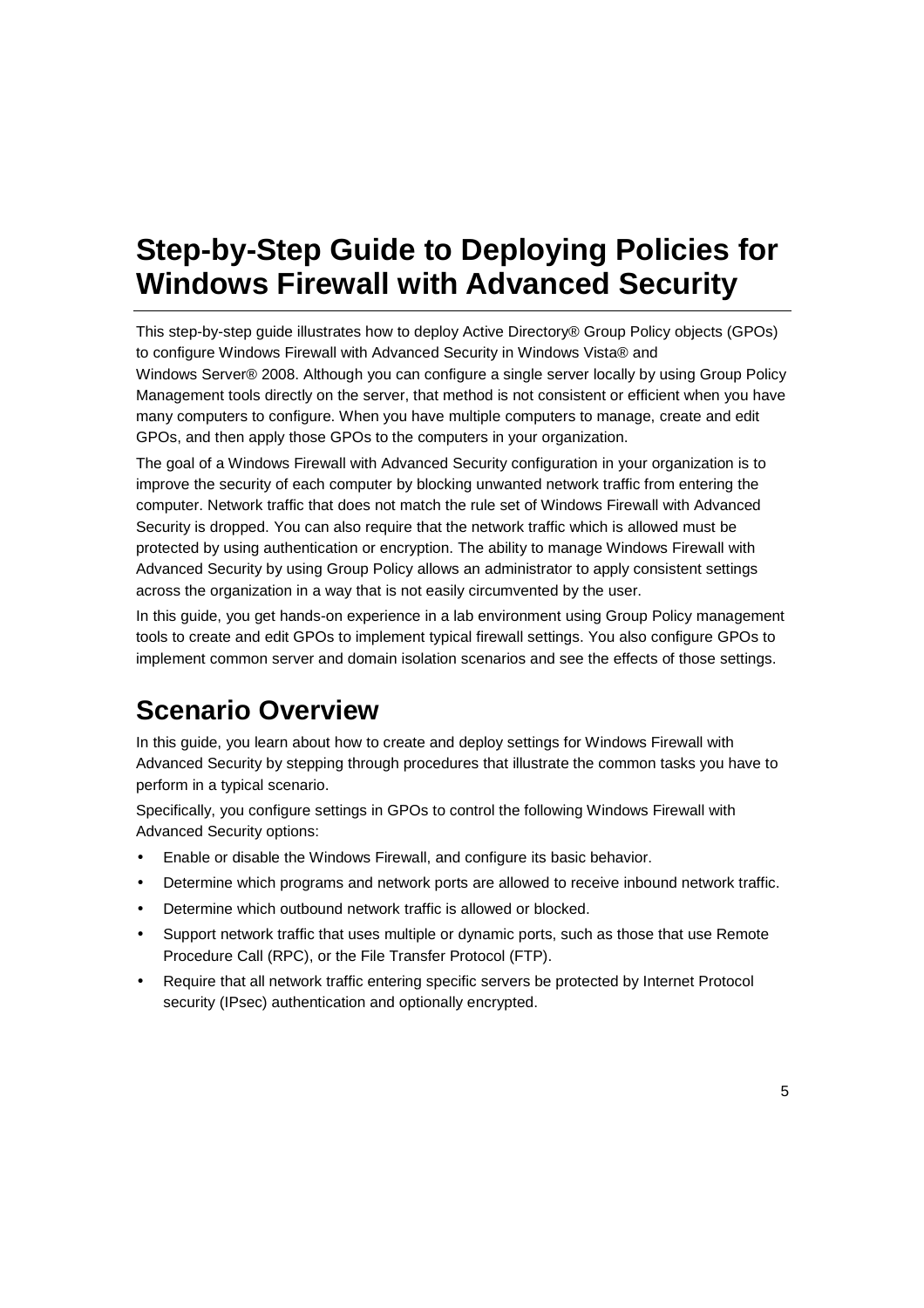# Step-by-Step Guide to Deploying Policies for Windows Firewall with Advanced Security

This step-by-step guide illustrates how to deploy Active Directory® Group Policy objects (GPOs) to configure Windows Firewall with Advanced Security in Windows Vista® and Windows Server® 2008. Although you can configure a single server locally by using Group Policy Management tools directly on the server, that method is not consistent or efficient when you have many computers to configure. When you have multiple computers to manage, create and edit GPOs, and then apply those GPOs to the computers in your organization.

The goal of a Windows Firewall with Advanced Security configuration in your organization is to improve the security of each computer by blocking unwanted network traffic from entering the computer. Network traffic that does not match the rule set of Windows Firewall with Advanced Security is dropped. You can also require that the network traffic which is allowed must be protected by using authentication or encryption. The ability to manage Windows Firewall with Advanced Security by using Group Policy allows an administrator to apply consistent settings across the organization in a way that is not easily circumvented by the user.

In this guide, you get hands-on experience in a lab environment using Group Policy management tools to create and edit GPOs to implement typical firewall settings. You also configure GPOs to implement common server and domain isolation scenarios and see the effects of those settings.

## Scenario Overview

In this guide, you learn about how to create and deploy settings for Windows Firewall with Advanced Security by stepping through procedures that illustrate the common tasks you have to perform in a typical scenario.

Specifically, you configure settings in GPOs to control the following Windows Firewall with Advanced Security options:

- Enable or disable the Windows Firewall, and configure its basic behavior.
- Determine which programs and network ports are allowed to receive inbound network traffic.
- Determine which outbound network traffic is allowed or blocked.
- Support network traffic that uses multiple or dynamic ports, such as those that use Remote Procedure Call (RPC), or the File Transfer Protocol (FTP).
- Require that all network traffic entering specific servers be protected by Internet Protocol security (IPsec) authentication and optionally encrypted.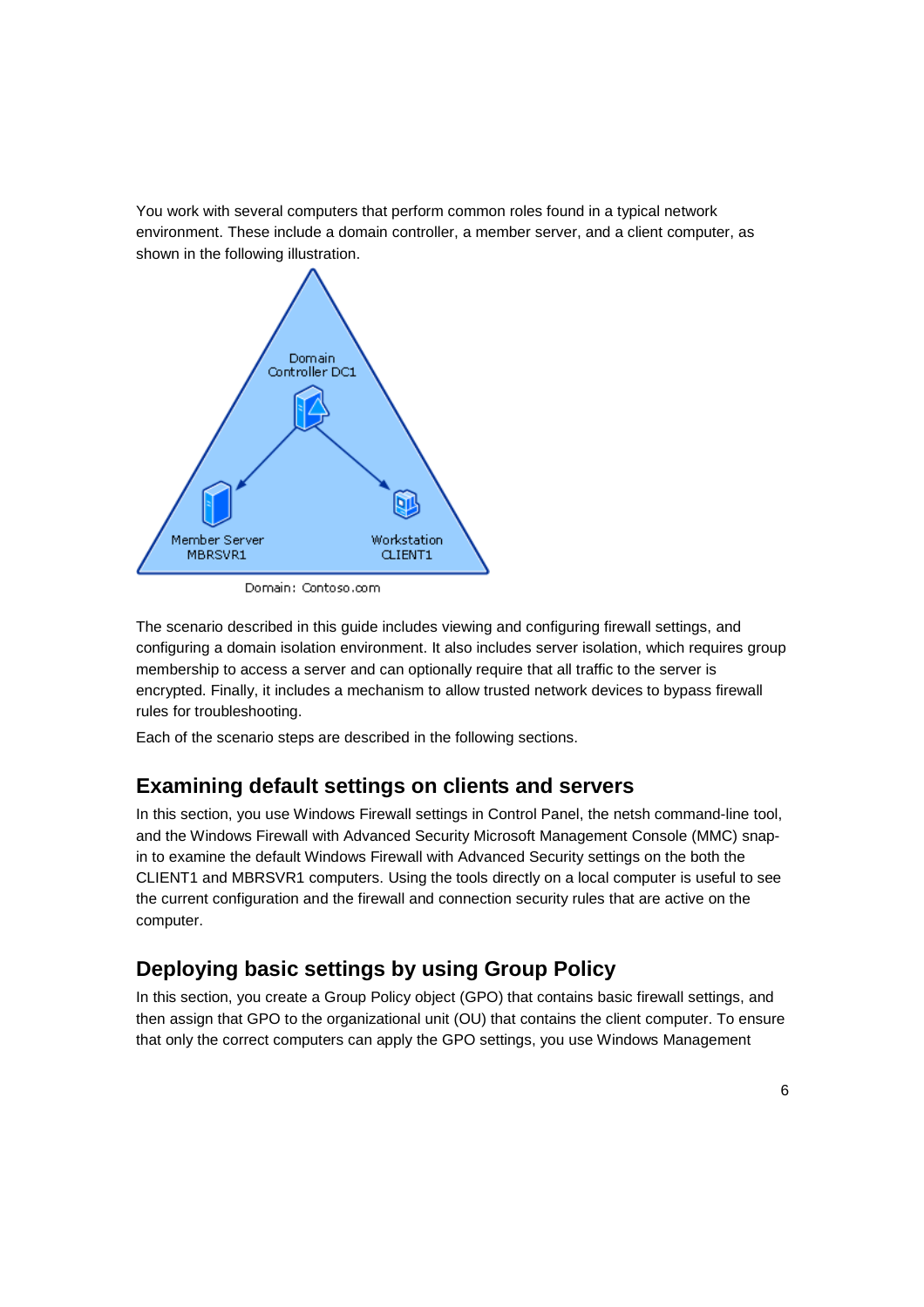You work with several computers that perform common roles found in a typical network environment. These include a domain controller, a member server, and a client computer, as shown in the following illustration.

Domain: Contoso.com

The scenario described in this guide includes viewing and configuring firewall settings, and configuring a domain isolation environment. It also includes server isolation, which requires group membership to access a server and can optionally require that all traffic to the server is encrypted. Finally, it includes a mechanism to allow trusted network devices to bypass firewall rules for troubleshooting.

Each of the scenario steps are described in the following sections.

## Examining default settings on clients and servers

In this section, you use Windows Firewall settings in Control Panel, the netsh command-line tool, and the Windows Firewall with Advanced Security Microsoft Management Console (MMC) snap-in to examine the default Windows Firewall with Advanced Security settings on the both the CLIENT1 and MBRSVR1 computers. Using the tools directly on a local computer is useful to see the current configuration and the firewall and connection security rules that are active on the computer.

## Deploying basic settings by using Group Policy

In this section, you create a Group Policy object (GPO) that contains basic firewall settings, and then assign that GPO to the organizational unit (OU) that contains the client computer. To ensure that only the correct computers can apply the GPO settings, you use Windows Management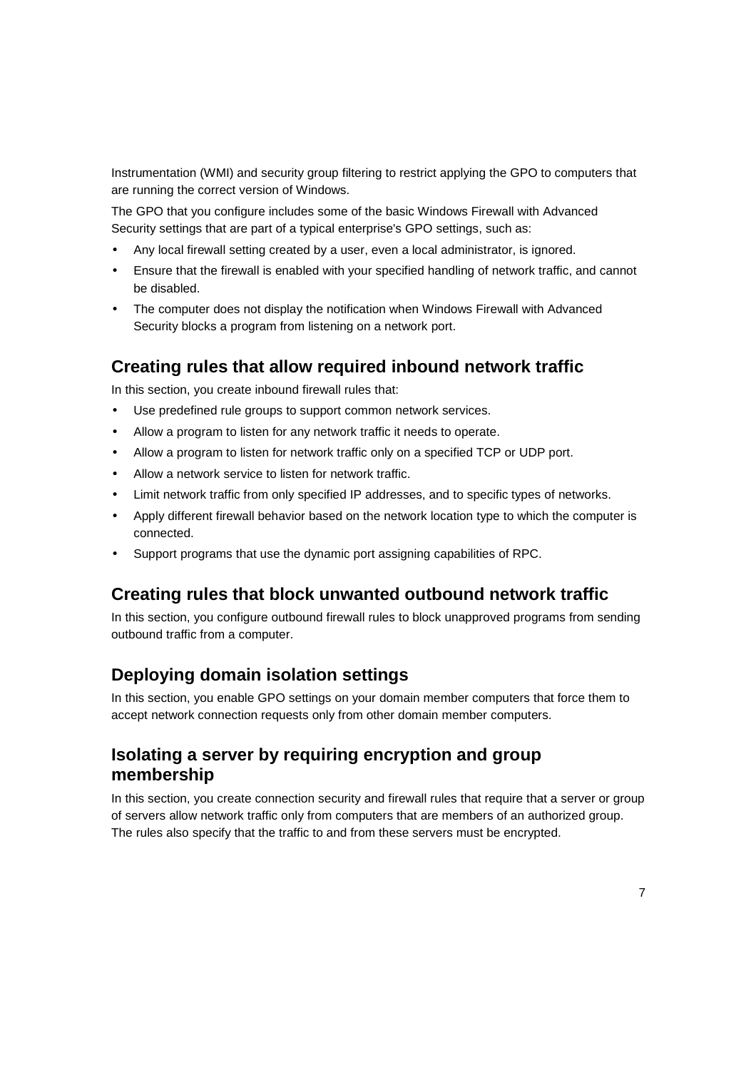Instrumentation (WMI) and security group filtering to restrict applying the GPO to computers that are running the correct version of Windows.

The GPO that you configure includes some of the basic Windows Firewall with Advanced Security settings that are part of a typical enterprise's GPO settings, such as:

- Any local firewall setting created by a user, even a local administrator, is ignored.
- Ensure that the firewall is enabled with your specified handling of network traffic, and cannot be disabled.
- The computer does not display the notification when Windows Firewall with Advanced Security blocks a program from listening on a network port.

## Creating rules that allow required inbound network traffic

In this section, you create inbound firewall rules that:

- Use predefined rule groups to support common network services.
- Allow a program to listen for any network traffic it needs to operate.
- Allow a program to listen for network traffic only on a specified TCP or UDP port.
- Allow a network service to listen for network traffic.
- Limit network traffic from only specified IP addresses, and to specific types of networks.
- Apply different firewall behavior based on the network location type to which the computer is connected.
- Support programs that use the dynamic port assigning capabilities of RPC.

## Creating rules that block unwanted outbound network traffic

In this section, you configure outbound firewall rules to block unapproved programs from sending outbound traffic from a computer.

## Deploying domain isolation settings

In this section, you enable GPO settings on your domain member computers that force them to accept network connection requests only from other domain member computers.

## Isolating a server by requiring encryption and group membership

In this section, you create connection security and firewall rules that require that a server or group of servers allow network traffic only from computers that are members of an authorized group. The rules also specify that the traffic to and from these servers must be encrypted.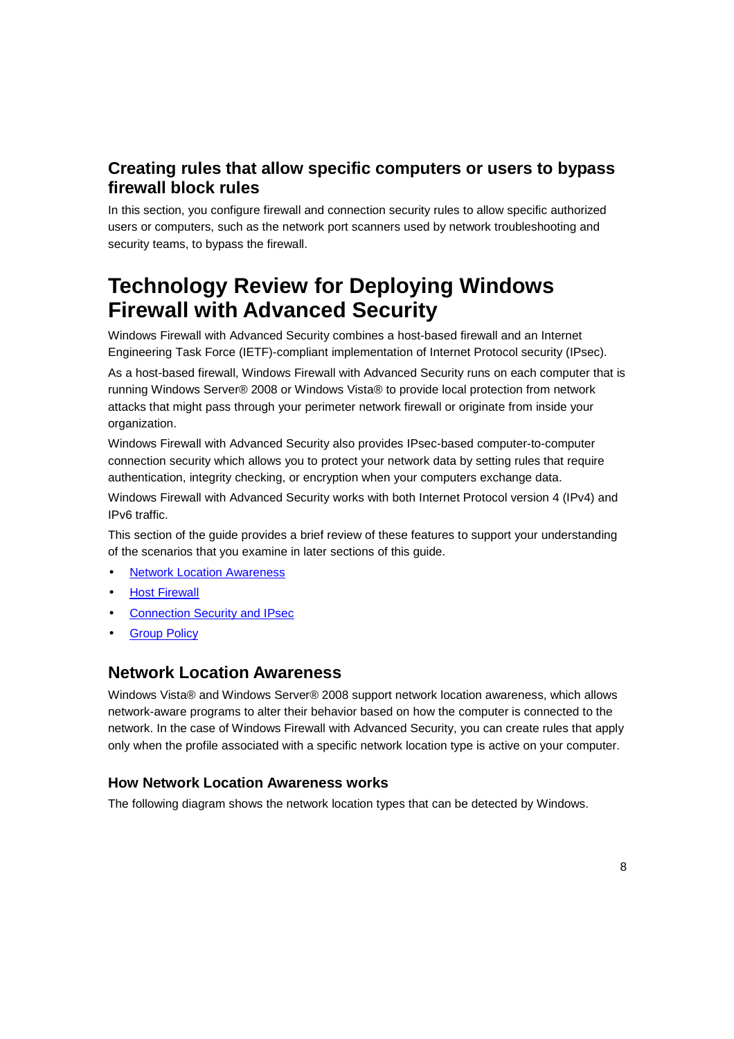### Creating rules that allow specific computers or users to bypass firewall block rules

In this section, you configure firewall and connection security rules to allow specific authorized users or computers, such as the network port scanners used by network troubleshooting and security teams, to bypass the firewall.

## Technology Review for Deploying Windows Firewall with Advanced Security

Windows Firewall with Advanced Security combines a host-based firewall and an Internet Engineering Task Force (IETF)-compliant implementation of Internet Protocol security (IPsec).

As a host-based firewall, Windows Firewall with Advanced Security runs on each computer that is running Windows Server® 2008 or Windows Vista® to provide local protection from network attacks that might pass through your perimeter network firewall or originate from inside your organization.

Windows Firewall with Advanced Security also provides IPsec-based computer-to-computer connection security which allows you to protect your network data by setting rules that require authentication, integrity checking, or encryption when your computers exchange data.

Windows Firewall with Advanced Security works with both Internet Protocol version 4 (IPv4) and IPv6 traffic.

This section of the guide provides a brief review of these features to support your understanding of the scenarios that you examine in later sections of this guide.

- Network Location Awareness
- Host Firewall
- Connection Security and IPsec
- Group Policy

### Network Location Awareness

Windows Vista® and Windows Server® 2008 support network location awareness, which allows network-aware programs to alter their behavior based on how the computer is connected to the network. In the case of Windows Firewall with Advanced Security, you can create rules that apply only when the profile associated with a specific network location type is active on your computer.

#### How Network Location Awareness works

The following diagram shows the network location types that can be detected by Windows.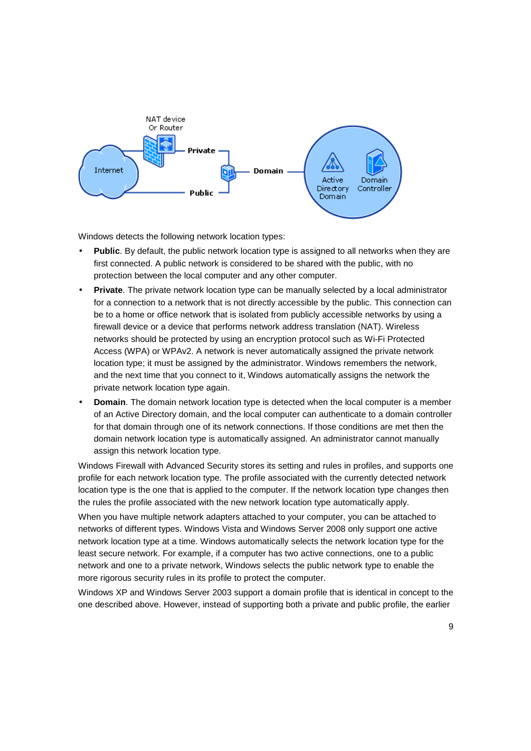Windows detects the following network location types:

- **Public**. By default, the public network location type is assigned to all networks when they are first connected. A public network is considered to be shared with the public, with no protection between the local computer and any other computer.
- **Private**. The private network location type can be manually selected by a local administrator for a connection to a network that is not directly accessible by the public. This connection can be to a home or office network that is isolated from publicly accessible networks by using a firewall device or a device that performs network address translation (NAT). Wireless networks should be protected by using an encryption protocol such as Wi-Fi Protected Access (WPA) or WPAv2. A network is never automatically assigned the private network location type; it must be assigned by the administrator. Windows remembers the network, and the next time that you connect to it, Windows automatically assigns the network the private network location type again.
- **Domain**. The domain network location type is detected when the local computer is a member of an Active Directory domain, and the local computer can authenticate to a domain controller for that domain through one of its network connections. If those conditions are met then the domain network location type is automatically assigned. An administrator cannot manually assign this network location type.

Windows Firewall with Advanced Security stores its setting and rules in profiles, and supports one profile for each network location type. The profile associated with the currently detected network location type is the one that is applied to the computer. If the network location type changes then the rules the profile associated with the new network location type automatically apply.

When you have multiple network adapters attached to your computer, you can be attached to networks of different types. Windows Vista and Windows Server 2008 only support one active network location type at a time. Windows automatically selects the network location type for the least secure network. For example, if a computer has two active connections, one to a public network and one to a private network, Windows selects the public network type to enable the more rigorous security rules in its profile to protect the computer.

Windows XP and Windows Server 2003 support a domain profile that is identical in concept to the one described above. However, instead of supporting both a private and public profile, the earlier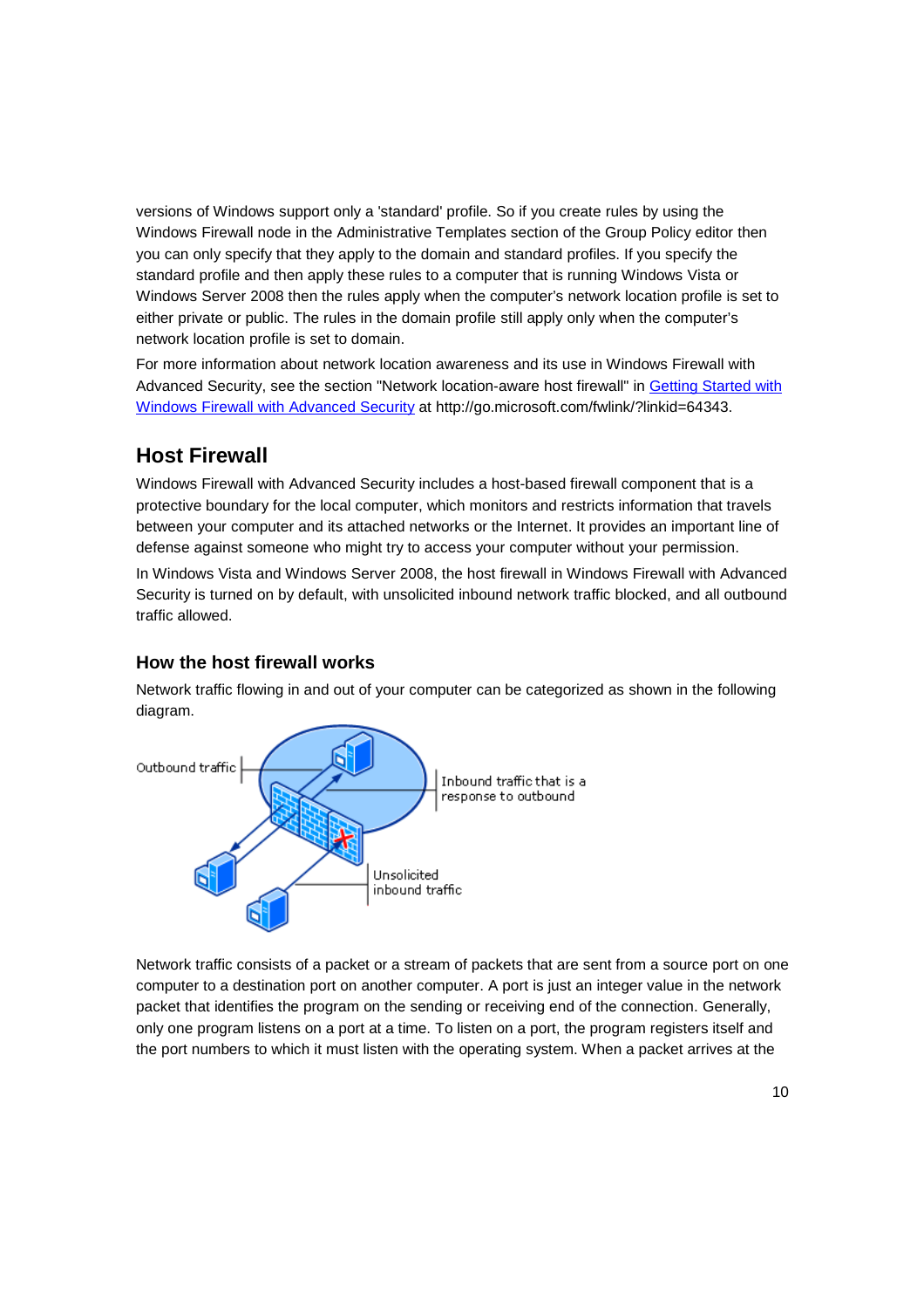versions of Windows support only a 'standard' profile. So if you create rules by using the Windows Firewall node in the Administrative Templates section of the Group Policy editor then you can only specify that they apply to the domain and standard profiles. If you specify the standard profile and then apply these rules to a computer that is running Windows Vista or Windows Server 2008 then the rules apply when the computer's network location profile is set to either private or public. The rules in the domain profile still apply only when the computer's network location profile is set to domain.

For more information about network location awareness and its use in Windows Firewall with Advanced Security, see the section "Network location-aware host firewall" in [Getting Started with Windows Firewall with Advanced Security](http://go.microsoft.com/fwlink/?linkid=64343) at http://go.microsoft.com/fwlink/?linkid=64343.

## Host Firewall

Windows Firewall with Advanced Security includes a host-based firewall component that is a protective boundary for the local computer, which monitors and restricts information that travels between your computer and its attached networks or the Internet. It provides an important line of defense against someone who might try to access your computer without your permission.

In Windows Vista and Windows Server 2008, the host firewall in Windows Firewall with Advanced Security is turned on by default, with unsolicited inbound network traffic blocked, and all outbound traffic allowed.

### How the host firewall works

Network traffic flowing in and out of your computer can be categorized as shown in the following diagram.

Outbound traffic

Inbound traffic that is a response to outbound

Unsolicited inbound traffic

Network traffic consists of a packet or a stream of packets that are sent from a source port on one computer to a destination port on another computer. A port is just an integer value in the network packet that identifies the program on the sending or receiving end of the connection. Generally, only one program listens on a port at a time. To listen on a port, the program registers itself and the port numbers to which it must listen with the operating system. When a packet arrives at the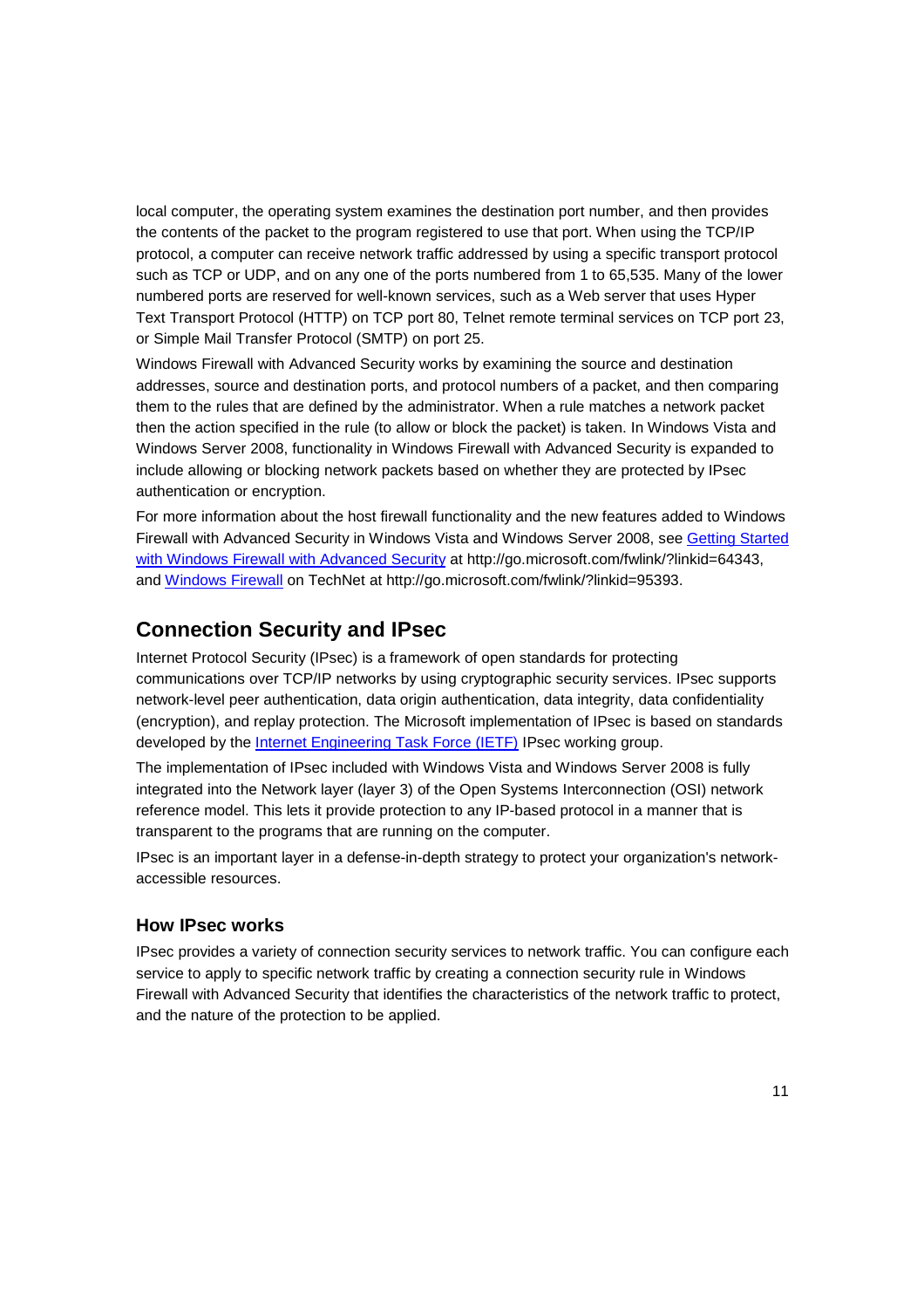local computer, the operating system examines the destination port number, and then provides the contents of the packet to the program registered to use that port. When using the TCP/IP protocol, a computer can receive network traffic addressed by using a specific transport protocol such as TCP or UDP, and on any one of the ports numbered from 1 to 65,535. Many of the lower numbered ports are reserved for well-known services, such as a Web server that uses Hyper Text Transport Protocol (HTTP) on TCP port 80, Telnet remote terminal services on TCP port 23, or Simple Mail Transfer Protocol (SMTP) on port 25.

Windows Firewall with Advanced Security works by examining the source and destination addresses, source and destination ports, and protocol numbers of a packet, and then comparing them to the rules that are defined by the administrator. When a rule matches a network packet then the action specified in the rule (to allow or block the packet) is taken. In Windows Vista and Windows Server 2008, functionality in Windows Firewall with Advanced Security is expanded to include allowing or blocking network packets based on whether they are protected by IPsec authentication or encryption.

For more information about the host firewall functionality and the new features added to Windows Firewall with Advanced Security in Windows Vista and Windows Server 2008, see [Getting Started with Windows Firewall with Advanced Security](http://go.microsoft.com/fwlink/?linkid=64343) at http://go.microsoft.com/fwlink/?linkid=64343, and [Windows Firewall](http://go.microsoft.com/fwlink/?linkid=95393) on TechNet at http://go.microsoft.com/fwlink/?linkid=95393.

## Connection Security and IPsec

Internet Protocol Security (IPsec) is a framework of open standards for protecting communications over TCP/IP networks by using cryptographic security services. IPsec supports network-level peer authentication, data origin authentication, data integrity, data confidentiality (encryption), and replay protection. The Microsoft implementation of IPsec is based on standards developed by the Internet Engineering Task Force (IETF) IPsec working group.

The implementation of IPsec included with Windows Vista and Windows Server 2008 is fully integrated into the Network layer (layer 3) of the Open Systems Interconnection (OSI) network reference model. This lets it provide protection to any IP-based protocol in a manner that is transparent to the programs that are running on the computer.

IPsec is an important layer in a defense-in-depth strategy to protect your organization's network-accessible resources.

### How IPsec works

IPsec provides a variety of connection security services to network traffic. You can configure each service to apply to specific network traffic by creating a connection security rule in Windows Firewall with Advanced Security that identifies the characteristics of the network traffic to protect, and the nature of the protection to be applied.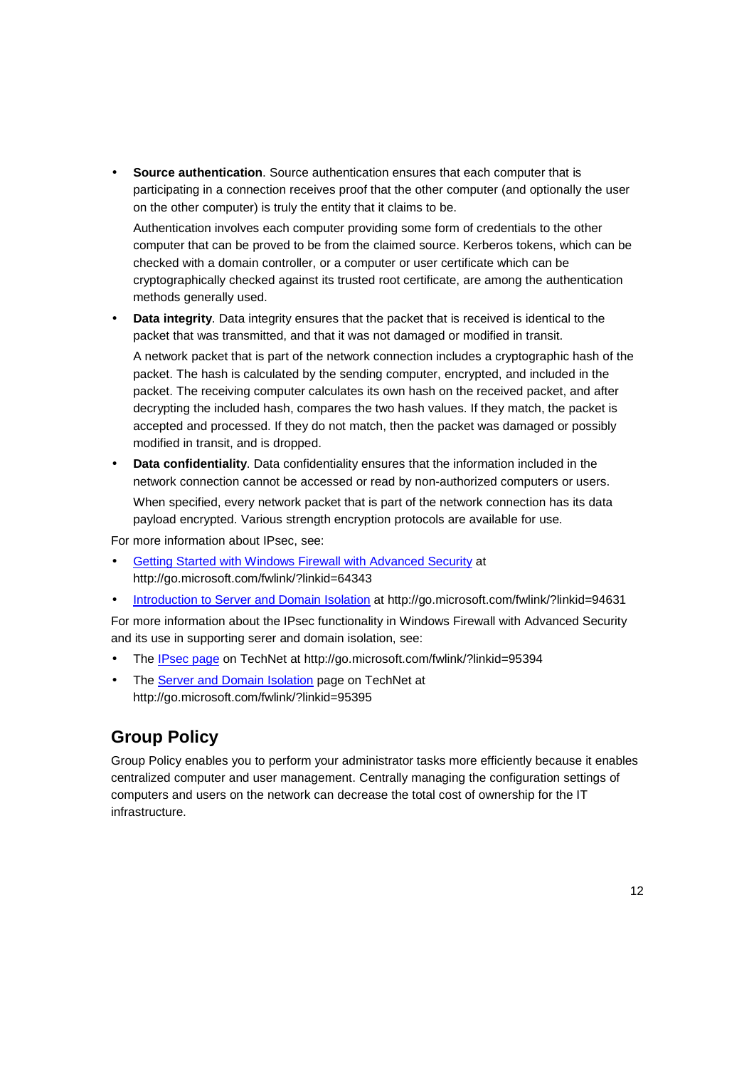- **Source authentication**. Source authentication ensures that each computer that is participating in a connection receives proof that the other computer (and optionally the user on the other computer) is truly the entity that it claims to be.

  Authentication involves each computer providing some form of credentials to the other computer that can be proved to be from the claimed source. Kerberos tokens, which can be checked with a domain controller, or a computer or user certificate which can be cryptographically checked against its trusted root certificate, are among the authentication methods generally used.

- **Data integrity**. Data integrity ensures that the packet that is received is identical to the packet that was transmitted, and that it was not damaged or modified in transit.

  A network packet that is part of the network connection includes a cryptographic hash of the packet. The hash is calculated by the sending computer, encrypted, and included in the packet. The receiving computer calculates its own hash on the received packet, and after decrypting the included hash, compares the two hash values. If they match, the packet is accepted and processed. If they do not match, then the packet was damaged or possibly modified in transit, and is dropped.

- **Data confidentiality**. Data confidentiality ensures that the information included in the network connection cannot be accessed or read by non-authorized computers or users.

  When specified, every network packet that is part of the network connection has its data payload encrypted. Various strength encryption protocols are available for use.

For more information about IPsec, see:

- [Getting Started with Windows Firewall with Advanced Security](http://go.microsoft.com/fwlink/?linkid=64343) at http://go.microsoft.com/fwlink/?linkid=64343
- [Introduction to Server and Domain Isolation](http://go.microsoft.com/fwlink/?linkid=94631) at http://go.microsoft.com/fwlink/?linkid=94631

For more information about the IPsec functionality in Windows Firewall with Advanced Security and its use in supporting serer and domain isolation, see:

- The [IPsec page](http://go.microsoft.com/fwlink/?linkid=95394) on TechNet at http://go.microsoft.com/fwlink/?linkid=95394
- The [Server and Domain Isolation](http://go.microsoft.com/fwlink/?linkid=95395) page on TechNet at http://go.microsoft.com/fwlink/?linkid=95395

## Group Policy

Group Policy enables you to perform your administrator tasks more efficiently because it enables centralized computer and user management. Centrally managing the configuration settings of computers and users on the network can decrease the total cost of ownership for the IT infrastructure.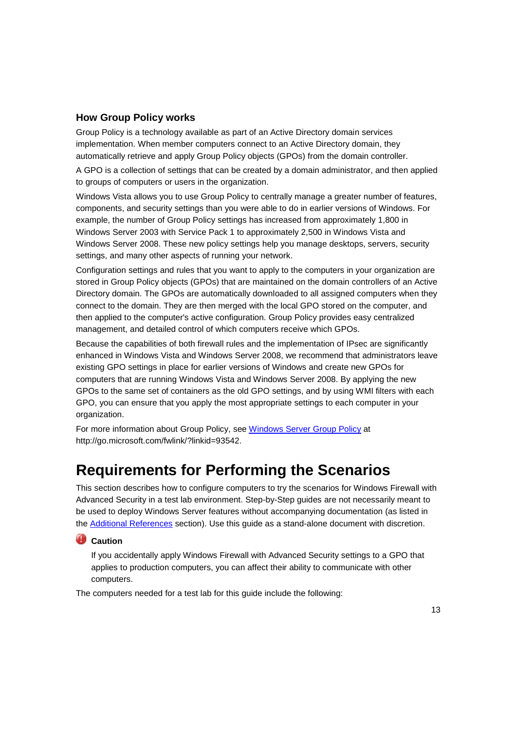### How Group Policy works

Group Policy is a technology available as part of an Active Directory domain services implementation. When member computers connect to an Active Directory domain, they automatically retrieve and apply Group Policy objects (GPOs) from the domain controller.

A GPO is a collection of settings that can be created by a domain administrator, and then applied to groups of computers or users in the organization.

Windows Vista allows you to use Group Policy to centrally manage a greater number of features, components, and security settings than you were able to do in earlier versions of Windows. For example, the number of Group Policy settings has increased from approximately 1,800 in Windows Server 2003 with Service Pack 1 to approximately 2,500 in Windows Vista and Windows Server 2008. These new policy settings help you manage desktops, servers, security settings, and many other aspects of running your network.

Configuration settings and rules that you want to apply to the computers in your organization are stored in Group Policy objects (GPOs) that are maintained on the domain controllers of an Active Directory domain. The GPOs are automatically downloaded to all assigned computers when they connect to the domain. They are then merged with the local GPO stored on the computer, and then applied to the computer's active configuration. Group Policy provides easy centralized management, and detailed control of which computers receive which GPOs.

Because the capabilities of both firewall rules and the implementation of IPsec are significantly enhanced in Windows Vista and Windows Server 2008, we recommend that administrators leave existing GPO settings in place for earlier versions of Windows and create new GPOs for computers that are running Windows Vista and Windows Server 2008. By applying the new GPOs to the same set of containers as the old GPO settings, and by using WMI filters with each GPO, you can ensure that you apply the most appropriate settings to each computer in your organization.

For more information about Group Policy, see Windows Server Group Policy at http://go.microsoft.com/fwlink/?linkid=93542.

## Requirements for Performing the Scenarios

This section describes how to configure computers to try the scenarios for Windows Firewall with Advanced Security in a test lab environment. Step-by-Step guides are not necessarily meant to be used to deploy Windows Server features without accompanying documentation (as listed in the Additional References section). Use this guide as a stand-alone document with discretion.

> **Caution**
>
> If you accidentally apply Windows Firewall with Advanced Security settings to a GPO that applies to production computers, you can affect their ability to communicate with other computers.

The computers needed for a test lab for this guide include the following: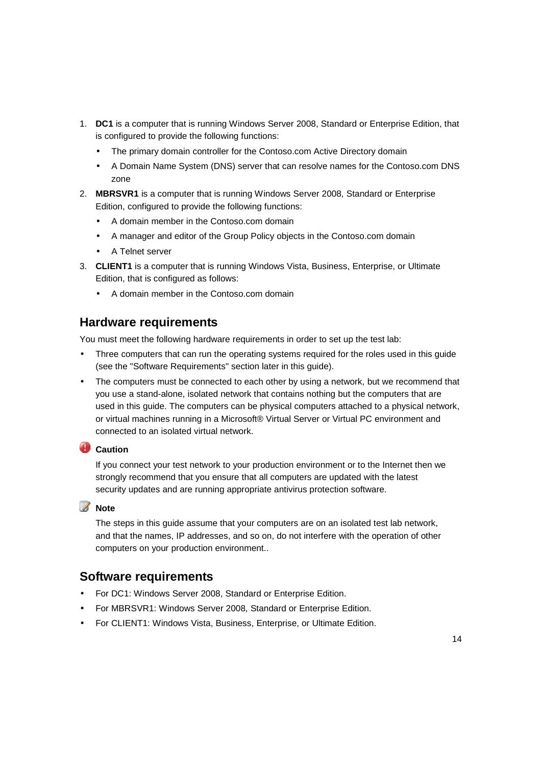1. **DC1** is a computer that is running Windows Server 2008, Standard or Enterprise Edition, that is configured to provide the following functions:
    - The primary domain controller for the Contoso.com Active Directory domain
    - A Domain Name System (DNS) server that can resolve names for the Contoso.com DNS zone
2. **MBRSVR1** is a computer that is running Windows Server 2008, Standard or Enterprise Edition, configured to provide the following functions:
    - A domain member in the Contoso.com domain
    - A manager and editor of the Group Policy objects in the Contoso.com domain
    - A Telnet server
3. **CLIENT1** is a computer that is running Windows Vista, Business, Enterprise, or Ultimate Edition, that is configured as follows:
    - A domain member in the Contoso.com domain

## Hardware requirements

You must meet the following hardware requirements in order to set up the test lab:

- Three computers that can run the operating systems required for the roles used in this guide (see the "Software Requirements" section later in this guide).
- The computers must be connected to each other by using a network, but we recommend that you use a stand-alone, isolated network that contains nothing but the computers that are used in this guide. The computers can be physical computers attached to a physical network, or virtual machines running in a Microsoft® Virtual Server or Virtual PC environment and connected to an isolated virtual network.

**Caution**

If you connect your test network to your production environment or to the Internet then we strongly recommend that you ensure that all computers are updated with the latest security updates and are running appropriate antivirus protection software.

**Note**

The steps in this guide assume that your computers are on an isolated test lab network, and that the names, IP addresses, and so on, do not interfere with the operation of other computers on your production environment..

## Software requirements

- For DC1: Windows Server 2008, Standard or Enterprise Edition.
- For MBRSVR1: Windows Server 2008, Standard or Enterprise Edition.
- For CLIENT1: Windows Vista, Business, Enterprise, or Ultimate Edition.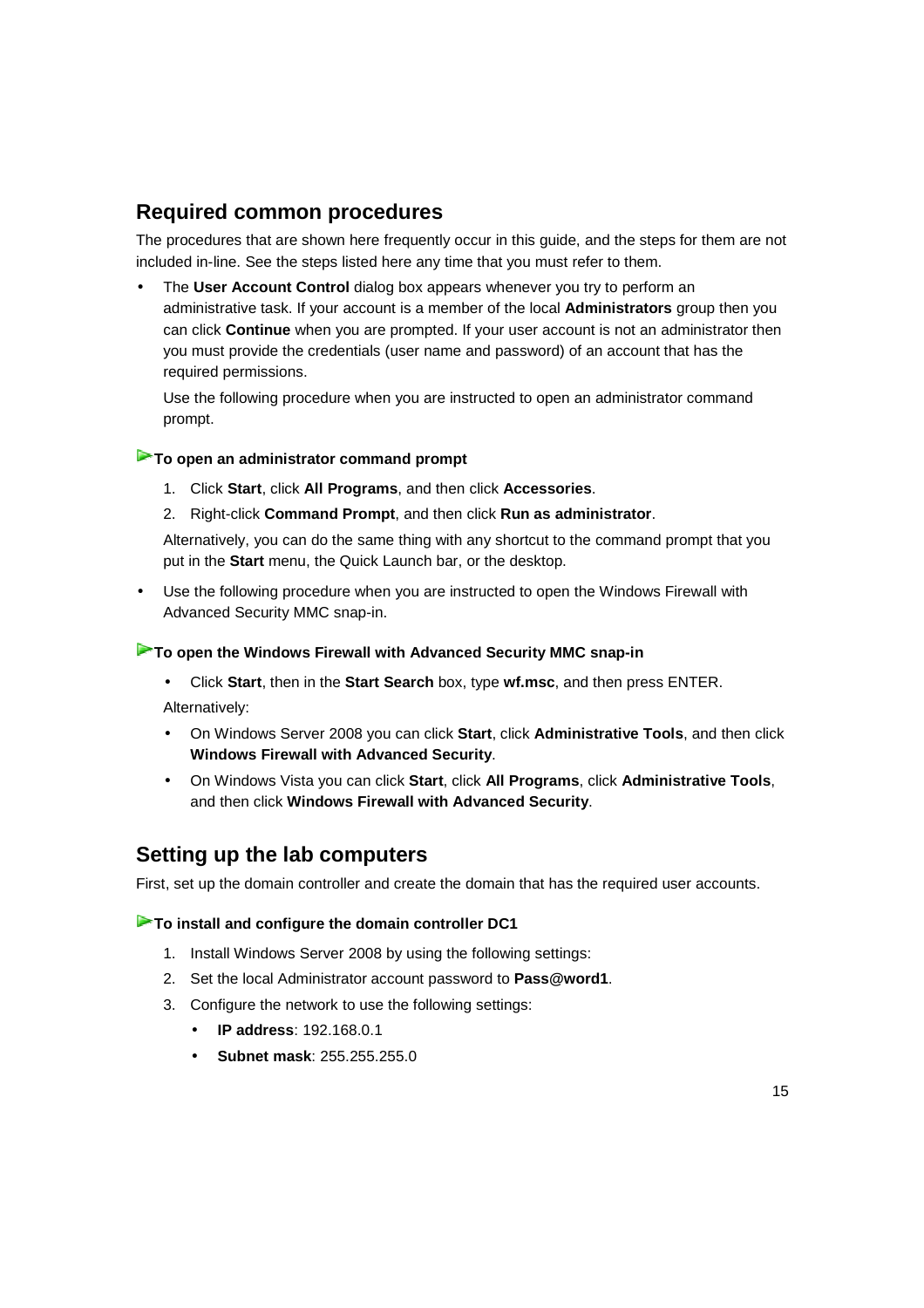## Required common procedures

The procedures that are shown here frequently occur in this guide, and the steps for them are not included in-line. See the steps listed here any time that you must refer to them.

- The **User Account Control** dialog box appears whenever you try to perform an administrative task. If your account is a member of the local **Administrators** group then you can click **Continue** when you are prompted. If your user account is not an administrator then you must provide the credentials (user name and password) of an account that has the required permissions.

  Use the following procedure when you are instructed to open an administrator command prompt.

### To open an administrator command prompt

1. Click **Start**, click **All Programs**, and then click **Accessories**.
2. Right-click **Command Prompt**, and then click **Run as administrator**.

Alternatively, you can do the same thing with any shortcut to the command prompt that you put in the **Start** menu, the Quick Launch bar, or the desktop.

- Use the following procedure when you are instructed to open the Windows Firewall with Advanced Security MMC snap-in.

### To open the Windows Firewall with Advanced Security MMC snap-in

- Click **Start**, then in the **Start Search** box, type **wf.msc**, and then press ENTER.

Alternatively:

- On Windows Server 2008 you can click **Start**, click **Administrative Tools**, and then click **Windows Firewall with Advanced Security**.
- On Windows Vista you can click **Start**, click **All Programs**, click **Administrative Tools**, and then click **Windows Firewall with Advanced Security**.

## Setting up the lab computers

First, set up the domain controller and create the domain that has the required user accounts.

### To install and configure the domain controller DC1

1. Install Windows Server 2008 by using the following settings:
2. Set the local Administrator account password to **Pass@word1**.
3. Configure the network to use the following settings:
   - **IP address**: 192.168.0.1
   - **Subnet mask**: 255.255.255.0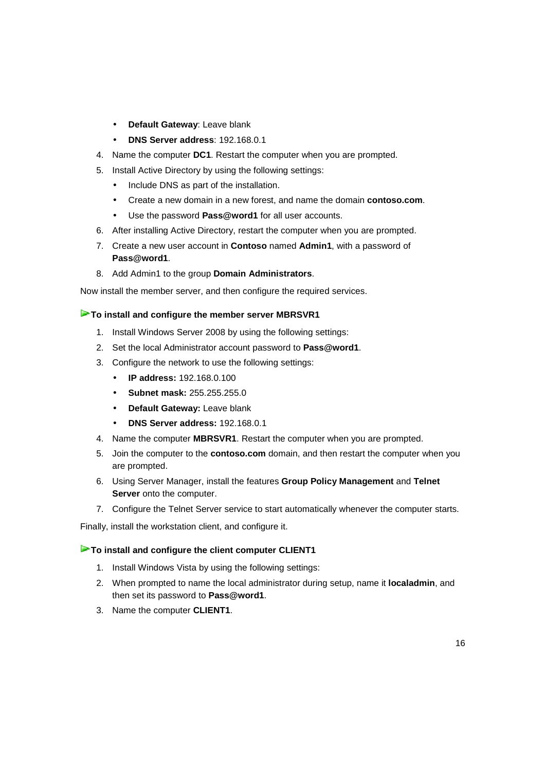- **Default Gateway**: Leave blank
- **DNS Server address**: 192.168.0.1

4. Name the computer **DC1**. Restart the computer when you are prompted.
5. Install Active Directory by using the following settings:
   - Include DNS as part of the installation.
   - Create a new domain in a new forest, and name the domain **contoso.com**.
   - Use the password **Pass@word1** for all user accounts.
6. After installing Active Directory, restart the computer when you are prompted.
7. Create a new user account in **Contoso** named **Admin1**, with a password of **Pass@word1**.
8. Add Admin1 to the group **Domain Administrators**.

Now install the member server, and then configure the required services.

**To install and configure the member server MBRSVR1**

1. Install Windows Server 2008 by using the following settings:
2. Set the local Administrator account password to **Pass@word1**.
3. Configure the network to use the following settings:
   - **IP address:** 192.168.0.100
   - **Subnet mask:** 255.255.255.0
   - **Default Gateway:** Leave blank
   - **DNS Server address:** 192.168.0.1
4. Name the computer **MBRSVR1**. Restart the computer when you are prompted.
5. Join the computer to the **contoso.com** domain, and then restart the computer when you are prompted.
6. Using Server Manager, install the features **Group Policy Management** and **Telnet Server** onto the computer.
7. Configure the Telnet Server service to start automatically whenever the computer starts.

Finally, install the workstation client, and configure it.

**To install and configure the client computer CLIENT1**

1. Install Windows Vista by using the following settings:
2. When prompted to name the local administrator during setup, name it **localadmin**, and then set its password to **Pass@word1**.
3. Name the computer **CLIENT1**.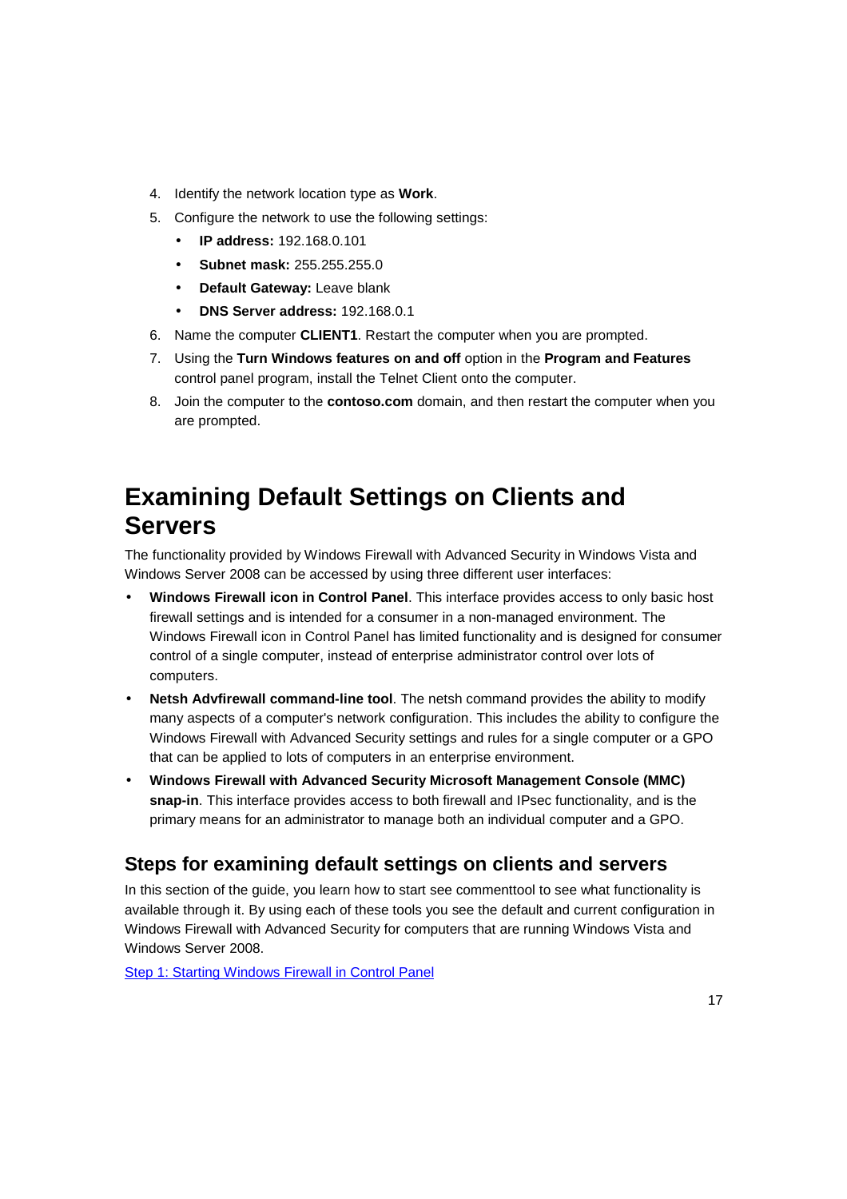4. Identify the network location type as **Work**.
5. Configure the network to use the following settings:
   - **IP address:** 192.168.0.101
   - **Subnet mask:** 255.255.255.0
   - **Default Gateway:** Leave blank
   - **DNS Server address:** 192.168.0.1
6. Name the computer **CLIENT1**. Restart the computer when you are prompted.
7. Using the **Turn Windows features on and off** option in the **Program and Features** control panel program, install the Telnet Client onto the computer.
8. Join the computer to the **contoso.com** domain, and then restart the computer when you are prompted.

# Examining Default Settings on Clients and Servers

The functionality provided by Windows Firewall with Advanced Security in Windows Vista and Windows Server 2008 can be accessed by using three different user interfaces:

- **Windows Firewall icon in Control Panel**. This interface provides access to only basic host firewall settings and is intended for a consumer in a non-managed environment. The Windows Firewall icon in Control Panel has limited functionality and is designed for consumer control of a single computer, instead of enterprise administrator control over lots of computers.
- **Netsh Advfirewall command-line tool**. The netsh command provides the ability to modify many aspects of a computer's network configuration. This includes the ability to configure the Windows Firewall with Advanced Security settings and rules for a single computer or a GPO that can be applied to lots of computers in an enterprise environment.
- **Windows Firewall with Advanced Security Microsoft Management Console (MMC) snap-in**. This interface provides access to both firewall and IPsec functionality, and is the primary means for an administrator to manage both an individual computer and a GPO.

## Steps for examining default settings on clients and servers

In this section of the guide, you learn how to start see commenttool to see what functionality is available through it. By using each of these tools you see the default and current configuration in Windows Firewall with Advanced Security for computers that are running Windows Vista and Windows Server 2008.

[Step 1: Starting Windows Firewall in Control Panel]()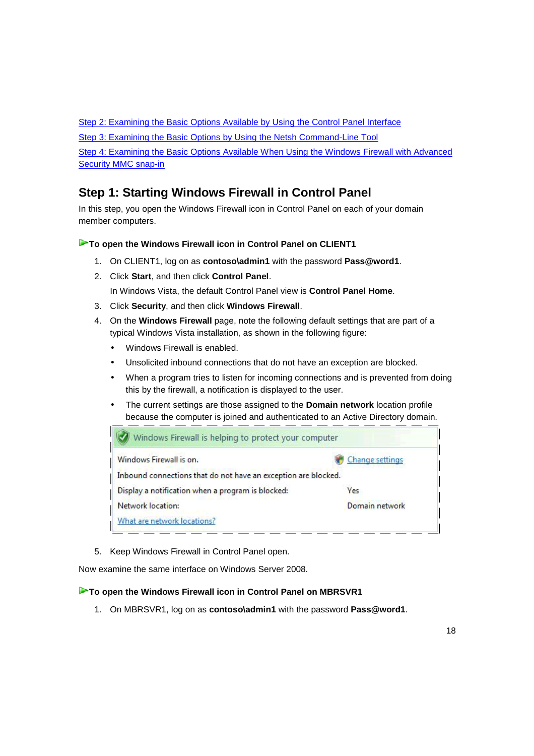[Step 2: Examining the Basic Options Available by Using the Control Panel Interface](#)

[Step 3: Examining the Basic Options by Using the Netsh Command-Line Tool](#)

[Step 4: Examining the Basic Options Available When Using the Windows Firewall with Advanced Security MMC snap-in](#)

## Step 1: Starting Windows Firewall in Control Panel

In this step, you open the Windows Firewall icon in Control Panel on each of your domain member computers.

### To open the Windows Firewall icon in Control Panel on CLIENT1

1. On CLIENT1, log on as **contoso\admin1** with the password **Pass@word1**.
2. Click **Start**, and then click **Control Panel**.

   In Windows Vista, the default Control Panel view is **Control Panel Home**.
3. Click **Security**, and then click **Windows Firewall**.
4. On the **Windows Firewall** page, note the following default settings that are part of a typical Windows Vista installation, as shown in the following figure:
   - Windows Firewall is enabled.
   - Unsolicited inbound connections that do not have an exception are blocked.
   - When a program tries to listen for incoming connections and is prevented from doing this by the firewall, a notification is displayed to the user.
   - The current settings are those assigned to the **Domain network** location profile because the computer is joined and authenticated to an Active Directory domain.

   Windows Firewall is helping to protect your computer

   | | |
   |---|---|
   | Windows Firewall is on. | Change settings |
   | Inbound connections that do not have an exception are blocked. | |
   | Display a notification when a program is blocked: | Yes |
   | Network location: | Domain network |
   | What are network locations? | |

5. Keep Windows Firewall in Control Panel open.

Now examine the same interface on Windows Server 2008.

### To open the Windows Firewall icon in Control Panel on MBRSVR1

1. On MBRSVR1, log on as **contoso\admin1** with the password **Pass@word1**.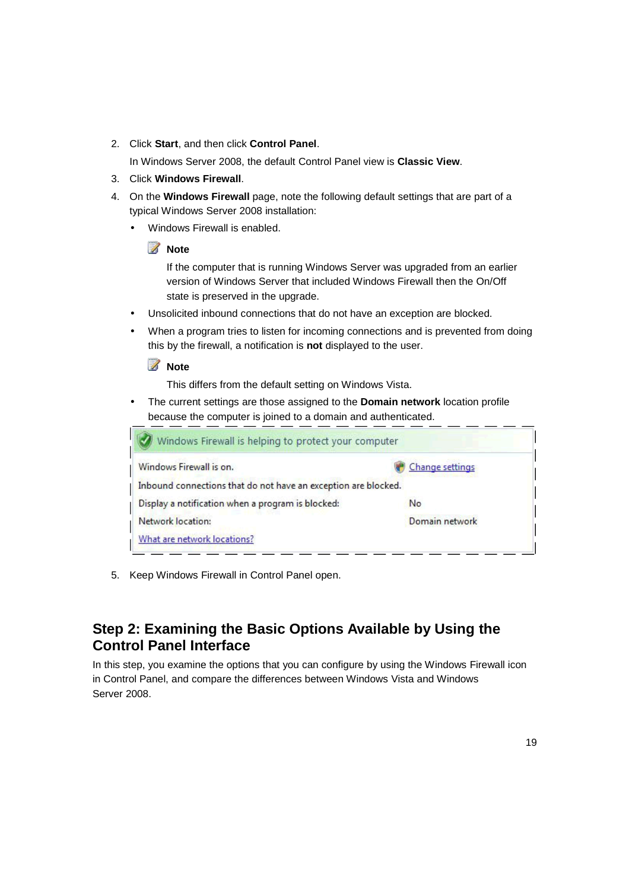2. Click **Start**, and then click **Control Panel**.

   In Windows Server 2008, the default Control Panel view is **Classic View**.

3. Click **Windows Firewall**.

4. On the **Windows Firewall** page, note the following default settings that are part of a typical Windows Server 2008 installation:

   - Windows Firewall is enabled.

     **Note**

     If the computer that is running Windows Server was upgraded from an earlier version of Windows Server that included Windows Firewall then the On/Off state is preserved in the upgrade.

   - Unsolicited inbound connections that do not have an exception are blocked.

   - When a program tries to listen for incoming connections and is prevented from doing this by the firewall, a notification is **not** displayed to the user.

     **Note**

     This differs from the default setting on Windows Vista.

   - The current settings are those assigned to the **Domain network** location profile because the computer is joined to a domain and authenticated.

   Windows Firewall is helping to protect your computer

   | | |
   |---|---|
   | Windows Firewall is on. | Change settings |
   | Inbound connections that do not have an exception are blocked. | |
   | Display a notification when a program is blocked: | No |
   | Network location: | Domain network |
   | What are network locations? | |

5. Keep Windows Firewall in Control Panel open.

## Step 2: Examining the Basic Options Available by Using the Control Panel Interface

In this step, you examine the options that you can configure by using the Windows Firewall icon in Control Panel, and compare the differences between Windows Vista and Windows Server 2008.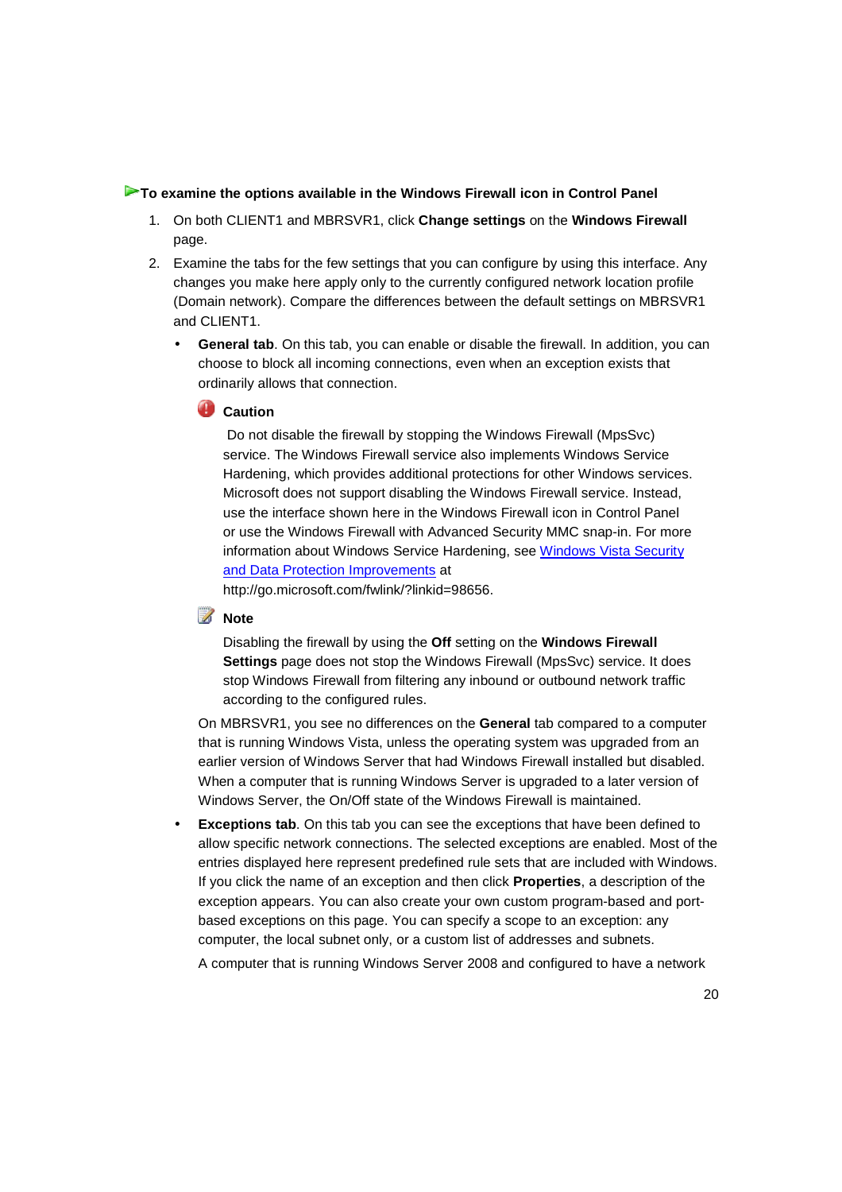**To examine the options available in the Windows Firewall icon in Control Panel**

1. On both CLIENT1 and MBRSVR1, click **Change settings** on the **Windows Firewall** page.
2. Examine the tabs for the few settings that you can configure by using this interface. Any changes you make here apply only to the currently configured network location profile (Domain network). Compare the differences between the default settings on MBRSVR1 and CLIENT1.
   - **General tab**. On this tab, you can enable or disable the firewall. In addition, you can choose to block all incoming connections, even when an exception exists that ordinarily allows that connection.

     **Caution**

     Do not disable the firewall by stopping the Windows Firewall (MpsSvc) service. The Windows Firewall service also implements Windows Service Hardening, which provides additional protections for other Windows services. Microsoft does not support disabling the Windows Firewall service. Instead, use the interface shown here in the Windows Firewall icon in Control Panel or use the Windows Firewall with Advanced Security MMC snap-in. For more information about Windows Service Hardening, see [Windows Vista Security and Data Protection Improvements](http://go.microsoft.com/fwlink/?linkid=98656) at http://go.microsoft.com/fwlink/?linkid=98656.

     **Note**

     Disabling the firewall by using the **Off** setting on the **Windows Firewall Settings** page does not stop the Windows Firewall (MpsSvc) service. It does stop Windows Firewall from filtering any inbound or outbound network traffic according to the configured rules.

     On MBRSVR1, you see no differences on the **General** tab compared to a computer that is running Windows Vista, unless the operating system was upgraded from an earlier version of Windows Server that had Windows Firewall installed but disabled. When a computer that is running Windows Server is upgraded to a later version of Windows Server, the On/Off state of the Windows Firewall is maintained.
   - **Exceptions tab**. On this tab you can see the exceptions that have been defined to allow specific network connections. The selected exceptions are enabled. Most of the entries displayed here represent predefined rule sets that are included with Windows. If you click the name of an exception and then click **Properties**, a description of the exception appears. You can also create your own custom program-based and port-based exceptions on this page. You can specify a scope to an exception: any computer, the local subnet only, or a custom list of addresses and subnets.

     A computer that is running Windows Server 2008 and configured to have a network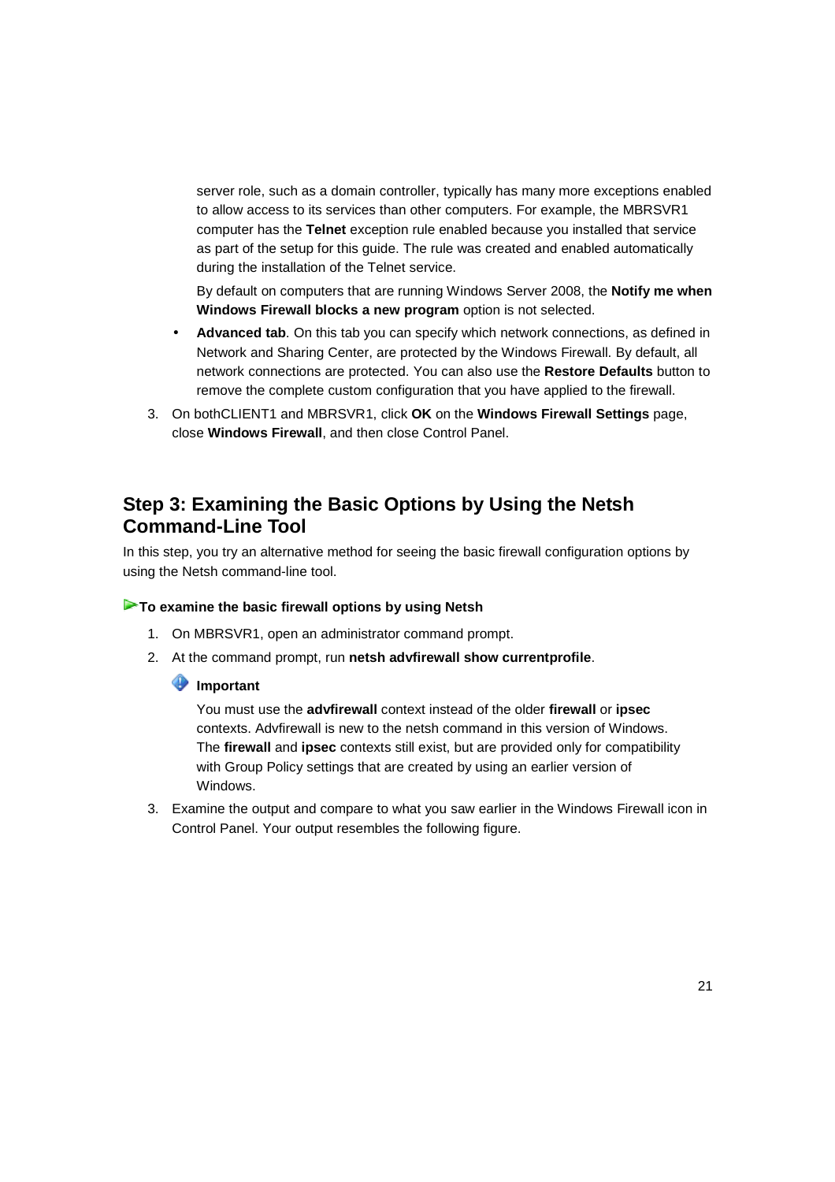server role, such as a domain controller, typically has many more exceptions enabled to allow access to its services than other computers. For example, the MBRSVR1 computer has the **Telnet** exception rule enabled because you installed that service as part of the setup for this guide. The rule was created and enabled automatically during the installation of the Telnet service.

By default on computers that are running Windows Server 2008, the **Notify me when Windows Firewall blocks a new program** option is not selected.

- **Advanced tab**. On this tab you can specify which network connections, as defined in Network and Sharing Center, are protected by the Windows Firewall. By default, all network connections are protected. You can also use the **Restore Defaults** button to remove the complete custom configuration that you have applied to the firewall.

3. On bothCLIENT1 and MBRSVR1, click **OK** on the **Windows Firewall Settings** page, close **Windows Firewall**, and then close Control Panel.

## Step 3: Examining the Basic Options by Using the Netsh Command-Line Tool

In this step, you try an alternative method for seeing the basic firewall configuration options by using the Netsh command-line tool.

**To examine the basic firewall options by using Netsh**

1. On MBRSVR1, open an administrator command prompt.
2. At the command prompt, run **netsh advfirewall show currentprofile**.

   **Important**

   You must use the **advfirewall** context instead of the older **firewall** or **ipsec** contexts. Advfirewall is new to the netsh command in this version of Windows. The **firewall** and **ipsec** contexts still exist, but are provided only for compatibility with Group Policy settings that are created by using an earlier version of Windows.

3. Examine the output and compare to what you saw earlier in the Windows Firewall icon in Control Panel. Your output resembles the following figure.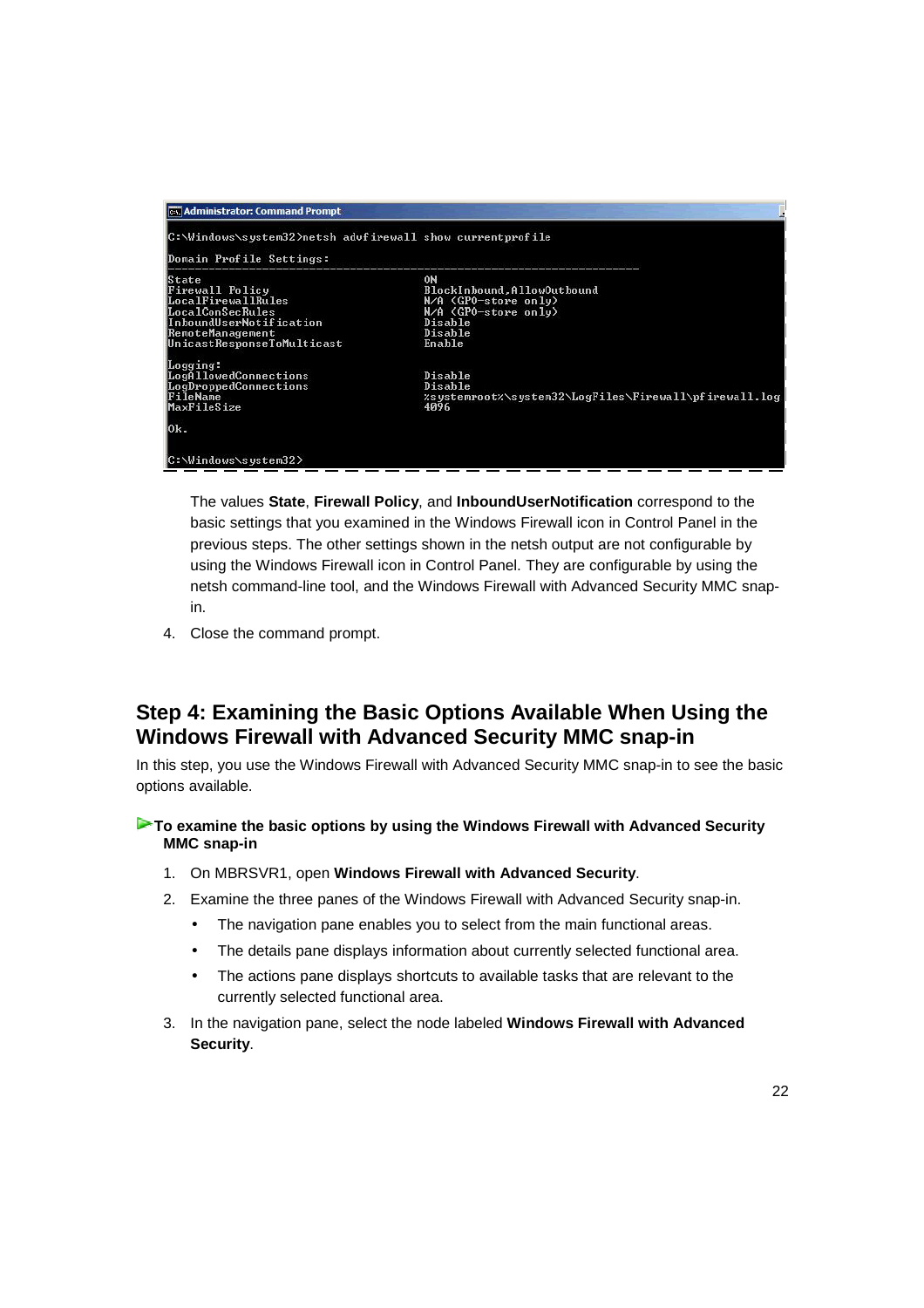```
Administrator: Command Prompt

C:\Windows\system32>netsh advfirewall show currentprofile

Domain Profile Settings:
----------------------------------------------------------------------
State                                 ON
Firewall Policy                       BlockInbound,AllowOutbound
LocalFirewallRules                    N/A (GPO-store only)
LocalConSecRules                      N/A (GPO-store only)
InboundUserNotification               Disable
RemoteManagement                      Disable
UnicastResponseToMulticast            Enable

Logging:
LogAllowedConnections                 Disable
LogDroppedConnections                 Disable
FileName                              %systemroot%\system32\LogFiles\Firewall\pfirewall.log
MaxFileSize                           4096

Ok.

C:\Windows\system32>
```

The values **State**, **Firewall Policy**, and **InboundUserNotification** correspond to the basic settings that you examined in the Windows Firewall icon in Control Panel in the previous steps. The other settings shown in the netsh output are not configurable by using the Windows Firewall icon in Control Panel. They are configurable by using the netsh command-line tool, and the Windows Firewall with Advanced Security MMC snap-in.

4. Close the command prompt.

## Step 4: Examining the Basic Options Available When Using the Windows Firewall with Advanced Security MMC snap-in

In this step, you use the Windows Firewall with Advanced Security MMC snap-in to see the basic options available.

**To examine the basic options by using the Windows Firewall with Advanced Security MMC snap-in**

1. On MBRSVR1, open **Windows Firewall with Advanced Security**.
2. Examine the three panes of the Windows Firewall with Advanced Security snap-in.
   - The navigation pane enables you to select from the main functional areas.
   - The details pane displays information about currently selected functional area.
   - The actions pane displays shortcuts to available tasks that are relevant to the currently selected functional area.
3. In the navigation pane, select the node labeled **Windows Firewall with Advanced Security**.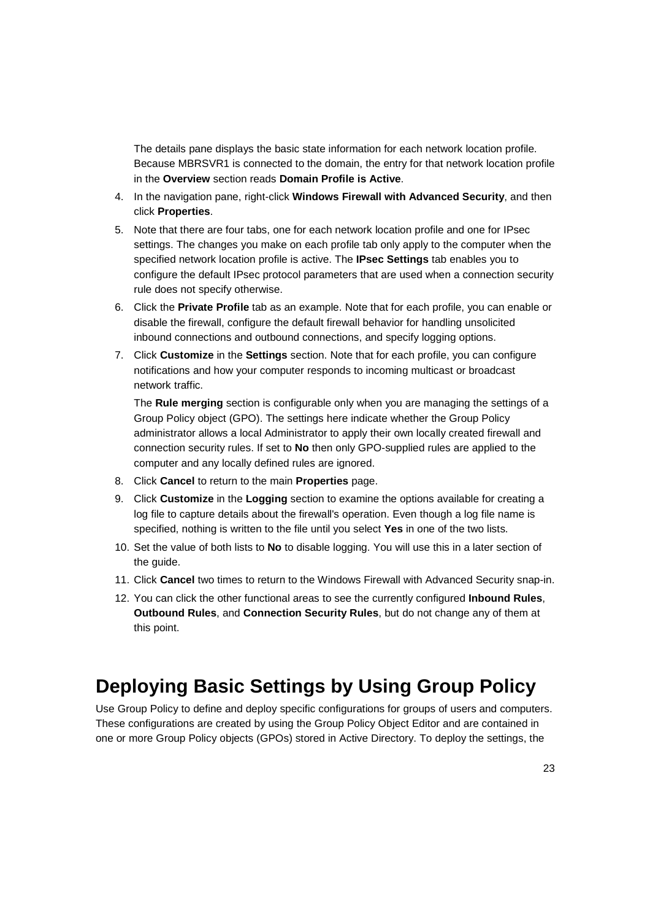The details pane displays the basic state information for each network location profile. Because MBRSVR1 is connected to the domain, the entry for that network location profile in the **Overview** section reads **Domain Profile is Active**.

4. In the navigation pane, right-click **Windows Firewall with Advanced Security**, and then click **Properties**.
5. Note that there are four tabs, one for each network location profile and one for IPsec settings. The changes you make on each profile tab only apply to the computer when the specified network location profile is active. The **IPsec Settings** tab enables you to configure the default IPsec protocol parameters that are used when a connection security rule does not specify otherwise.
6. Click the **Private Profile** tab as an example. Note that for each profile, you can enable or disable the firewall, configure the default firewall behavior for handling unsolicited inbound connections and outbound connections, and specify logging options.
7. Click **Customize** in the **Settings** section. Note that for each profile, you can configure notifications and how your computer responds to incoming multicast or broadcast network traffic.

   The **Rule merging** section is configurable only when you are managing the settings of a Group Policy object (GPO). The settings here indicate whether the Group Policy administrator allows a local Administrator to apply their own locally created firewall and connection security rules. If set to **No** then only GPO-supplied rules are applied to the computer and any locally defined rules are ignored.
8. Click **Cancel** to return to the main **Properties** page.
9. Click **Customize** in the **Logging** section to examine the options available for creating a log file to capture details about the firewall's operation. Even though a log file name is specified, nothing is written to the file until you select **Yes** in one of the two lists.
10. Set the value of both lists to **No** to disable logging. You will use this in a later section of the guide.
11. Click **Cancel** two times to return to the Windows Firewall with Advanced Security snap-in.
12. You can click the other functional areas to see the currently configured **Inbound Rules**, **Outbound Rules**, and **Connection Security Rules**, but do not change any of them at this point.

# Deploying Basic Settings by Using Group Policy

Use Group Policy to define and deploy specific configurations for groups of users and computers. These configurations are created by using the Group Policy Object Editor and are contained in one or more Group Policy objects (GPOs) stored in Active Directory. To deploy the settings, the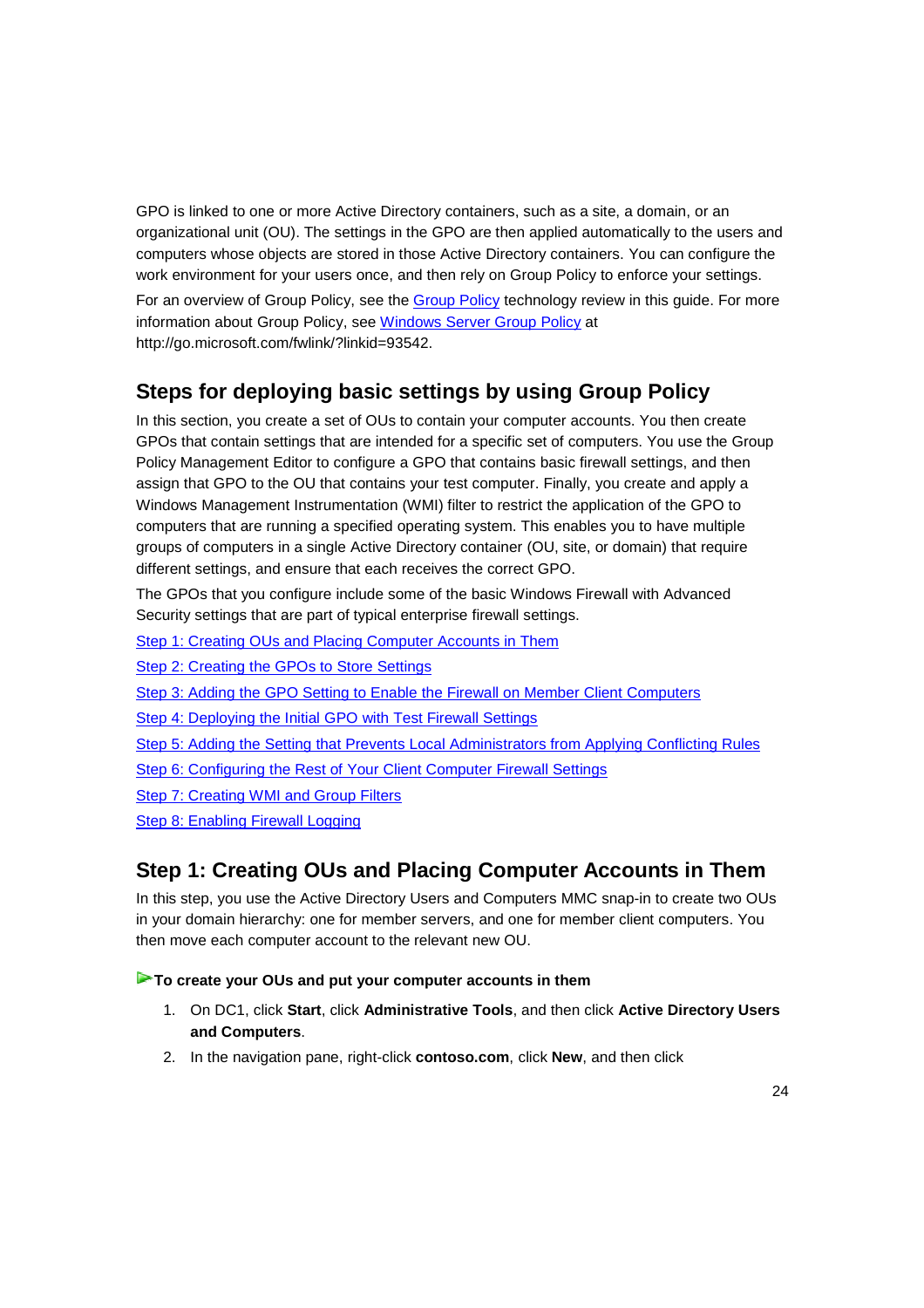GPO is linked to one or more Active Directory containers, such as a site, a domain, or an organizational unit (OU). The settings in the GPO are then applied automatically to the users and computers whose objects are stored in those Active Directory containers. You can configure the work environment for your users once, and then rely on Group Policy to enforce your settings.

For an overview of Group Policy, see the Group Policy technology review in this guide. For more information about Group Policy, see Windows Server Group Policy at http://go.microsoft.com/fwlink/?linkid=93542.

## Steps for deploying basic settings by using Group Policy

In this section, you create a set of OUs to contain your computer accounts. You then create GPOs that contain settings that are intended for a specific set of computers. You use the Group Policy Management Editor to configure a GPO that contains basic firewall settings, and then assign that GPO to the OU that contains your test computer. Finally, you create and apply a Windows Management Instrumentation (WMI) filter to restrict the application of the GPO to computers that are running a specified operating system. This enables you to have multiple groups of computers in a single Active Directory container (OU, site, or domain) that require different settings, and ensure that each receives the correct GPO.

The GPOs that you configure include some of the basic Windows Firewall with Advanced Security settings that are part of typical enterprise firewall settings.

Step 1: Creating OUs and Placing Computer Accounts in Them

Step 2: Creating the GPOs to Store Settings

Step 3: Adding the GPO Setting to Enable the Firewall on Member Client Computers

Step 4: Deploying the Initial GPO with Test Firewall Settings

Step 5: Adding the Setting that Prevents Local Administrators from Applying Conflicting Rules

Step 6: Configuring the Rest of Your Client Computer Firewall Settings

Step 7: Creating WMI and Group Filters

Step 8: Enabling Firewall Logging

## Step 1: Creating OUs and Placing Computer Accounts in Them

In this step, you use the Active Directory Users and Computers MMC snap-in to create two OUs in your domain hierarchy: one for member servers, and one for member client computers. You then move each computer account to the relevant new OU.

**To create your OUs and put your computer accounts in them**

1. On DC1, click **Start**, click **Administrative Tools**, and then click **Active Directory Users and Computers**.
2. In the navigation pane, right-click **contoso.com**, click **New**, and then click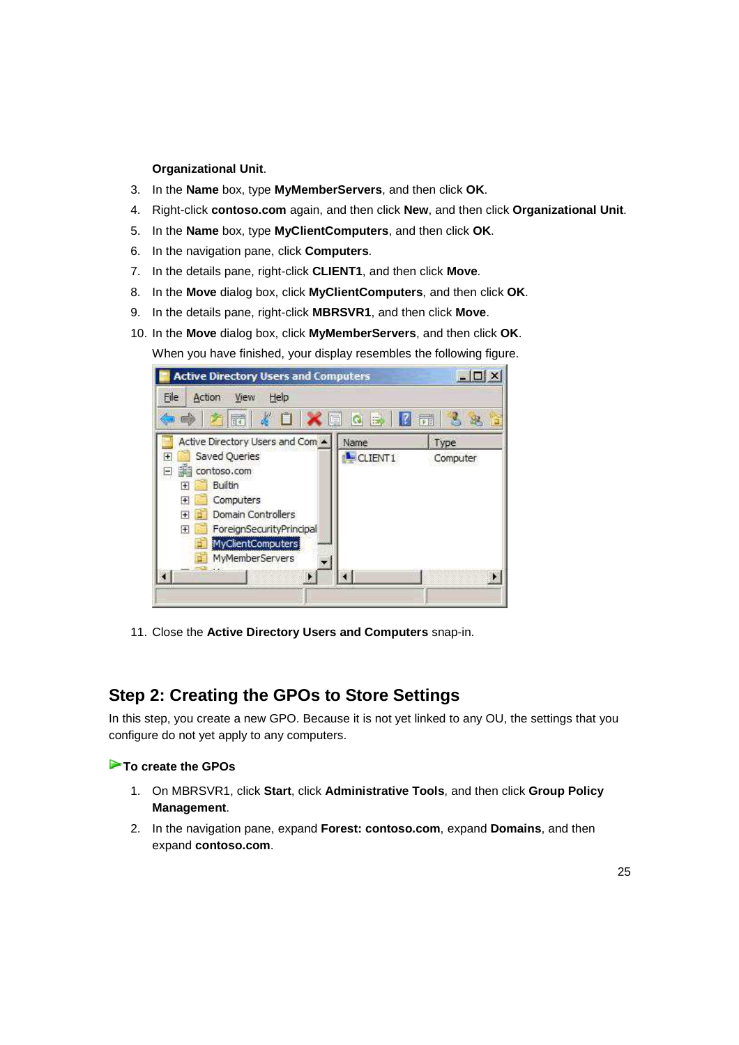**Organizational Unit**.

3. In the **Name** box, type **MyMemberServers**, and then click **OK**.
4. Right-click **contoso.com** again, and then click **New**, and then click **Organizational Unit**.
5. In the **Name** box, type **MyClientComputers**, and then click **OK**.
6. In the navigation pane, click **Computers**.
7. In the details pane, right-click **CLIENT1**, and then click **Move**.
8. In the **Move** dialog box, click **MyClientComputers**, and then click **OK**.
9. In the details pane, right-click **MBRSVR1**, and then click **Move**.
10. In the **Move** dialog box, click **MyMemberServers**, and then click **OK**.

    When you have finished, your display resembles the following figure.

11. Close the **Active Directory Users and Computers** snap-in.

## Step 2: Creating the GPOs to Store Settings

In this step, you create a new GPO. Because it is not yet linked to any OU, the settings that you configure do not yet apply to any computers.

### To create the GPOs

1. On MBRSVR1, click **Start**, click **Administrative Tools**, and then click **Group Policy Management**.
2. In the navigation pane, expand **Forest: contoso.com**, expand **Domains**, and then expand **contoso.com**.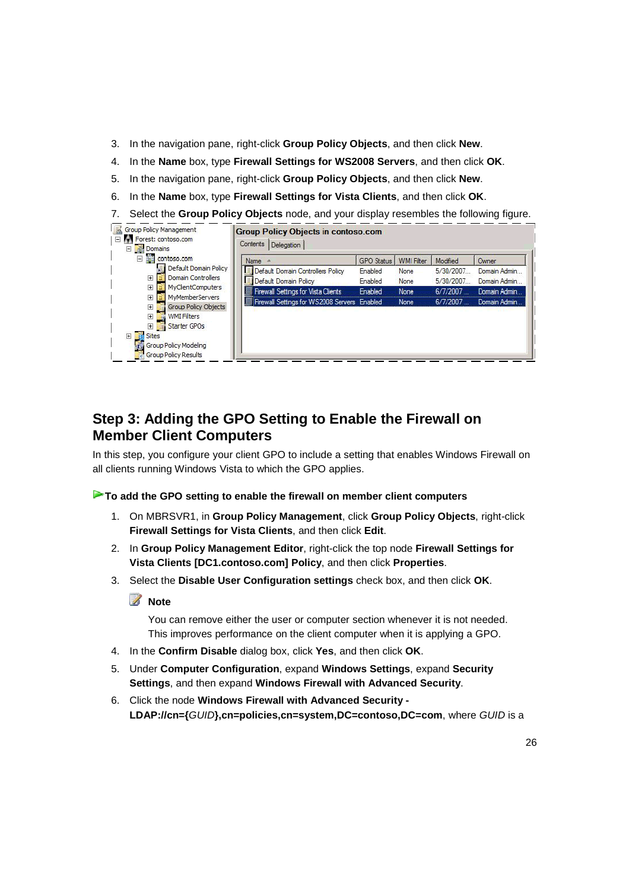3. In the navigation pane, right-click **Group Policy Objects**, and then click **New**.
4. In the **Name** box, type **Firewall Settings for WS2008 Servers**, and then click **OK**.
5. In the navigation pane, right-click **Group Policy Objects**, and then click **New**.
6. In the **Name** box, type **Firewall Settings for Vista Clients**, and then click **OK**.
7. Select the **Group Policy Objects** node, and your display resembles the following figure.

## Step 3: Adding the GPO Setting to Enable the Firewall on Member Client Computers

In this step, you configure your client GPO to include a setting that enables Windows Firewall on all clients running Windows Vista to which the GPO applies.

**To add the GPO setting to enable the firewall on member client computers**

1. On MBRSVR1, in **Group Policy Management**, click **Group Policy Objects**, right-click **Firewall Settings for Vista Clients**, and then click **Edit**.
2. In **Group Policy Management Editor**, right-click the top node **Firewall Settings for Vista Clients [DC1.contoso.com] Policy**, and then click **Properties**.
3. Select the **Disable User Configuration settings** check box, and then click **OK**.

   **Note**

   You can remove either the user or computer section whenever it is not needed. This improves performance on the client computer when it is applying a GPO.

4. In the **Confirm Disable** dialog box, click **Yes**, and then click **OK**.
5. Under **Computer Configuration**, expand **Windows Settings**, expand **Security Settings**, and then expand **Windows Firewall with Advanced Security**.
6. Click the node **Windows Firewall with Advanced Security - LDAP://cn={***GUID***},cn=policies,cn=system,DC=contoso,DC=com**, where *GUID* is a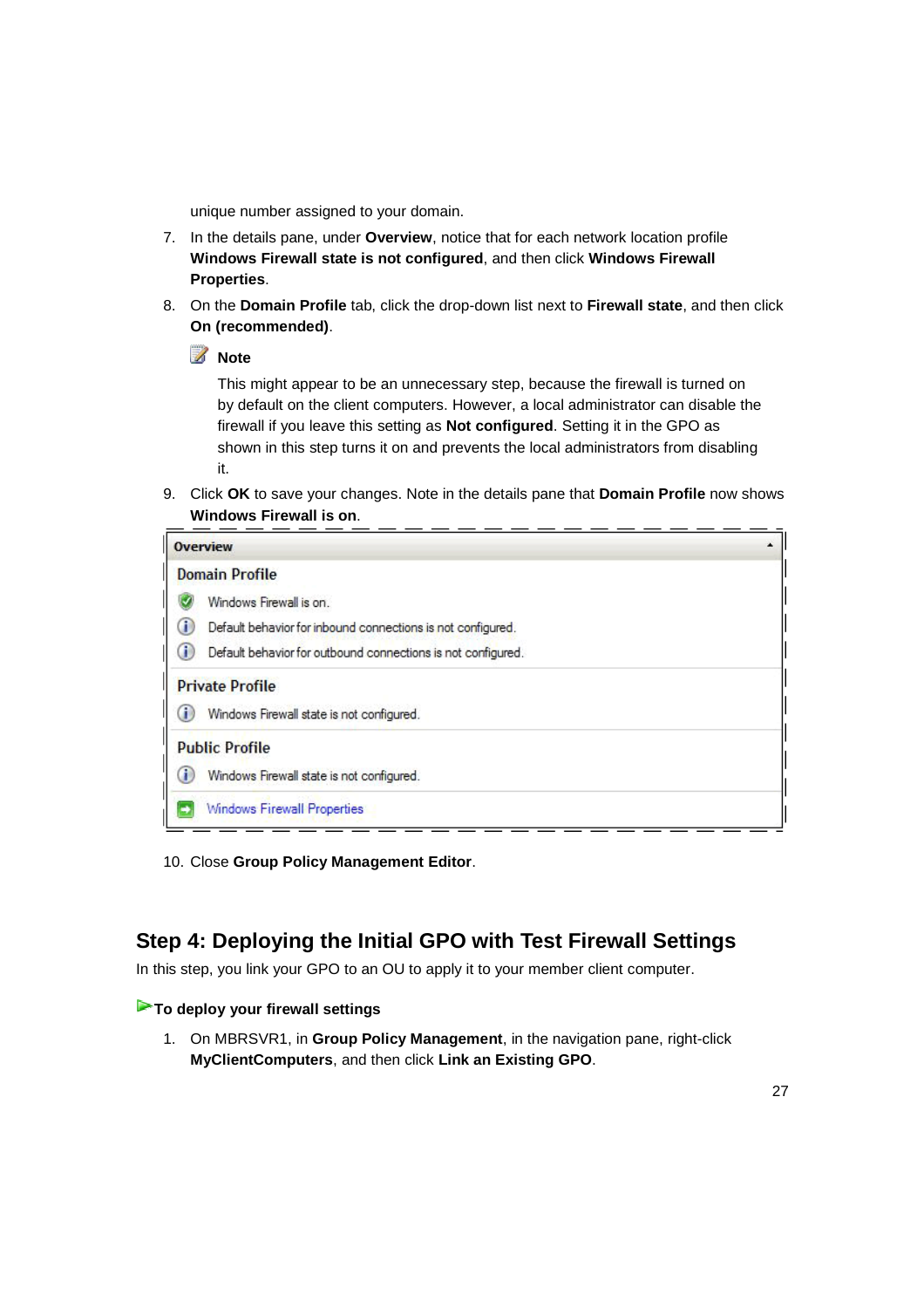unique number assigned to your domain.

7. In the details pane, under **Overview**, notice that for each network location profile **Windows Firewall state is not configured**, and then click **Windows Firewall Properties**.
8. On the **Domain Profile** tab, click the drop-down list next to **Firewall state**, and then click **On (recommended)**.

   **Note**

   This might appear to be an unnecessary step, because the firewall is turned on by default on the client computers. However, a local administrator can disable the firewall if you leave this setting as **Not configured**. Setting it in the GPO as shown in this step turns it on and prevents the local administrators from disabling it.

9. Click **OK** to save your changes. Note in the details pane that **Domain Profile** now shows **Windows Firewall is on**.

   **Overview**

   **Domain Profile**
   - Windows Firewall is on.
   - Default behavior for inbound connections is not configured.
   - Default behavior for outbound connections is not configured.

   **Private Profile**
   - Windows Firewall state is not configured.

   **Public Profile**
   - Windows Firewall state is not configured.

   Windows Firewall Properties

10. Close **Group Policy Management Editor**.

## Step 4: Deploying the Initial GPO with Test Firewall Settings

In this step, you link your GPO to an OU to apply it to your member client computer.

**To deploy your firewall settings**

1. On MBRSVR1, in **Group Policy Management**, in the navigation pane, right-click **MyClientComputers**, and then click **Link an Existing GPO**.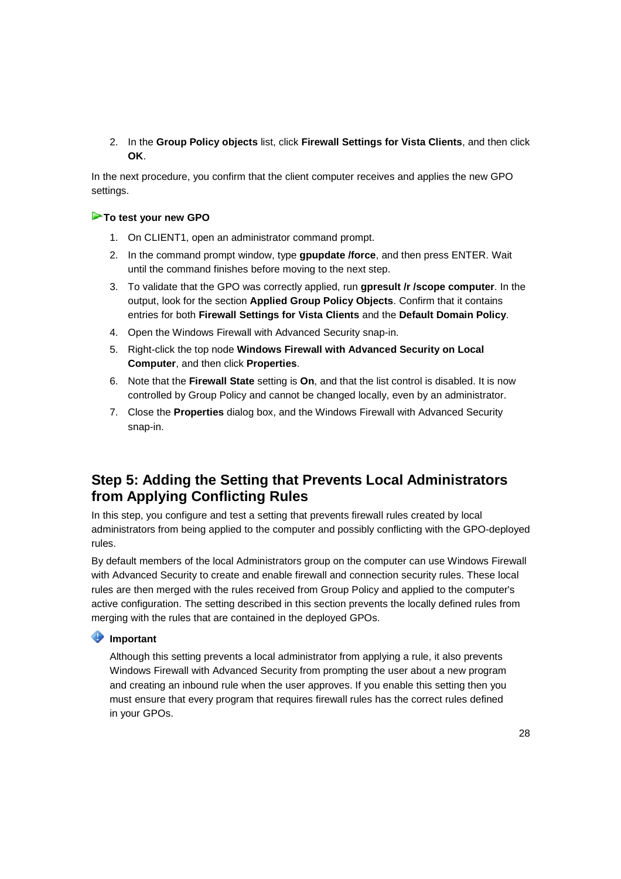2. In the **Group Policy objects** list, click **Firewall Settings for Vista Clients**, and then click **OK**.

In the next procedure, you confirm that the client computer receives and applies the new GPO settings.

**To test your new GPO**

1. On CLIENT1, open an administrator command prompt.
2. In the command prompt window, type **gpupdate /force**, and then press ENTER. Wait until the command finishes before moving to the next step.
3. To validate that the GPO was correctly applied, run **gpresult /r /scope computer**. In the output, look for the section **Applied Group Policy Objects**. Confirm that it contains entries for both **Firewall Settings for Vista Clients** and the **Default Domain Policy**.
4. Open the Windows Firewall with Advanced Security snap-in.
5. Right-click the top node **Windows Firewall with Advanced Security on Local Computer**, and then click **Properties**.
6. Note that the **Firewall State** setting is **On**, and that the list control is disabled. It is now controlled by Group Policy and cannot be changed locally, even by an administrator.
7. Close the **Properties** dialog box, and the Windows Firewall with Advanced Security snap-in.

## Step 5: Adding the Setting that Prevents Local Administrators from Applying Conflicting Rules

In this step, you configure and test a setting that prevents firewall rules created by local administrators from being applied to the computer and possibly conflicting with the GPO-deployed rules.

By default members of the local Administrators group on the computer can use Windows Firewall with Advanced Security to create and enable firewall and connection security rules. These local rules are then merged with the rules received from Group Policy and applied to the computer's active configuration. The setting described in this section prevents the locally defined rules from merging with the rules that are contained in the deployed GPOs.

**Important**

Although this setting prevents a local administrator from applying a rule, it also prevents Windows Firewall with Advanced Security from prompting the user about a new program and creating an inbound rule when the user approves. If you enable this setting then you must ensure that every program that requires firewall rules has the correct rules defined in your GPOs.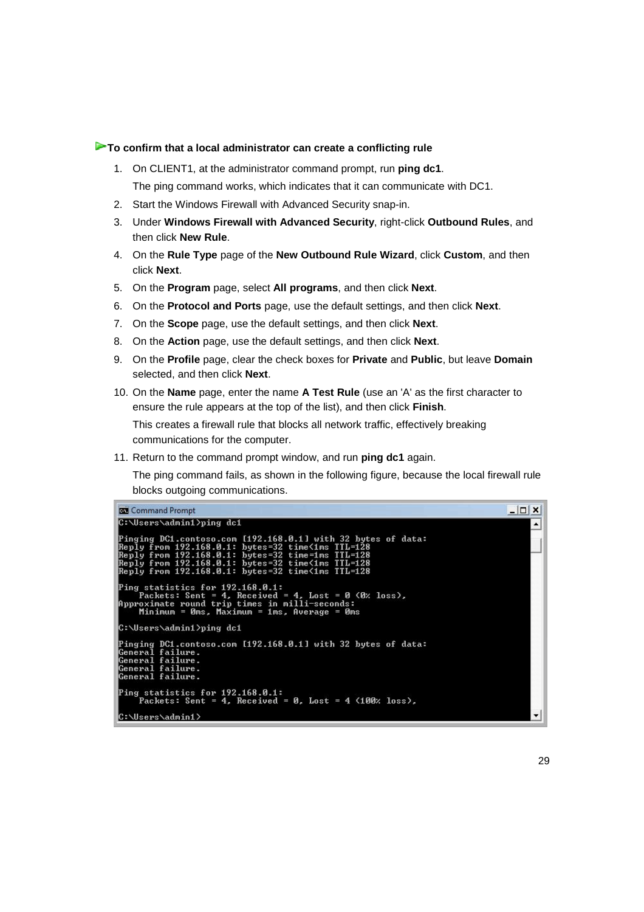**To confirm that a local administrator can create a conflicting rule**

1. On CLIENT1, at the administrator command prompt, run **ping dc1**.

   The ping command works, which indicates that it can communicate with DC1.

2. Start the Windows Firewall with Advanced Security snap-in.
3. Under **Windows Firewall with Advanced Security**, right-click **Outbound Rules**, and then click **New Rule**.
4. On the **Rule Type** page of the **New Outbound Rule Wizard**, click **Custom**, and then click **Next**.
5. On the **Program** page, select **All programs**, and then click **Next**.
6. On the **Protocol and Ports** page, use the default settings, and then click **Next**.
7. On the **Scope** page, use the default settings, and then click **Next**.
8. On the **Action** page, use the default settings, and then click **Next**.
9. On the **Profile** page, clear the check boxes for **Private** and **Public**, but leave **Domain** selected, and then click **Next**.
10. On the **Name** page, enter the name **A Test Rule** (use an 'A' as the first character to ensure the rule appears at the top of the list), and then click **Finish**.

    This creates a firewall rule that blocks all network traffic, effectively breaking communications for the computer.

11. Return to the command prompt window, and run **ping dc1** again.

    The ping command fails, as shown in the following figure, because the local firewall rule blocks outgoing communications.

```
C:\Users\admin1>ping dc1

Pinging DC1.contoso.com [192.168.0.1] with 32 bytes of data:
Reply from 192.168.0.1: bytes=32 time<1ms TTL=128
Reply from 192.168.0.1: bytes=32 time=1ms TTL=128
Reply from 192.168.0.1: bytes=32 time<1ms TTL=128
Reply from 192.168.0.1: bytes=32 time<1ms TTL=128

Ping statistics for 192.168.0.1:
    Packets: Sent = 4, Received = 4, Lost = 0 (0% loss),
Approximate round trip times in milli-seconds:
    Minimum = 0ms, Maximum = 1ms, Average = 0ms

C:\Users\admin1>ping dc1

Pinging DC1.contoso.com [192.168.0.1] with 32 bytes of data:
General failure.
General failure.
General failure.
General failure.

Ping statistics for 192.168.0.1:
    Packets: Sent = 4, Received = 0, Lost = 4 (100% loss),

C:\Users\admin1>
```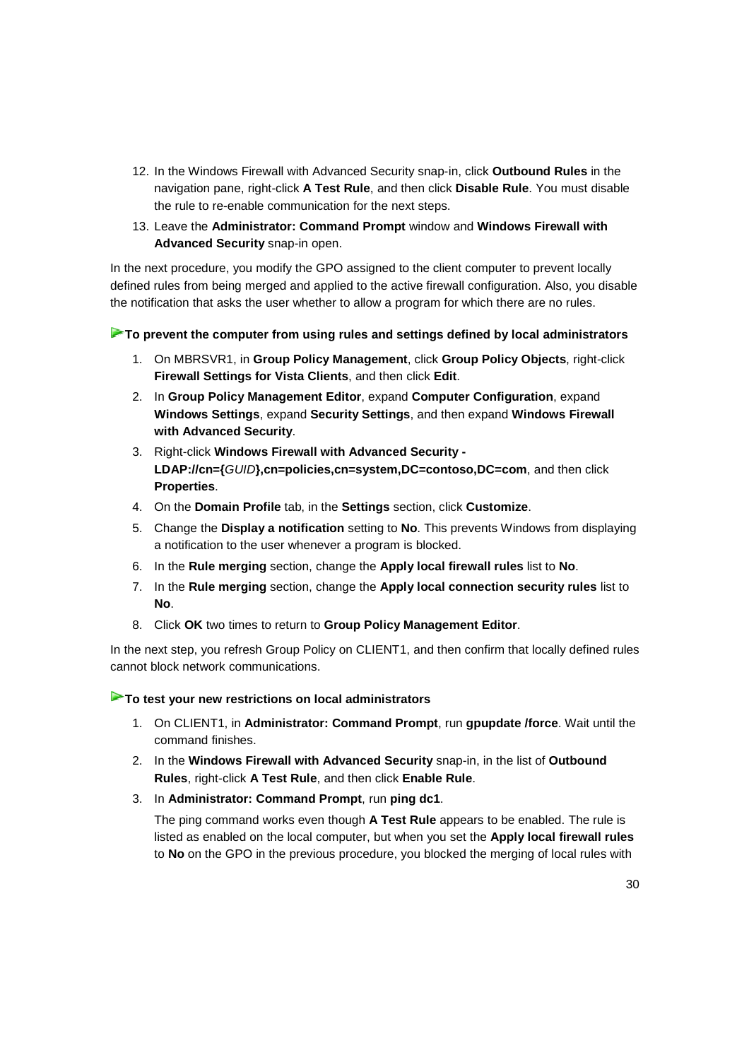12. In the Windows Firewall with Advanced Security snap-in, click **Outbound Rules** in the navigation pane, right-click **A Test Rule**, and then click **Disable Rule**. You must disable the rule to re-enable communication for the next steps.
13. Leave the **Administrator: Command Prompt** window and **Windows Firewall with Advanced Security** snap-in open.

In the next procedure, you modify the GPO assigned to the client computer to prevent locally defined rules from being merged and applied to the active firewall configuration. Also, you disable the notification that asks the user whether to allow a program for which there are no rules.

**To prevent the computer from using rules and settings defined by local administrators**

1. On MBRSVR1, in **Group Policy Management**, click **Group Policy Objects**, right-click **Firewall Settings for Vista Clients**, and then click **Edit**.
2. In **Group Policy Management Editor**, expand **Computer Configuration**, expand **Windows Settings**, expand **Security Settings**, and then expand **Windows Firewall with Advanced Security**.
3. Right-click **Windows Firewall with Advanced Security - LDAP://cn={***GUID***},cn=policies,cn=system,DC=contoso,DC=com**, and then click **Properties**.
4. On the **Domain Profile** tab, in the **Settings** section, click **Customize**.
5. Change the **Display a notification** setting to **No**. This prevents Windows from displaying a notification to the user whenever a program is blocked.
6. In the **Rule merging** section, change the **Apply local firewall rules** list to **No**.
7. In the **Rule merging** section, change the **Apply local connection security rules** list to **No**.
8. Click **OK** two times to return to **Group Policy Management Editor**.

In the next step, you refresh Group Policy on CLIENT1, and then confirm that locally defined rules cannot block network communications.

**To test your new restrictions on local administrators**

1. On CLIENT1, in **Administrator: Command Prompt**, run **gpupdate /force**. Wait until the command finishes.
2. In the **Windows Firewall with Advanced Security** snap-in, in the list of **Outbound Rules**, right-click **A Test Rule**, and then click **Enable Rule**.
3. In **Administrator: Command Prompt**, run **ping dc1**.

   The ping command works even though **A Test Rule** appears to be enabled. The rule is listed as enabled on the local computer, but when you set the **Apply local firewall rules** to **No** on the GPO in the previous procedure, you blocked the merging of local rules with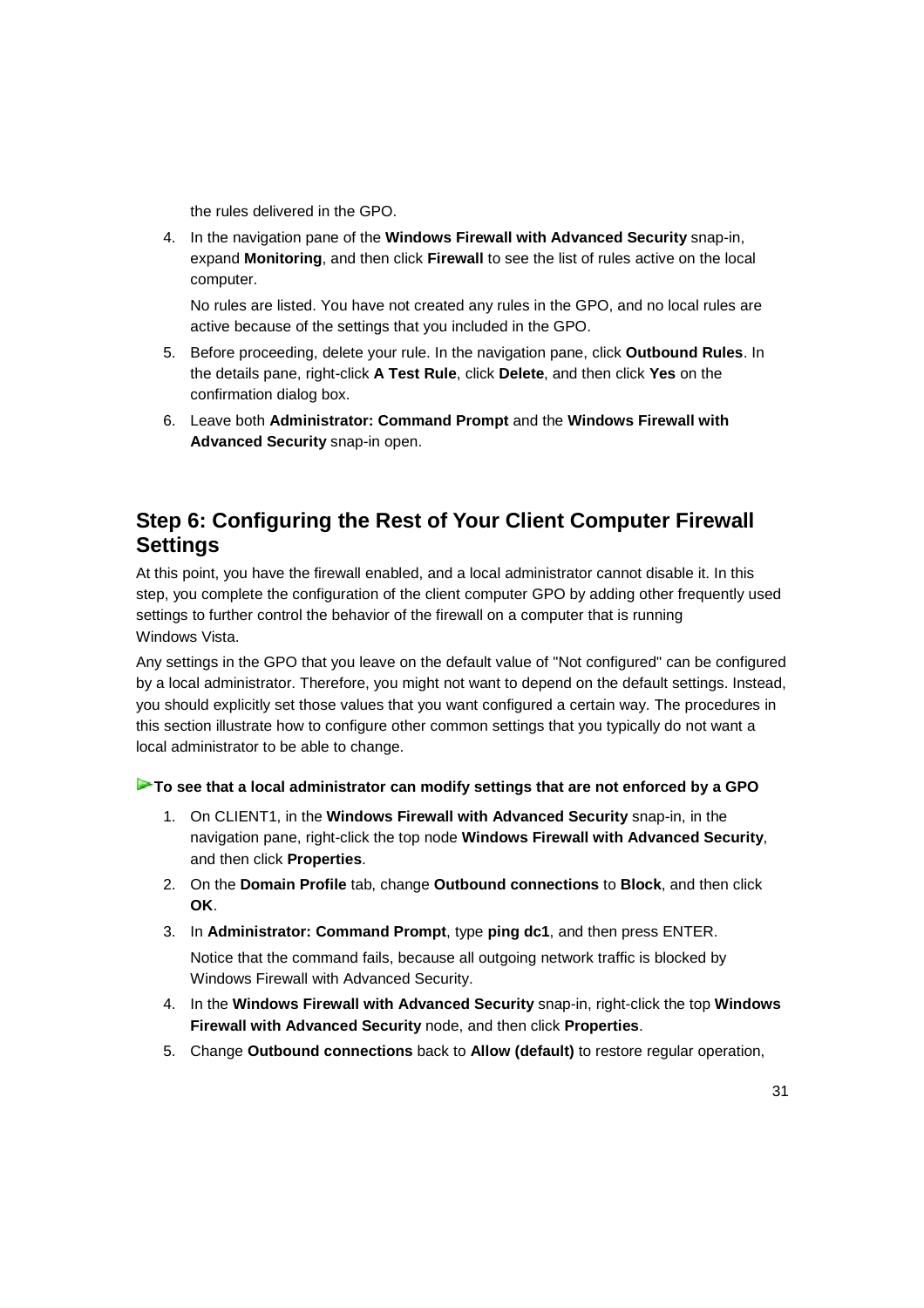the rules delivered in the GPO.

4. In the navigation pane of the **Windows Firewall with Advanced Security** snap-in, expand **Monitoring**, and then click **Firewall** to see the list of rules active on the local computer.

   No rules are listed. You have not created any rules in the GPO, and no local rules are active because of the settings that you included in the GPO.

5. Before proceeding, delete your rule. In the navigation pane, click **Outbound Rules**. In the details pane, right-click **A Test Rule**, click **Delete**, and then click **Yes** on the confirmation dialog box.

6. Leave both **Administrator: Command Prompt** and the **Windows Firewall with Advanced Security** snap-in open.

## Step 6: Configuring the Rest of Your Client Computer Firewall Settings

At this point, you have the firewall enabled, and a local administrator cannot disable it. In this step, you complete the configuration of the client computer GPO by adding other frequently used settings to further control the behavior of the firewall on a computer that is running Windows Vista.

Any settings in the GPO that you leave on the default value of "Not configured" can be configured by a local administrator. Therefore, you might not want to depend on the default settings. Instead, you should explicitly set those values that you want configured a certain way. The procedures in this section illustrate how to configure other common settings that you typically do not want a local administrator to be able to change.

**To see that a local administrator can modify settings that are not enforced by a GPO**

1. On CLIENT1, in the **Windows Firewall with Advanced Security** snap-in, in the navigation pane, right-click the top node **Windows Firewall with Advanced Security**, and then click **Properties**.

2. On the **Domain Profile** tab, change **Outbound connections** to **Block**, and then click **OK**.

3. In **Administrator: Command Prompt**, type **ping dc1**, and then press ENTER.

   Notice that the command fails, because all outgoing network traffic is blocked by Windows Firewall with Advanced Security.

4. In the **Windows Firewall with Advanced Security** snap-in, right-click the top **Windows Firewall with Advanced Security** node, and then click **Properties**.

5. Change **Outbound connections** back to **Allow (default)** to restore regular operation,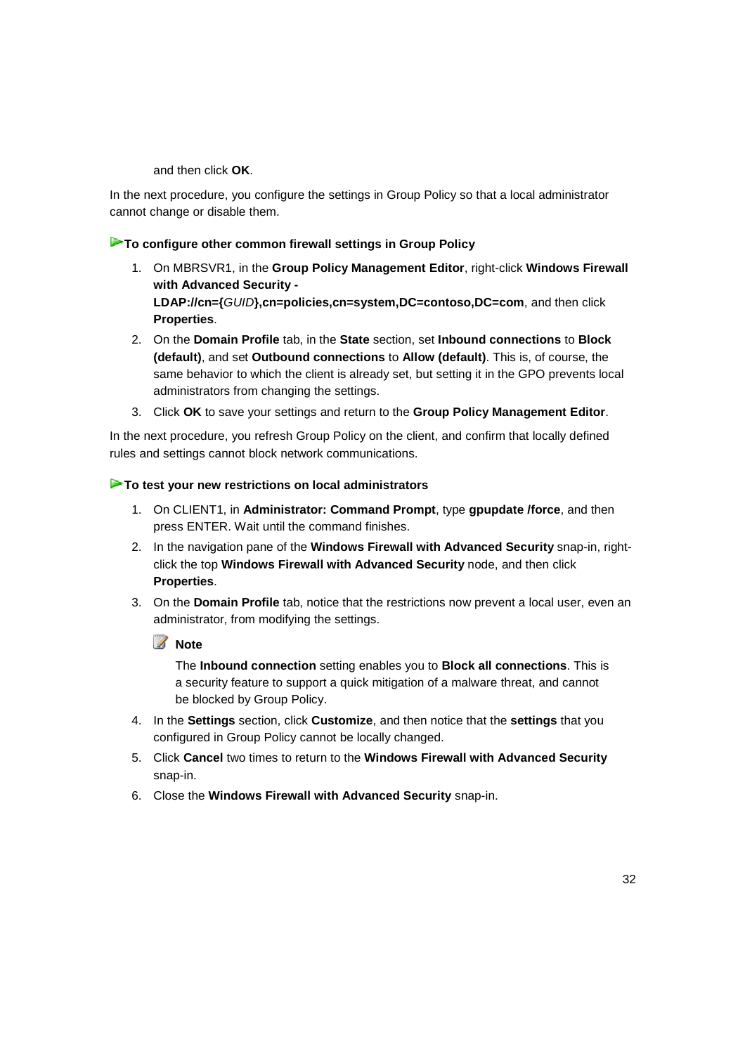and then click **OK**.

In the next procedure, you configure the settings in Group Policy so that a local administrator cannot change or disable them.

**To configure other common firewall settings in Group Policy**

1. On MBRSVR1, in the **Group Policy Management Editor**, right-click **Windows Firewall with Advanced Security - LDAP://cn={*GUID*},cn=policies,cn=system,DC=contoso,DC=com**, and then click **Properties**.
2. On the **Domain Profile** tab, in the **State** section, set **Inbound connections** to **Block (default)**, and set **Outbound connections** to **Allow (default)**. This is, of course, the same behavior to which the client is already set, but setting it in the GPO prevents local administrators from changing the settings.
3. Click **OK** to save your settings and return to the **Group Policy Management Editor**.

In the next procedure, you refresh Group Policy on the client, and confirm that locally defined rules and settings cannot block network communications.

**To test your new restrictions on local administrators**

1. On CLIENT1, in **Administrator: Command Prompt**, type **gpupdate /force**, and then press ENTER. Wait until the command finishes.
2. In the navigation pane of the **Windows Firewall with Advanced Security** snap-in, right-click the top **Windows Firewall with Advanced Security** node, and then click **Properties**.
3. On the **Domain Profile** tab, notice that the restrictions now prevent a local user, even an administrator, from modifying the settings.

   **Note**

   The **Inbound connection** setting enables you to **Block all connections**. This is a security feature to support a quick mitigation of a malware threat, and cannot be blocked by Group Policy.

4. In the **Settings** section, click **Customize**, and then notice that the **settings** that you configured in Group Policy cannot be locally changed.
5. Click **Cancel** two times to return to the **Windows Firewall with Advanced Security** snap-in.
6. Close the **Windows Firewall with Advanced Security** snap-in.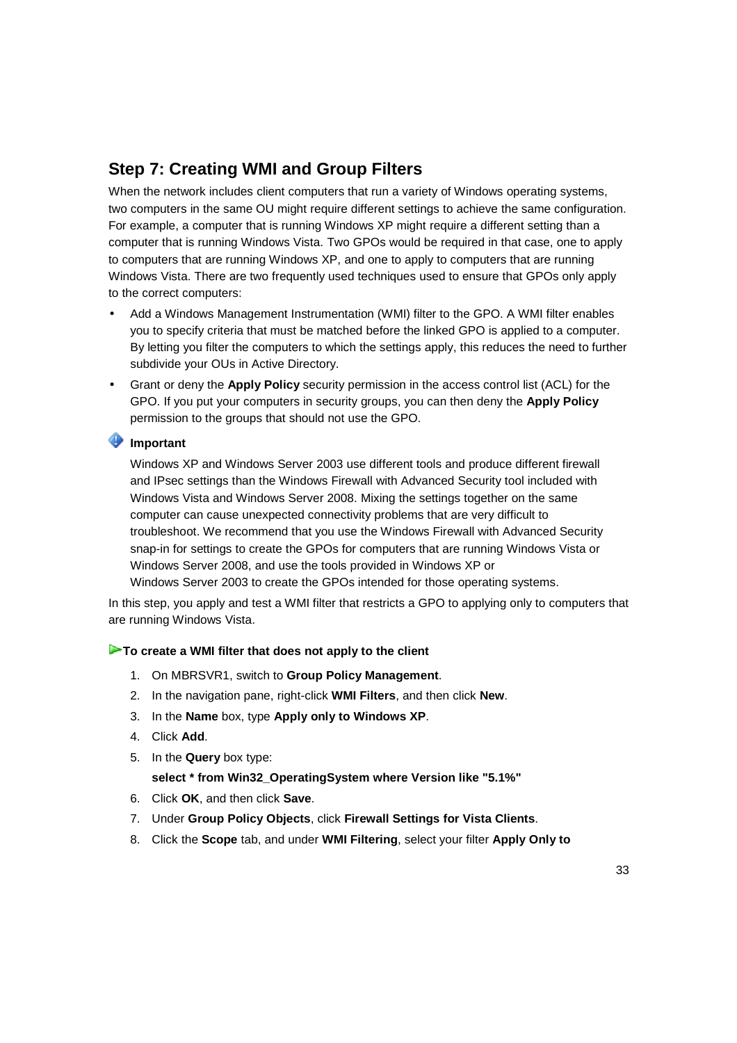## Step 7: Creating WMI and Group Filters

When the network includes client computers that run a variety of Windows operating systems, two computers in the same OU might require different settings to achieve the same configuration. For example, a computer that is running Windows XP might require a different setting than a computer that is running Windows Vista. Two GPOs would be required in that case, one to apply to computers that are running Windows XP, and one to apply to computers that are running Windows Vista. There are two frequently used techniques used to ensure that GPOs only apply to the correct computers:

- Add a Windows Management Instrumentation (WMI) filter to the GPO. A WMI filter enables you to specify criteria that must be matched before the linked GPO is applied to a computer. By letting you filter the computers to which the settings apply, this reduces the need to further subdivide your OUs in Active Directory.
- Grant or deny the **Apply Policy** security permission in the access control list (ACL) for the GPO. If you put your computers in security groups, you can then deny the **Apply Policy** permission to the groups that should not use the GPO.

**Important**

Windows XP and Windows Server 2003 use different tools and produce different firewall and IPsec settings than the Windows Firewall with Advanced Security tool included with Windows Vista and Windows Server 2008. Mixing the settings together on the same computer can cause unexpected connectivity problems that are very difficult to troubleshoot. We recommend that you use the Windows Firewall with Advanced Security snap-in for settings to create the GPOs for computers that are running Windows Vista or Windows Server 2008, and use the tools provided in Windows XP or Windows Server 2003 to create the GPOs intended for those operating systems.

In this step, you apply and test a WMI filter that restricts a GPO to applying only to computers that are running Windows Vista.

**To create a WMI filter that does not apply to the client**

1. On MBRSVR1, switch to **Group Policy Management**.
2. In the navigation pane, right-click **WMI Filters**, and then click **New**.
3. In the **Name** box, type **Apply only to Windows XP**.
4. Click **Add**.
5. In the **Query** box type:

   **select * from Win32_OperatingSystem where Version like "5.1%"**
6. Click **OK**, and then click **Save**.
7. Under **Group Policy Objects**, click **Firewall Settings for Vista Clients**.
8. Click the **Scope** tab, and under **WMI Filtering**, select your filter **Apply Only to**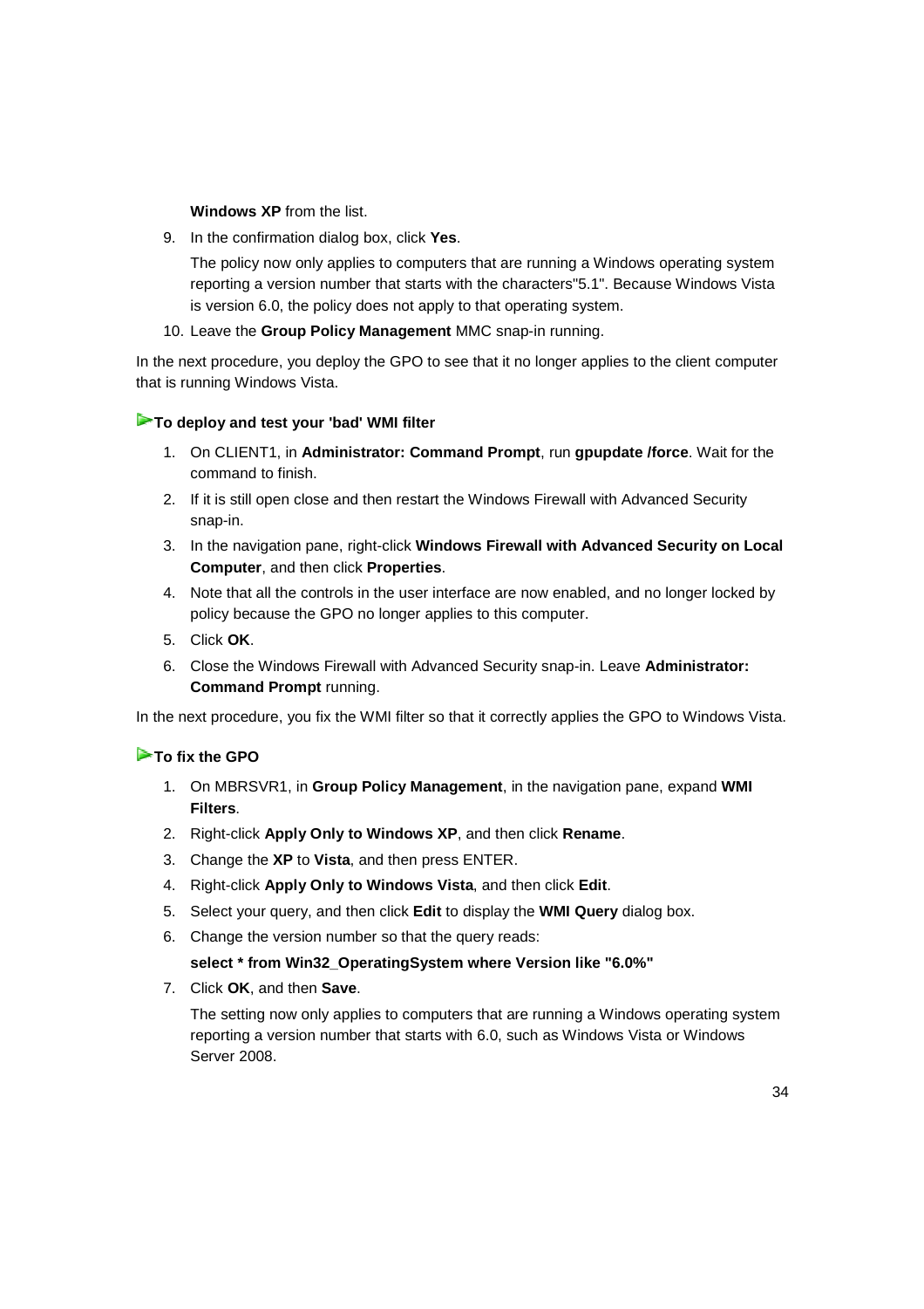**Windows XP** from the list.

9. In the confirmation dialog box, click **Yes**.

   The policy now only applies to computers that are running a Windows operating system reporting a version number that starts with the characters"5.1". Because Windows Vista is version 6.0, the policy does not apply to that operating system.

10. Leave the **Group Policy Management** MMC snap-in running.

In the next procedure, you deploy the GPO to see that it no longer applies to the client computer that is running Windows Vista.

### To deploy and test your 'bad' WMI filter

1. On CLIENT1, in **Administrator: Command Prompt**, run **gpupdate /force**. Wait for the command to finish.
2. If it is still open close and then restart the Windows Firewall with Advanced Security snap-in.
3. In the navigation pane, right-click **Windows Firewall with Advanced Security on Local Computer**, and then click **Properties**.
4. Note that all the controls in the user interface are now enabled, and no longer locked by policy because the GPO no longer applies to this computer.
5. Click **OK**.
6. Close the Windows Firewall with Advanced Security snap-in. Leave **Administrator: Command Prompt** running.

In the next procedure, you fix the WMI filter so that it correctly applies the GPO to Windows Vista.

### To fix the GPO

1. On MBRSVR1, in **Group Policy Management**, in the navigation pane, expand **WMI Filters**.
2. Right-click **Apply Only to Windows XP**, and then click **Rename**.
3. Change the **XP** to **Vista**, and then press ENTER.
4. Right-click **Apply Only to Windows Vista**, and then click **Edit**.
5. Select your query, and then click **Edit** to display the **WMI Query** dialog box.
6. Change the version number so that the query reads:

   **select * from Win32_OperatingSystem where Version like "6.0%"**

7. Click **OK**, and then **Save**.

   The setting now only applies to computers that are running a Windows operating system reporting a version number that starts with 6.0, such as Windows Vista or Windows Server 2008.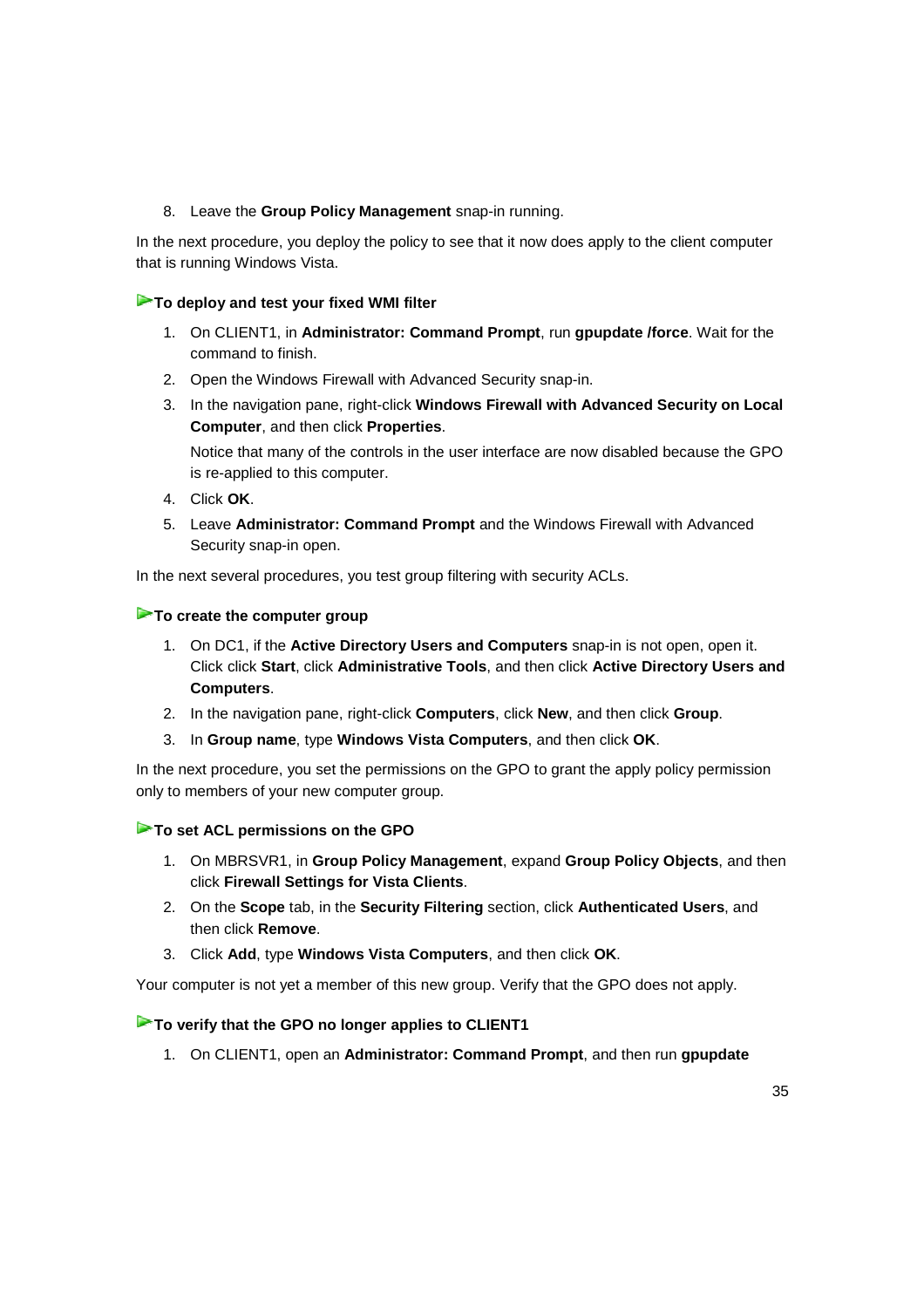8. Leave the **Group Policy Management** snap-in running.

In the next procedure, you deploy the policy to see that it now does apply to the client computer that is running Windows Vista.

### To deploy and test your fixed WMI filter

1. On CLIENT1, in **Administrator: Command Prompt**, run **gpupdate /force**. Wait for the command to finish.
2. Open the Windows Firewall with Advanced Security snap-in.
3. In the navigation pane, right-click **Windows Firewall with Advanced Security on Local Computer**, and then click **Properties**.

   Notice that many of the controls in the user interface are now disabled because the GPO is re-applied to this computer.
4. Click **OK**.
5. Leave **Administrator: Command Prompt** and the Windows Firewall with Advanced Security snap-in open.

In the next several procedures, you test group filtering with security ACLs.

### To create the computer group

1. On DC1, if the **Active Directory Users and Computers** snap-in is not open, open it. Click click **Start**, click **Administrative Tools**, and then click **Active Directory Users and Computers**.
2. In the navigation pane, right-click **Computers**, click **New**, and then click **Group**.
3. In **Group name**, type **Windows Vista Computers**, and then click **OK**.

In the next procedure, you set the permissions on the GPO to grant the apply policy permission only to members of your new computer group.

### To set ACL permissions on the GPO

1. On MBRSVR1, in **Group Policy Management**, expand **Group Policy Objects**, and then click **Firewall Settings for Vista Clients**.
2. On the **Scope** tab, in the **Security Filtering** section, click **Authenticated Users**, and then click **Remove**.
3. Click **Add**, type **Windows Vista Computers**, and then click **OK**.

Your computer is not yet a member of this new group. Verify that the GPO does not apply.

### To verify that the GPO no longer applies to CLIENT1

1. On CLIENT1, open an **Administrator: Command Prompt**, and then run **gpupdate**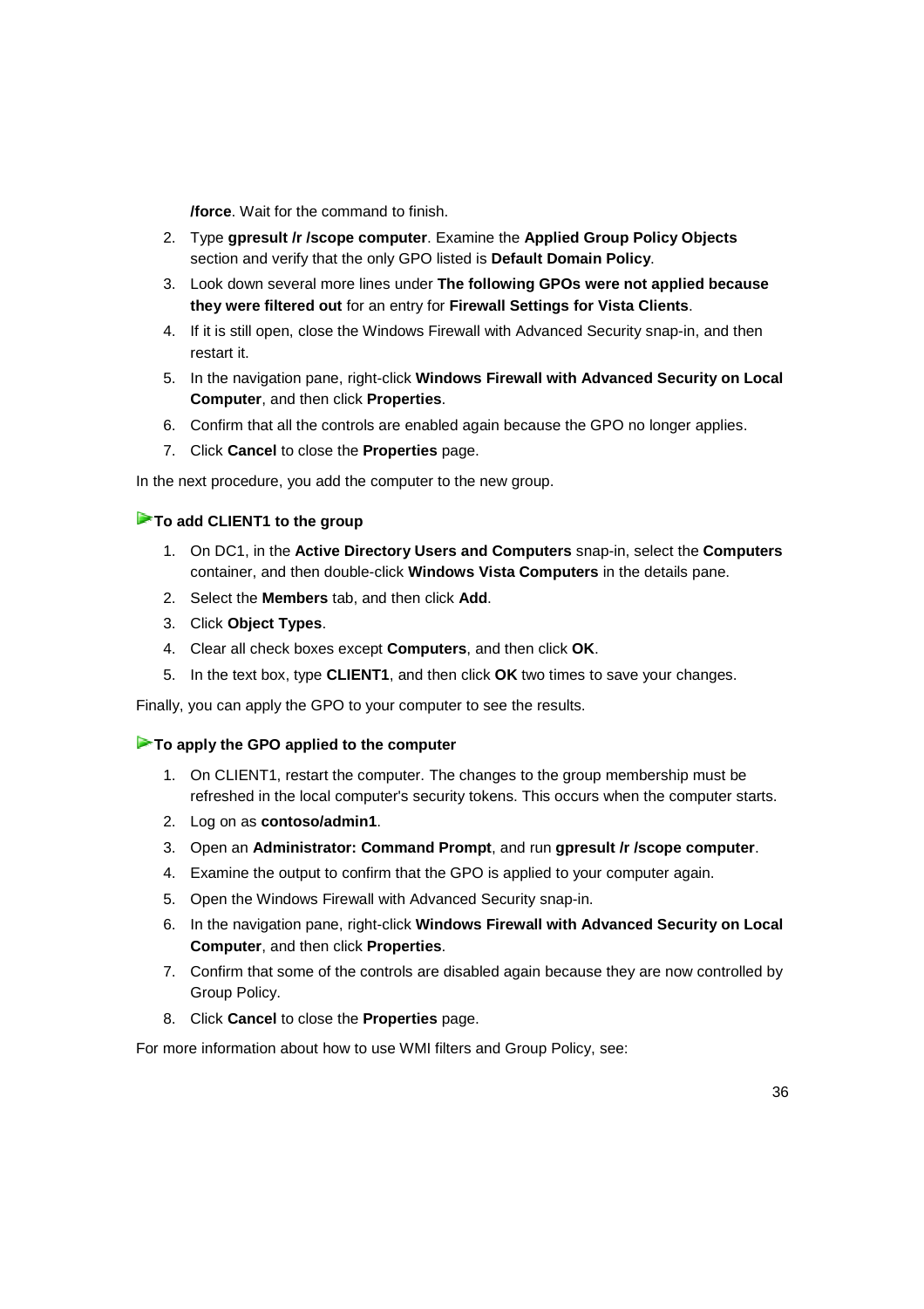**/force**. Wait for the command to finish.

2. Type **gpresult /r /scope computer**. Examine the **Applied Group Policy Objects** section and verify that the only GPO listed is **Default Domain Policy**.
3. Look down several more lines under **The following GPOs were not applied because they were filtered out** for an entry for **Firewall Settings for Vista Clients**.
4. If it is still open, close the Windows Firewall with Advanced Security snap-in, and then restart it.
5. In the navigation pane, right-click **Windows Firewall with Advanced Security on Local Computer**, and then click **Properties**.
6. Confirm that all the controls are enabled again because the GPO no longer applies.
7. Click **Cancel** to close the **Properties** page.

In the next procedure, you add the computer to the new group.

#### To add CLIENT1 to the group

1. On DC1, in the **Active Directory Users and Computers** snap-in, select the **Computers** container, and then double-click **Windows Vista Computers** in the details pane.
2. Select the **Members** tab, and then click **Add**.
3. Click **Object Types**.
4. Clear all check boxes except **Computers**, and then click **OK**.
5. In the text box, type **CLIENT1**, and then click **OK** two times to save your changes.

Finally, you can apply the GPO to your computer to see the results.

#### To apply the GPO applied to the computer

1. On CLIENT1, restart the computer. The changes to the group membership must be refreshed in the local computer's security tokens. This occurs when the computer starts.
2. Log on as **contoso/admin1**.
3. Open an **Administrator: Command Prompt**, and run **gpresult /r /scope computer**.
4. Examine the output to confirm that the GPO is applied to your computer again.
5. Open the Windows Firewall with Advanced Security snap-in.
6. In the navigation pane, right-click **Windows Firewall with Advanced Security on Local Computer**, and then click **Properties**.
7. Confirm that some of the controls are disabled again because they are now controlled by Group Policy.
8. Click **Cancel** to close the **Properties** page.

For more information about how to use WMI filters and Group Policy, see: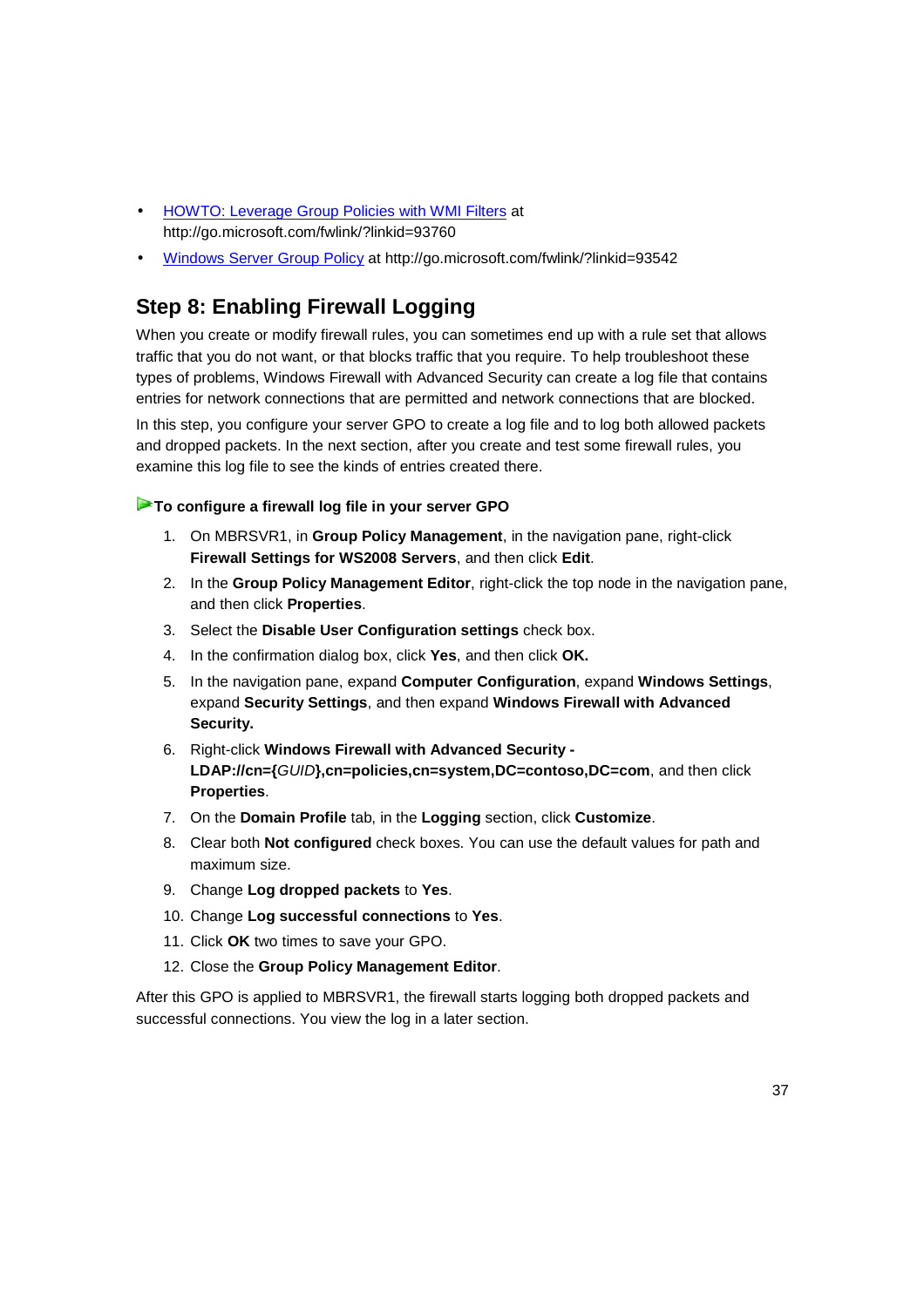- [HOWTO: Leverage Group Policies with WMI Filters](http://go.microsoft.com/fwlink/?linkid=93760) at http://go.microsoft.com/fwlink/?linkid=93760
- [Windows Server Group Policy](http://go.microsoft.com/fwlink/?linkid=93542) at http://go.microsoft.com/fwlink/?linkid=93542

## Step 8: Enabling Firewall Logging

When you create or modify firewall rules, you can sometimes end up with a rule set that allows traffic that you do not want, or that blocks traffic that you require. To help troubleshoot these types of problems, Windows Firewall with Advanced Security can create a log file that contains entries for network connections that are permitted and network connections that are blocked.

In this step, you configure your server GPO to create a log file and to log both allowed packets and dropped packets. In the next section, after you create and test some firewall rules, you examine this log file to see the kinds of entries created there.

**To configure a firewall log file in your server GPO**

1. On MBRSVR1, in **Group Policy Management**, in the navigation pane, right-click **Firewall Settings for WS2008 Servers**, and then click **Edit**.
2. In the **Group Policy Management Editor**, right-click the top node in the navigation pane, and then click **Properties**.
3. Select the **Disable User Configuration settings** check box.
4. In the confirmation dialog box, click **Yes**, and then click **OK.**
5. In the navigation pane, expand **Computer Configuration**, expand **Windows Settings**, expand **Security Settings**, and then expand **Windows Firewall with Advanced Security.**
6. Right-click **Windows Firewall with Advanced Security - LDAP://cn={***GUID***},cn=policies,cn=system,DC=contoso,DC=com**, and then click **Properties**.
7. On the **Domain Profile** tab, in the **Logging** section, click **Customize**.
8. Clear both **Not configured** check boxes. You can use the default values for path and maximum size.
9. Change **Log dropped packets** to **Yes**.
10. Change **Log successful connections** to **Yes**.
11. Click **OK** two times to save your GPO.
12. Close the **Group Policy Management Editor**.

After this GPO is applied to MBRSVR1, the firewall starts logging both dropped packets and successful connections. You view the log in a later section.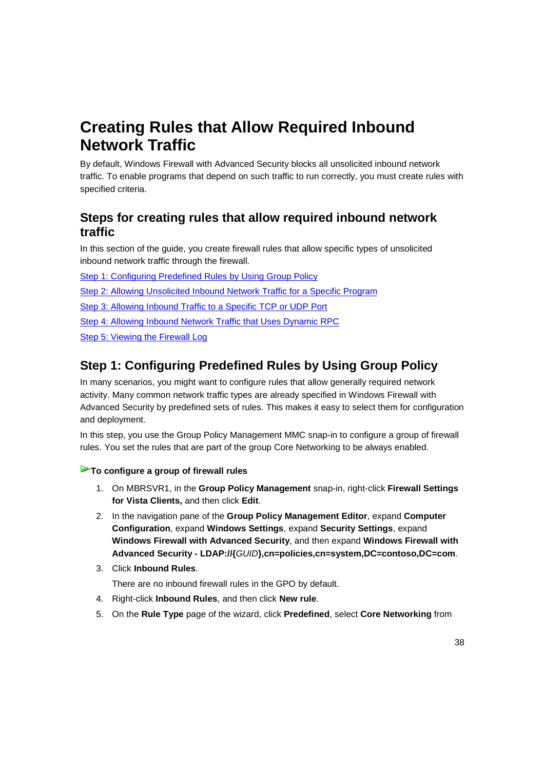# Creating Rules that Allow Required Inbound Network Traffic

By default, Windows Firewall with Advanced Security blocks all unsolicited inbound network traffic. To enable programs that depend on such traffic to run correctly, you must create rules with specified criteria.

## Steps for creating rules that allow required inbound network traffic

In this section of the guide, you create firewall rules that allow specific types of unsolicited inbound network traffic through the firewall.

Step 1: Configuring Predefined Rules by Using Group Policy

Step 2: Allowing Unsolicited Inbound Network Traffic for a Specific Program

Step 3: Allowing Inbound Traffic to a Specific TCP or UDP Port

Step 4: Allowing Inbound Network Traffic that Uses Dynamic RPC

Step 5: Viewing the Firewall Log

## Step 1: Configuring Predefined Rules by Using Group Policy

In many scenarios, you might want to configure rules that allow generally required network activity. Many common network traffic types are already specified in Windows Firewall with Advanced Security by predefined sets of rules. This makes it easy to select them for configuration and deployment.

In this step, you use the Group Policy Management MMC snap-in to configure a group of firewall rules. You set the rules that are part of the group Core Networking to be always enabled.

**To configure a group of firewall rules**

1. On MBRSVR1, in the **Group Policy Management** snap-in, right-click **Firewall Settings for Vista Clients,** and then click **Edit**.
2. In the navigation pane of the **Group Policy Management Editor**, expand **Computer Configuration**, expand **Windows Settings**, expand **Security Settings**, expand **Windows Firewall with Advanced Security**, and then expand **Windows Firewall with Advanced Security - LDAP://{***GUID***},cn=policies,cn=system,DC=contoso,DC=com**.
3. Click **Inbound Rules**.

   There are no inbound firewall rules in the GPO by default.
4. Right-click **Inbound Rules**, and then click **New rule**.
5. On the **Rule Type** page of the wizard, click **Predefined**, select **Core Networking** from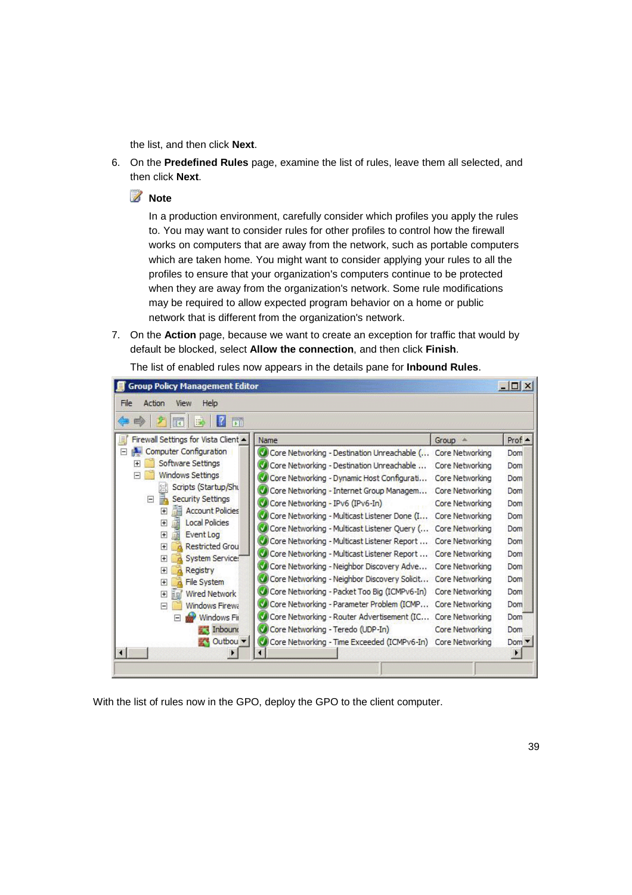the list, and then click **Next**.

6. On the **Predefined Rules** page, examine the list of rules, leave them all selected, and then click **Next**.

   **Note**

   In a production environment, carefully consider which profiles you apply the rules to. You may want to consider rules for other profiles to control how the firewall works on computers that are away from the network, such as portable computers which are taken home. You might want to consider applying your rules to all the profiles to ensure that your organization's computers continue to be protected when they are away from the organization's network. Some rule modifications may be required to allow expected program behavior on a home or public network that is different from the organization's network.

7. On the **Action** page, because we want to create an exception for traffic that would by default be blocked, select **Allow the connection**, and then click **Finish**.

   The list of enabled rules now appears in the details pane for **Inbound Rules**.

With the list of rules now in the GPO, deploy the GPO to the client computer.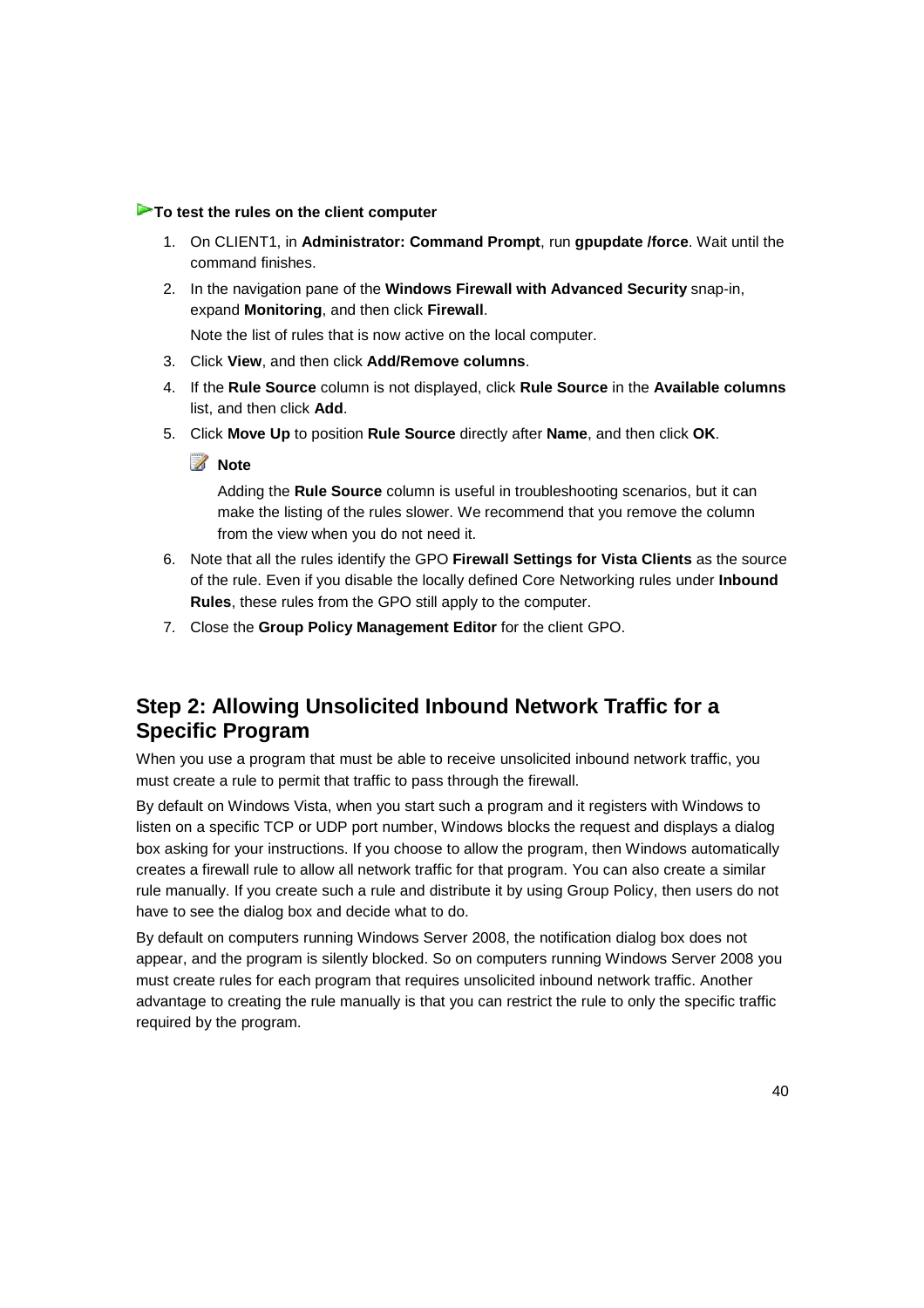**To test the rules on the client computer**

1. On CLIENT1, in **Administrator: Command Prompt**, run **gpupdate /force**. Wait until the command finishes.
2. In the navigation pane of the **Windows Firewall with Advanced Security** snap-in, expand **Monitoring**, and then click **Firewall**.

   Note the list of rules that is now active on the local computer.
3. Click **View**, and then click **Add/Remove columns**.
4. If the **Rule Source** column is not displayed, click **Rule Source** in the **Available columns** list, and then click **Add**.
5. Click **Move Up** to position **Rule Source** directly after **Name**, and then click **OK**.

   **Note**

   Adding the **Rule Source** column is useful in troubleshooting scenarios, but it can make the listing of the rules slower. We recommend that you remove the column from the view when you do not need it.
6. Note that all the rules identify the GPO **Firewall Settings for Vista Clients** as the source of the rule. Even if you disable the locally defined Core Networking rules under **Inbound Rules**, these rules from the GPO still apply to the computer.
7. Close the **Group Policy Management Editor** for the client GPO.

## Step 2: Allowing Unsolicited Inbound Network Traffic for a Specific Program

When you use a program that must be able to receive unsolicited inbound network traffic, you must create a rule to permit that traffic to pass through the firewall.

By default on Windows Vista, when you start such a program and it registers with Windows to listen on a specific TCP or UDP port number, Windows blocks the request and displays a dialog box asking for your instructions. If you choose to allow the program, then Windows automatically creates a firewall rule to allow all network traffic for that program. You can also create a similar rule manually. If you create such a rule and distribute it by using Group Policy, then users do not have to see the dialog box and decide what to do.

By default on computers running Windows Server 2008, the notification dialog box does not appear, and the program is silently blocked. So on computers running Windows Server 2008 you must create rules for each program that requires unsolicited inbound network traffic. Another advantage to creating the rule manually is that you can restrict the rule to only the specific traffic required by the program.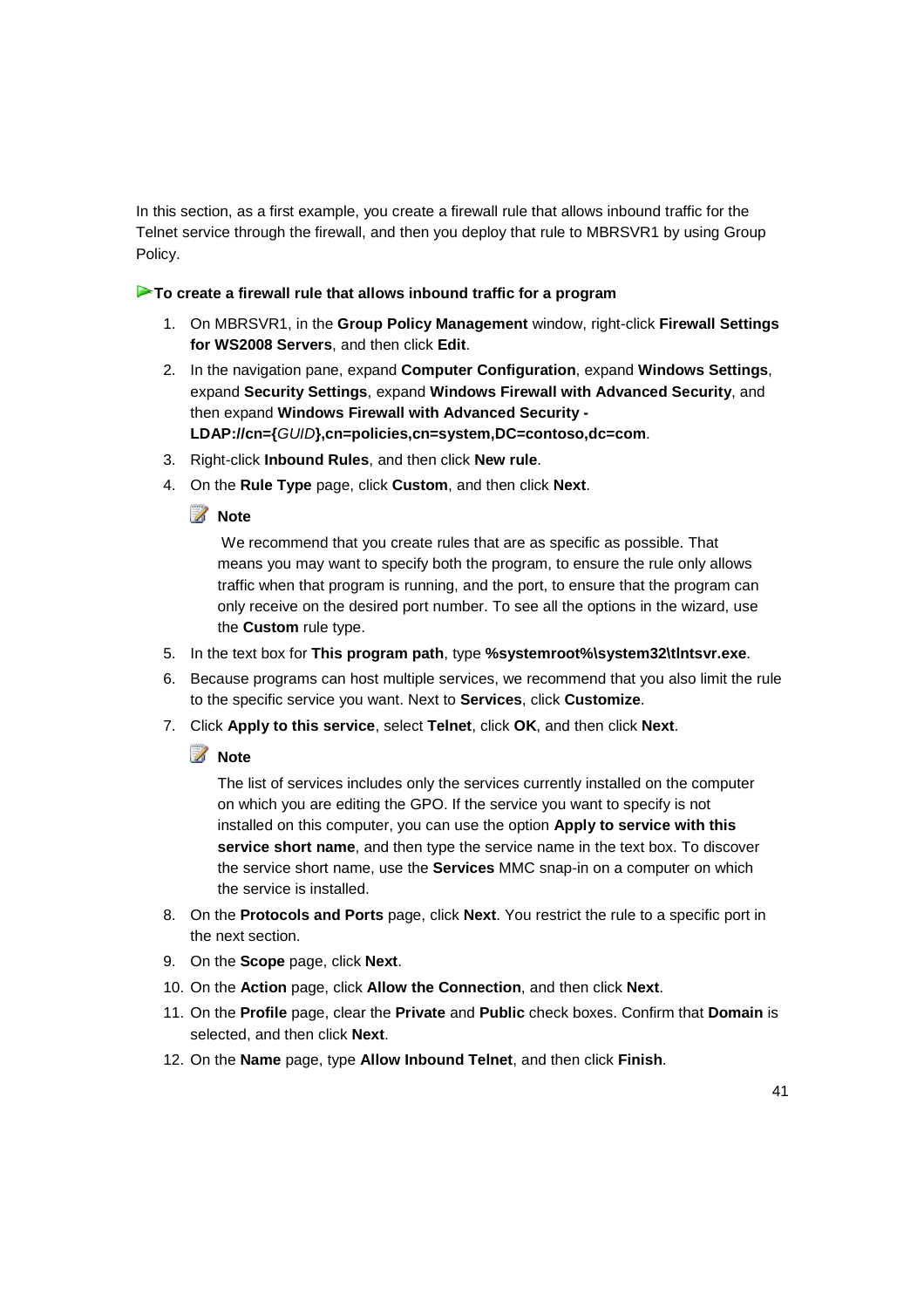In this section, as a first example, you create a firewall rule that allows inbound traffic for the Telnet service through the firewall, and then you deploy that rule to MBRSVR1 by using Group Policy.

**To create a firewall rule that allows inbound traffic for a program**

1. On MBRSVR1, in the **Group Policy Management** window, right-click **Firewall Settings for WS2008 Servers**, and then click **Edit**.
2. In the navigation pane, expand **Computer Configuration**, expand **Windows Settings**, expand **Security Settings**, expand **Windows Firewall with Advanced Security**, and then expand **Windows Firewall with Advanced Security - LDAP://cn={*GUID*},cn=policies,cn=system,DC=contoso,dc=com**.
3. Right-click **Inbound Rules**, and then click **New rule**.
4. On the **Rule Type** page, click **Custom**, and then click **Next**.

   **Note**

   We recommend that you create rules that are as specific as possible. That means you may want to specify both the program, to ensure the rule only allows traffic when that program is running, and the port, to ensure that the program can only receive on the desired port number. To see all the options in the wizard, use the **Custom** rule type.

5. In the text box for **This program path**, type **%systemroot%\system32\tlntsvr.exe**.
6. Because programs can host multiple services, we recommend that you also limit the rule to the specific service you want. Next to **Services**, click **Customize**.
7. Click **Apply to this service**, select **Telnet**, click **OK**, and then click **Next**.

   **Note**

   The list of services includes only the services currently installed on the computer on which you are editing the GPO. If the service you want to specify is not installed on this computer, you can use the option **Apply to service with this service short name**, and then type the service name in the text box. To discover the service short name, use the **Services** MMC snap-in on a computer on which the service is installed.

8. On the **Protocols and Ports** page, click **Next**. You restrict the rule to a specific port in the next section.
9. On the **Scope** page, click **Next**.
10. On the **Action** page, click **Allow the Connection**, and then click **Next**.
11. On the **Profile** page, clear the **Private** and **Public** check boxes. Confirm that **Domain** is selected, and then click **Next**.
12. On the **Name** page, type **Allow Inbound Telnet**, and then click **Finish**.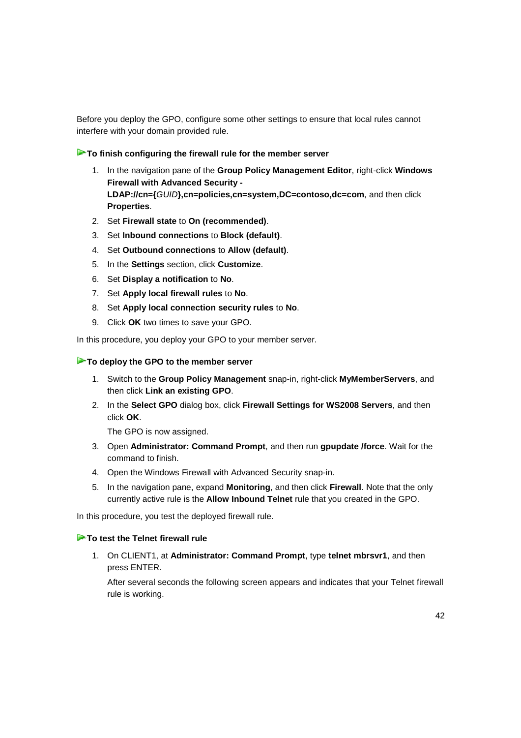Before you deploy the GPO, configure some other settings to ensure that local rules cannot interfere with your domain provided rule.

**To finish configuring the firewall rule for the member server**

1. In the navigation pane of the **Group Policy Management Editor**, right-click **Windows Firewall with Advanced Security - LDAP://cn={***GUID***},cn=policies,cn=system,DC=contoso,dc=com**, and then click **Properties**.
2. Set **Firewall state** to **On (recommended)**.
3. Set **Inbound connections** to **Block (default)**.
4. Set **Outbound connections** to **Allow (default)**.
5. In the **Settings** section, click **Customize**.
6. Set **Display a notification** to **No**.
7. Set **Apply local firewall rules** to **No**.
8. Set **Apply local connection security rules** to **No**.
9. Click **OK** two times to save your GPO.

In this procedure, you deploy your GPO to your member server.

**To deploy the GPO to the member server**

1. Switch to the **Group Policy Management** snap-in, right-click **MyMemberServers**, and then click **Link an existing GPO**.
2. In the **Select GPO** dialog box, click **Firewall Settings for WS2008 Servers**, and then click **OK**.

   The GPO is now assigned.
3. Open **Administrator: Command Prompt**, and then run **gpupdate /force**. Wait for the command to finish.
4. Open the Windows Firewall with Advanced Security snap-in.
5. In the navigation pane, expand **Monitoring**, and then click **Firewall**. Note that the only currently active rule is the **Allow Inbound Telnet** rule that you created in the GPO.

In this procedure, you test the deployed firewall rule.

**To test the Telnet firewall rule**

1. On CLIENT1, at **Administrator: Command Prompt**, type **telnet mbrsvr1**, and then press ENTER.

   After several seconds the following screen appears and indicates that your Telnet firewall rule is working.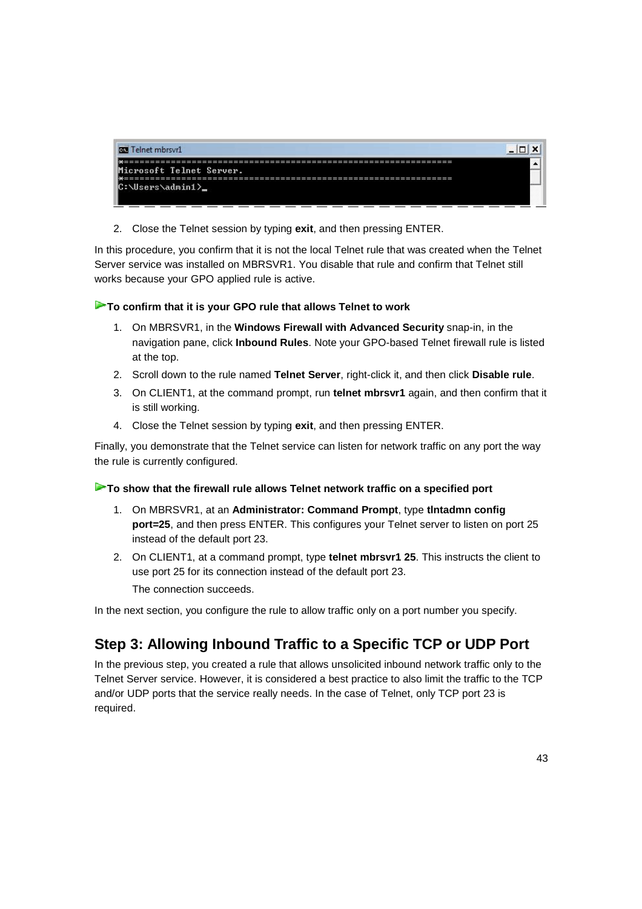```
Telnet mbrsvr1
*===============================================================
Microsoft Telnet Server.
*===============================================================
C:\Users\admin1>_
```

2. Close the Telnet session by typing **exit**, and then pressing ENTER.

In this procedure, you confirm that it is not the local Telnet rule that was created when the Telnet Server service was installed on MBRSVR1. You disable that rule and confirm that Telnet still works because your GPO applied rule is active.

**To confirm that it is your GPO rule that allows Telnet to work**

1. On MBRSVR1, in the **Windows Firewall with Advanced Security** snap-in, in the navigation pane, click **Inbound Rules**. Note your GPO-based Telnet firewall rule is listed at the top.
2. Scroll down to the rule named **Telnet Server**, right-click it, and then click **Disable rule**.
3. On CLIENT1, at the command prompt, run **telnet mbrsvr1** again, and then confirm that it is still working.
4. Close the Telnet session by typing **exit**, and then pressing ENTER.

Finally, you demonstrate that the Telnet service can listen for network traffic on any port the way the rule is currently configured.

**To show that the firewall rule allows Telnet network traffic on a specified port**

1. On MBRSVR1, at an **Administrator: Command Prompt**, type **tlntadmn config port=25**, and then press ENTER. This configures your Telnet server to listen on port 25 instead of the default port 23.
2. On CLIENT1, at a command prompt, type **telnet mbrsvr1 25**. This instructs the client to use port 25 for its connection instead of the default port 23.

   The connection succeeds.

In the next section, you configure the rule to allow traffic only on a port number you specify.

## Step 3: Allowing Inbound Traffic to a Specific TCP or UDP Port

In the previous step, you created a rule that allows unsolicited inbound network traffic only to the Telnet Server service. However, it is considered a best practice to also limit the traffic to the TCP and/or UDP ports that the service really needs. In the case of Telnet, only TCP port 23 is required.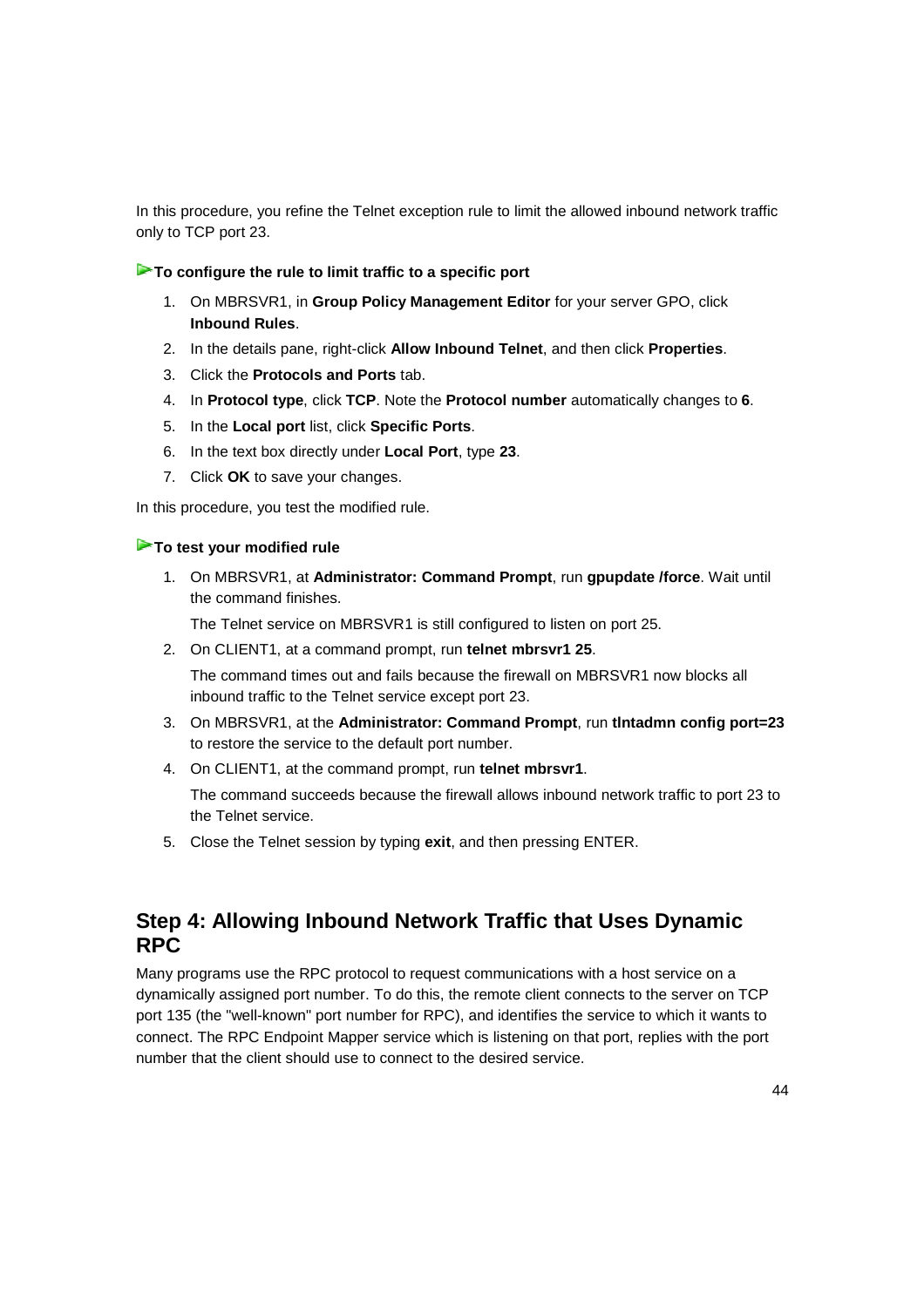In this procedure, you refine the Telnet exception rule to limit the allowed inbound network traffic only to TCP port 23.

**To configure the rule to limit traffic to a specific port**

1. On MBRSVR1, in **Group Policy Management Editor** for your server GPO, click **Inbound Rules**.
2. In the details pane, right-click **Allow Inbound Telnet**, and then click **Properties**.
3. Click the **Protocols and Ports** tab.
4. In **Protocol type**, click **TCP**. Note the **Protocol number** automatically changes to **6**.
5. In the **Local port** list, click **Specific Ports**.
6. In the text box directly under **Local Port**, type **23**.
7. Click **OK** to save your changes.

In this procedure, you test the modified rule.

**To test your modified rule**

1. On MBRSVR1, at **Administrator: Command Prompt**, run **gpupdate /force**. Wait until the command finishes.

   The Telnet service on MBRSVR1 is still configured to listen on port 25.

2. On CLIENT1, at a command prompt, run **telnet mbrsvr1 25**.

   The command times out and fails because the firewall on MBRSVR1 now blocks all inbound traffic to the Telnet service except port 23.

3. On MBRSVR1, at the **Administrator: Command Prompt**, run **tlntadmn config port=23** to restore the service to the default port number.
4. On CLIENT1, at the command prompt, run **telnet mbrsvr1**.

   The command succeeds because the firewall allows inbound network traffic to port 23 to the Telnet service.

5. Close the Telnet session by typing **exit**, and then pressing ENTER.

## Step 4: Allowing Inbound Network Traffic that Uses Dynamic RPC

Many programs use the RPC protocol to request communications with a host service on a dynamically assigned port number. To do this, the remote client connects to the server on TCP port 135 (the "well-known" port number for RPC), and identifies the service to which it wants to connect. The RPC Endpoint Mapper service which is listening on that port, replies with the port number that the client should use to connect to the desired service.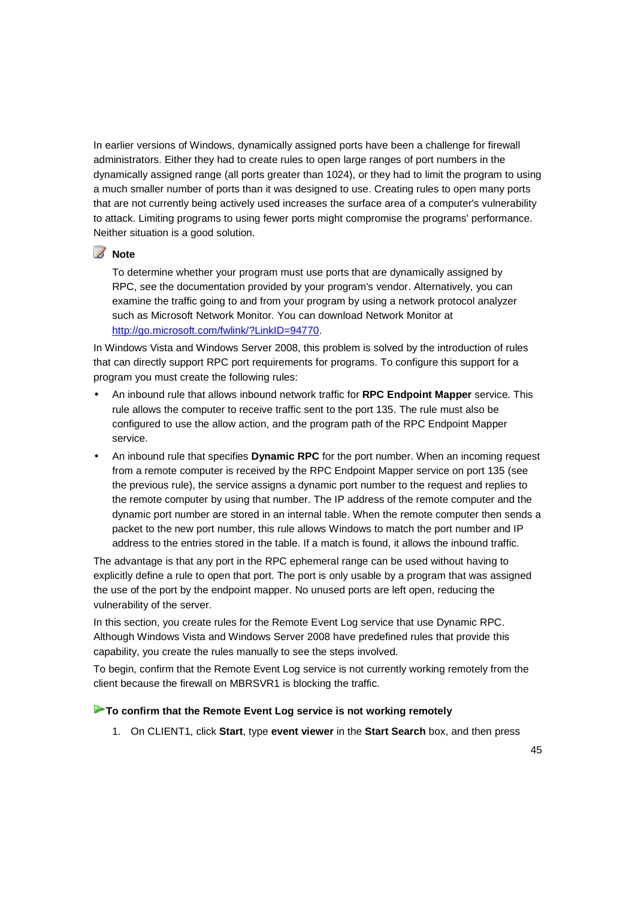In earlier versions of Windows, dynamically assigned ports have been a challenge for firewall administrators. Either they had to create rules to open large ranges of port numbers in the dynamically assigned range (all ports greater than 1024), or they had to limit the program to using a much smaller number of ports than it was designed to use. Creating rules to open many ports that are not currently being actively used increases the surface area of a computer's vulnerability to attack. Limiting programs to using fewer ports might compromise the programs' performance. Neither situation is a good solution.

**Note**

> To determine whether your program must use ports that are dynamically assigned by RPC, see the documentation provided by your program's vendor. Alternatively, you can examine the traffic going to and from your program by using a network protocol analyzer such as Microsoft Network Monitor. You can download Network Monitor at [http://go.microsoft.com/fwlink/?LinkID=94770](http://go.microsoft.com/fwlink/?LinkID=94770).

In Windows Vista and Windows Server 2008, this problem is solved by the introduction of rules that can directly support RPC port requirements for programs. To configure this support for a program you must create the following rules:

- An inbound rule that allows inbound network traffic for **RPC Endpoint Mapper** service. This rule allows the computer to receive traffic sent to the port 135. The rule must also be configured to use the allow action, and the program path of the RPC Endpoint Mapper service.
- An inbound rule that specifies **Dynamic RPC** for the port number. When an incoming request from a remote computer is received by the RPC Endpoint Mapper service on port 135 (see the previous rule), the service assigns a dynamic port number to the request and replies to the remote computer by using that number. The IP address of the remote computer and the dynamic port number are stored in an internal table. When the remote computer then sends a packet to the new port number, this rule allows Windows to match the port number and IP address to the entries stored in the table. If a match is found, it allows the inbound traffic.

The advantage is that any port in the RPC ephemeral range can be used without having to explicitly define a rule to open that port. The port is only usable by a program that was assigned the use of the port by the endpoint mapper. No unused ports are left open, reducing the vulnerability of the server.

In this section, you create rules for the Remote Event Log service that use Dynamic RPC. Although Windows Vista and Windows Server 2008 have predefined rules that provide this capability, you create the rules manually to see the steps involved.

To begin, confirm that the Remote Event Log service is not currently working remotely from the client because the firewall on MBRSVR1 is blocking the traffic.

**To confirm that the Remote Event Log service is not working remotely**

1. On CLIENT1, click **Start**, type **event viewer** in the **Start Search** box, and then press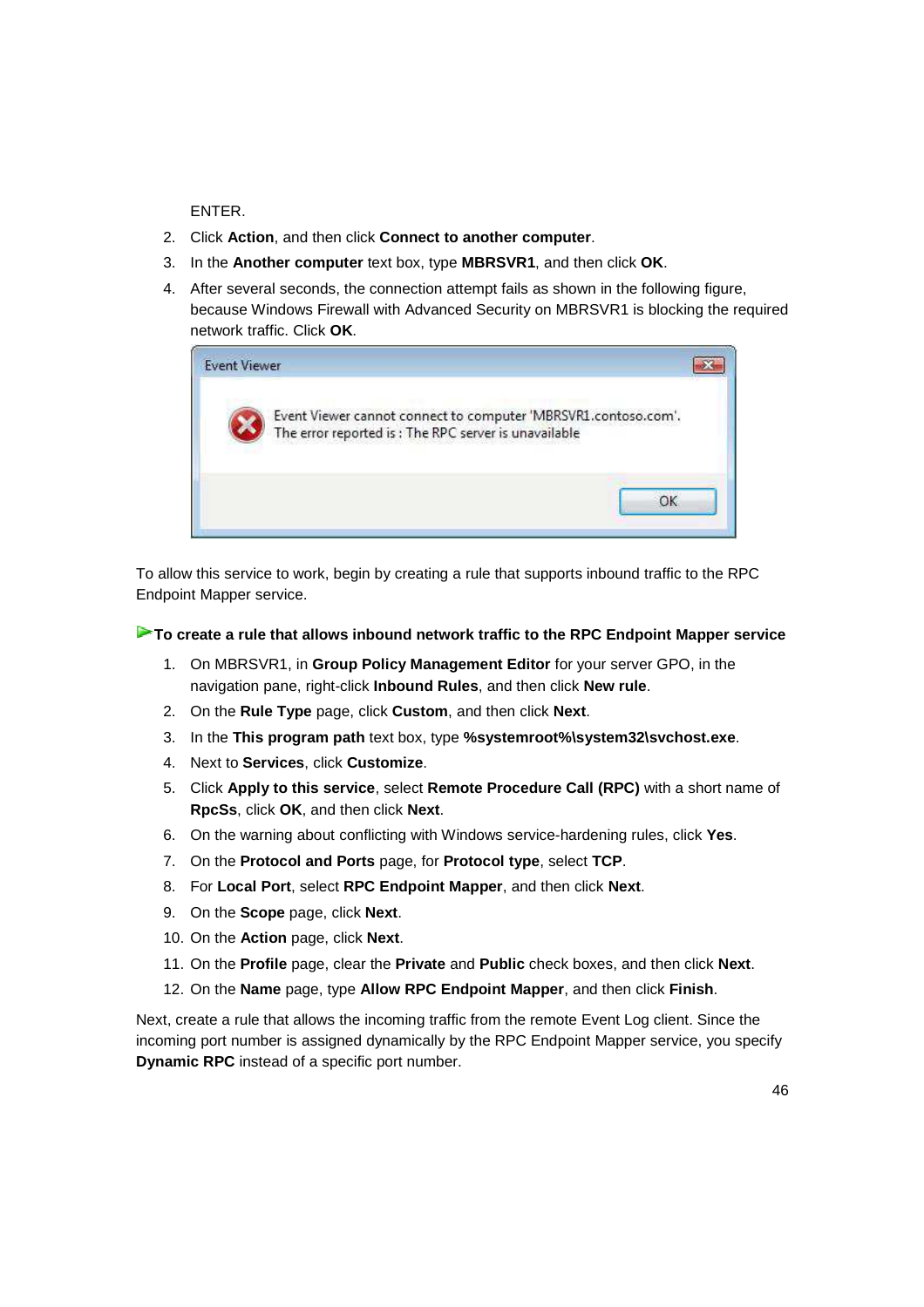ENTER.

2. Click **Action**, and then click **Connect to another computer**.
3. In the **Another computer** text box, type **MBRSVR1**, and then click **OK**.
4. After several seconds, the connection attempt fails as shown in the following figure, because Windows Firewall with Advanced Security on MBRSVR1 is blocking the required network traffic. Click **OK**.

Event Viewer

Event Viewer cannot connect to computer 'MBRSVR1.contoso.com'.
The error reported is : The RPC server is unavailable

OK

To allow this service to work, begin by creating a rule that supports inbound traffic to the RPC Endpoint Mapper service.

**To create a rule that allows inbound network traffic to the RPC Endpoint Mapper service**

1. On MBRSVR1, in **Group Policy Management Editor** for your server GPO, in the navigation pane, right-click **Inbound Rules**, and then click **New rule**.
2. On the **Rule Type** page, click **Custom**, and then click **Next**.
3. In the **This program path** text box, type **%systemroot%\system32\svchost.exe**.
4. Next to **Services**, click **Customize**.
5. Click **Apply to this service**, select **Remote Procedure Call (RPC)** with a short name of **RpcSs**, click **OK**, and then click **Next**.
6. On the warning about conflicting with Windows service-hardening rules, click **Yes**.
7. On the **Protocol and Ports** page, for **Protocol type**, select **TCP**.
8. For **Local Port**, select **RPC Endpoint Mapper**, and then click **Next**.
9. On the **Scope** page, click **Next**.
10. On the **Action** page, click **Next**.
11. On the **Profile** page, clear the **Private** and **Public** check boxes, and then click **Next**.
12. On the **Name** page, type **Allow RPC Endpoint Mapper**, and then click **Finish**.

Next, create a rule that allows the incoming traffic from the remote Event Log client. Since the incoming port number is assigned dynamically by the RPC Endpoint Mapper service, you specify **Dynamic RPC** instead of a specific port number.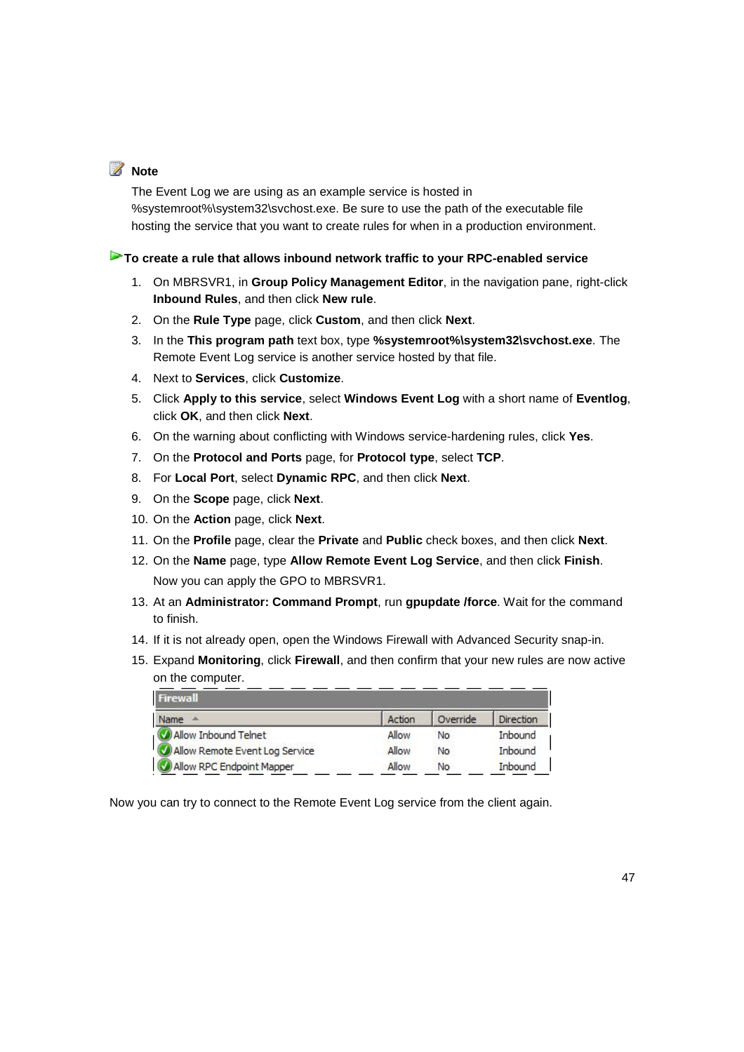**Note**

The Event Log we are using as an example service is hosted in %systemroot%\system32\svchost.exe. Be sure to use the path of the executable file hosting the service that you want to create rules for when in a production environment.

**To create a rule that allows inbound network traffic to your RPC-enabled service**

1. On MBRSVR1, in **Group Policy Management Editor**, in the navigation pane, right-click **Inbound Rules**, and then click **New rule**.
2. On the **Rule Type** page, click **Custom**, and then click **Next**.
3. In the **This program path** text box, type **%systemroot%\system32\svchost.exe**. The Remote Event Log service is another service hosted by that file.
4. Next to **Services**, click **Customize**.
5. Click **Apply to this service**, select **Windows Event Log** with a short name of **Eventlog**, click **OK**, and then click **Next**.
6. On the warning about conflicting with Windows service-hardening rules, click **Yes**.
7. On the **Protocol and Ports** page, for **Protocol type**, select **TCP**.
8. For **Local Port**, select **Dynamic RPC**, and then click **Next**.
9. On the **Scope** page, click **Next**.
10. On the **Action** page, click **Next**.
11. On the **Profile** page, clear the **Private** and **Public** check boxes, and then click **Next**.
12. On the **Name** page, type **Allow Remote Event Log Service**, and then click **Finish**.

    Now you can apply the GPO to MBRSVR1.
13. At an **Administrator: Command Prompt**, run **gpupdate /force**. Wait for the command to finish.
14. If it is not already open, open the Windows Firewall with Advanced Security snap-in.
15. Expand **Monitoring**, click **Firewall**, and then confirm that your new rules are now active on the computer.

**Firewall**

| Name | Action | Override | Direction |
|---|---|---|---|
| Allow Inbound Telnet | Allow | No | Inbound |
| Allow Remote Event Log Service | Allow | No | Inbound |
| Allow RPC Endpoint Mapper | Allow | No | Inbound |

Now you can try to connect to the Remote Event Log service from the client again.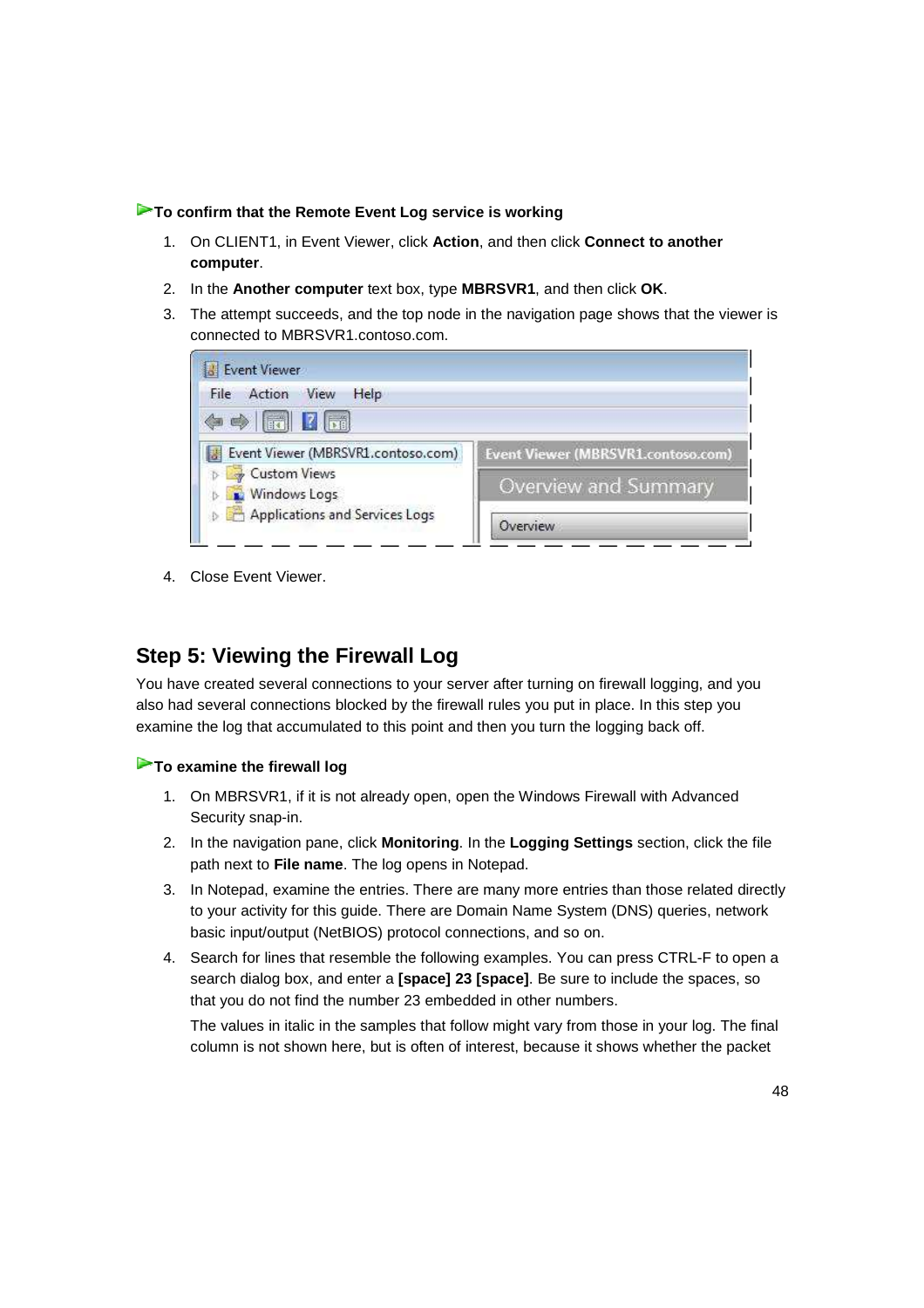**To confirm that the Remote Event Log service is working**

1. On CLIENT1, in Event Viewer, click **Action**, and then click **Connect to another computer**.
2. In the **Another computer** text box, type **MBRSVR1**, and then click **OK**.
3. The attempt succeeds, and the top node in the navigation page shows that the viewer is connected to MBRSVR1.contoso.com.
4. Close Event Viewer.

## Step 5: Viewing the Firewall Log

You have created several connections to your server after turning on firewall logging, and you also had several connections blocked by the firewall rules you put in place. In this step you examine the log that accumulated to this point and then you turn the logging back off.

**To examine the firewall log**

1. On MBRSVR1, if it is not already open, open the Windows Firewall with Advanced Security snap-in.
2. In the navigation pane, click **Monitoring**. In the **Logging Settings** section, click the file path next to **File name**. The log opens in Notepad.
3. In Notepad, examine the entries. There are many more entries than those related directly to your activity for this guide. There are Domain Name System (DNS) queries, network basic input/output (NetBIOS) protocol connections, and so on.
4. Search for lines that resemble the following examples. You can press CTRL-F to open a search dialog box, and enter a **[space] 23 [space]**. Be sure to include the spaces, so that you do not find the number 23 embedded in other numbers.

   The values in italic in the samples that follow might vary from those in your log. The final column is not shown here, but is often of interest, because it shows whether the packet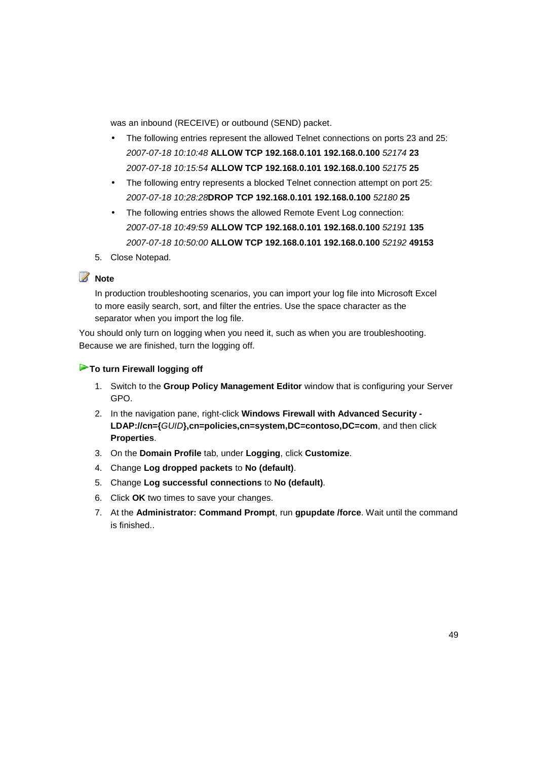was an inbound (RECEIVE) or outbound (SEND) packet.

- The following entries represent the allowed Telnet connections on ports 23 and 25:
  *2007-07-18 10:10:48* **ALLOW TCP 192.168.0.101 192.168.0.100** *52174* **23**
  *2007-07-18 10:15:54* **ALLOW TCP 192.168.0.101 192.168.0.100** *52175* **25**
- The following entry represents a blocked Telnet connection attempt on port 25:
  *2007-07-18 10:28:28***DROP TCP 192.168.0.101 192.168.0.100** *52180* **25**
- The following entries shows the allowed Remote Event Log connection:
  *2007-07-18 10:49:59* **ALLOW TCP 192.168.0.101 192.168.0.100** *52191* **135**
  *2007-07-18 10:50:00* **ALLOW TCP 192.168.0.101 192.168.0.100** *52192* **49153**

5. Close Notepad.

**Note**

In production troubleshooting scenarios, you can import your log file into Microsoft Excel to more easily search, sort, and filter the entries. Use the space character as the separator when you import the log file.

You should only turn on logging when you need it, such as when you are troubleshooting. Because we are finished, turn the logging off.

**To turn Firewall logging off**

1. Switch to the **Group Policy Management Editor** window that is configuring your Server GPO.
2. In the navigation pane, right-click **Windows Firewall with Advanced Security - LDAP://cn={***GUID***},cn=policies,cn=system,DC=contoso,DC=com**, and then click **Properties**.
3. On the **Domain Profile** tab, under **Logging**, click **Customize**.
4. Change **Log dropped packets** to **No (default)**.
5. Change **Log successful connections** to **No (default)**.
6. Click **OK** two times to save your changes.
7. At the **Administrator: Command Prompt**, run **gpupdate /force**. Wait until the command is finished..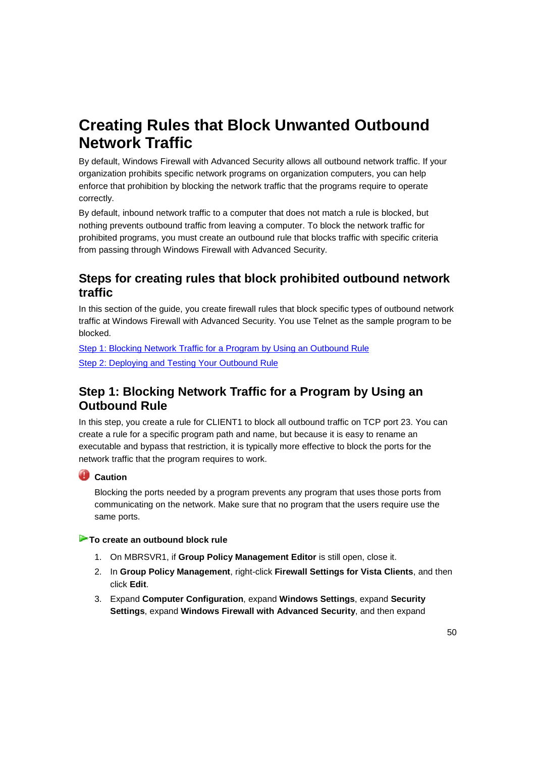# Creating Rules that Block Unwanted Outbound Network Traffic

By default, Windows Firewall with Advanced Security allows all outbound network traffic. If your organization prohibits specific network programs on organization computers, you can help enforce that prohibition by blocking the network traffic that the programs require to operate correctly.

By default, inbound network traffic to a computer that does not match a rule is blocked, but nothing prevents outbound traffic from leaving a computer. To block the network traffic for prohibited programs, you must create an outbound rule that blocks traffic with specific criteria from passing through Windows Firewall with Advanced Security.

## Steps for creating rules that block prohibited outbound network traffic

In this section of the guide, you create firewall rules that block specific types of outbound network traffic at Windows Firewall with Advanced Security. You use Telnet as the sample program to be blocked.

Step 1: Blocking Network Traffic for a Program by Using an Outbound Rule

Step 2: Deploying and Testing Your Outbound Rule

## Step 1: Blocking Network Traffic for a Program by Using an Outbound Rule

In this step, you create a rule for CLIENT1 to block all outbound traffic on TCP port 23. You can create a rule for a specific program path and name, but because it is easy to rename an executable and bypass that restriction, it is typically more effective to block the ports for the network traffic that the program requires to work.

**Caution**

Blocking the ports needed by a program prevents any program that uses those ports from communicating on the network. Make sure that no program that the users require use the same ports.

**To create an outbound block rule**

1. On MBRSVR1, if **Group Policy Management Editor** is still open, close it.
2. In **Group Policy Management**, right-click **Firewall Settings for Vista Clients**, and then click **Edit**.
3. Expand **Computer Configuration**, expand **Windows Settings**, expand **Security Settings**, expand **Windows Firewall with Advanced Security**, and then expand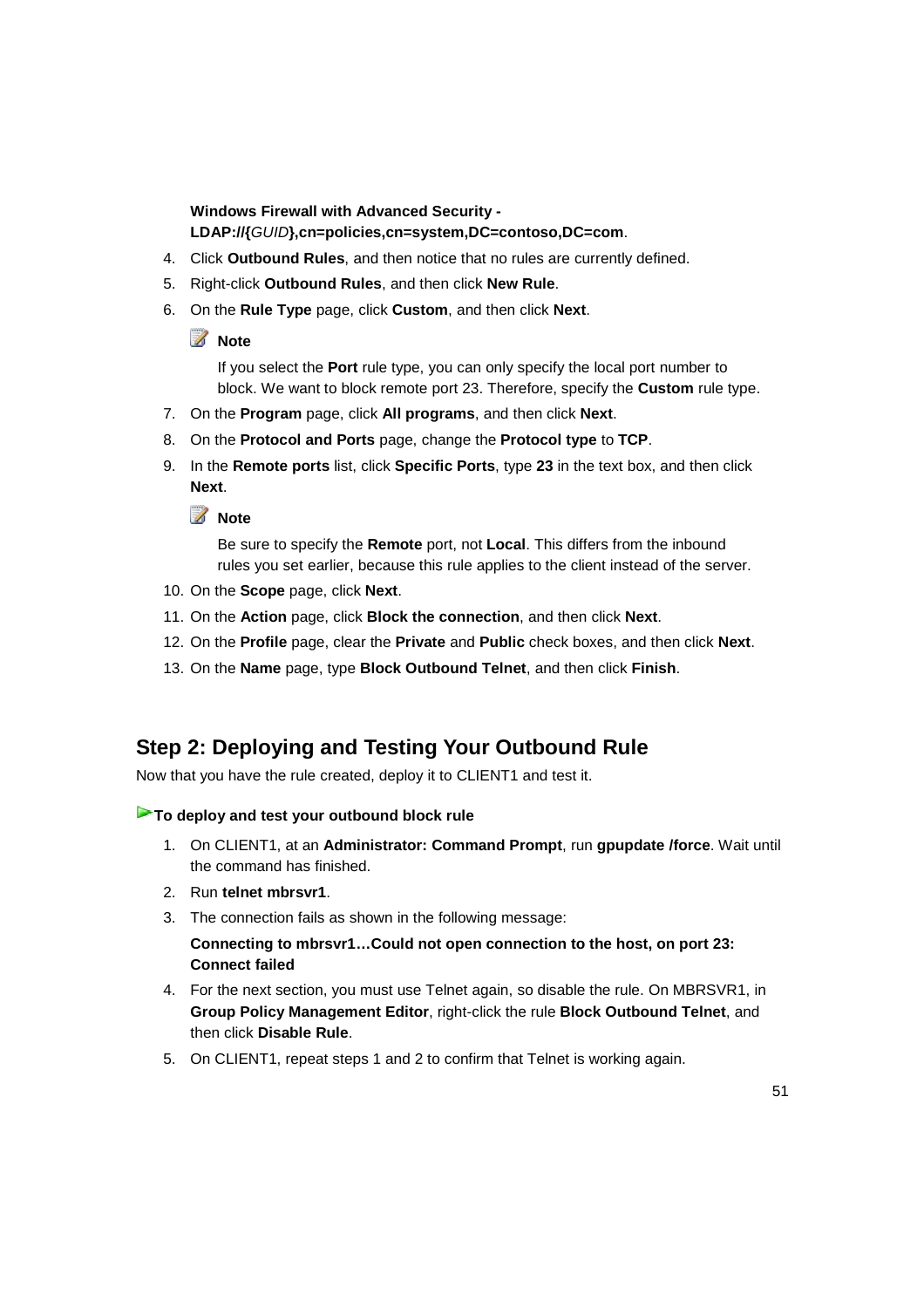**Windows Firewall with Advanced Security - LDAP://{*GUID*},cn=policies,cn=system,DC=contoso,DC=com**.

4. Click **Outbound Rules**, and then notice that no rules are currently defined.
5. Right-click **Outbound Rules**, and then click **New Rule**.
6. On the **Rule Type** page, click **Custom**, and then click **Next**.

   **Note**

   If you select the **Port** rule type, you can only specify the local port number to block. We want to block remote port 23. Therefore, specify the **Custom** rule type.

7. On the **Program** page, click **All programs**, and then click **Next**.
8. On the **Protocol and Ports** page, change the **Protocol type** to **TCP**.
9. In the **Remote ports** list, click **Specific Ports**, type **23** in the text box, and then click **Next**.

   **Note**

   Be sure to specify the **Remote** port, not **Local**. This differs from the inbound rules you set earlier, because this rule applies to the client instead of the server.

10. On the **Scope** page, click **Next**.
11. On the **Action** page, click **Block the connection**, and then click **Next**.
12. On the **Profile** page, clear the **Private** and **Public** check boxes, and then click **Next**.
13. On the **Name** page, type **Block Outbound Telnet**, and then click **Finish**.

## Step 2: Deploying and Testing Your Outbound Rule

Now that you have the rule created, deploy it to CLIENT1 and test it.

**To deploy and test your outbound block rule**

1. On CLIENT1, at an **Administrator: Command Prompt**, run **gpupdate /force**. Wait until the command has finished.
2. Run **telnet mbrsvr1**.
3. The connection fails as shown in the following message:

   **Connecting to mbrsvr1…Could not open connection to the host, on port 23: Connect failed**

4. For the next section, you must use Telnet again, so disable the rule. On MBRSVR1, in **Group Policy Management Editor**, right-click the rule **Block Outbound Telnet**, and then click **Disable Rule**.
5. On CLIENT1, repeat steps 1 and 2 to confirm that Telnet is working again.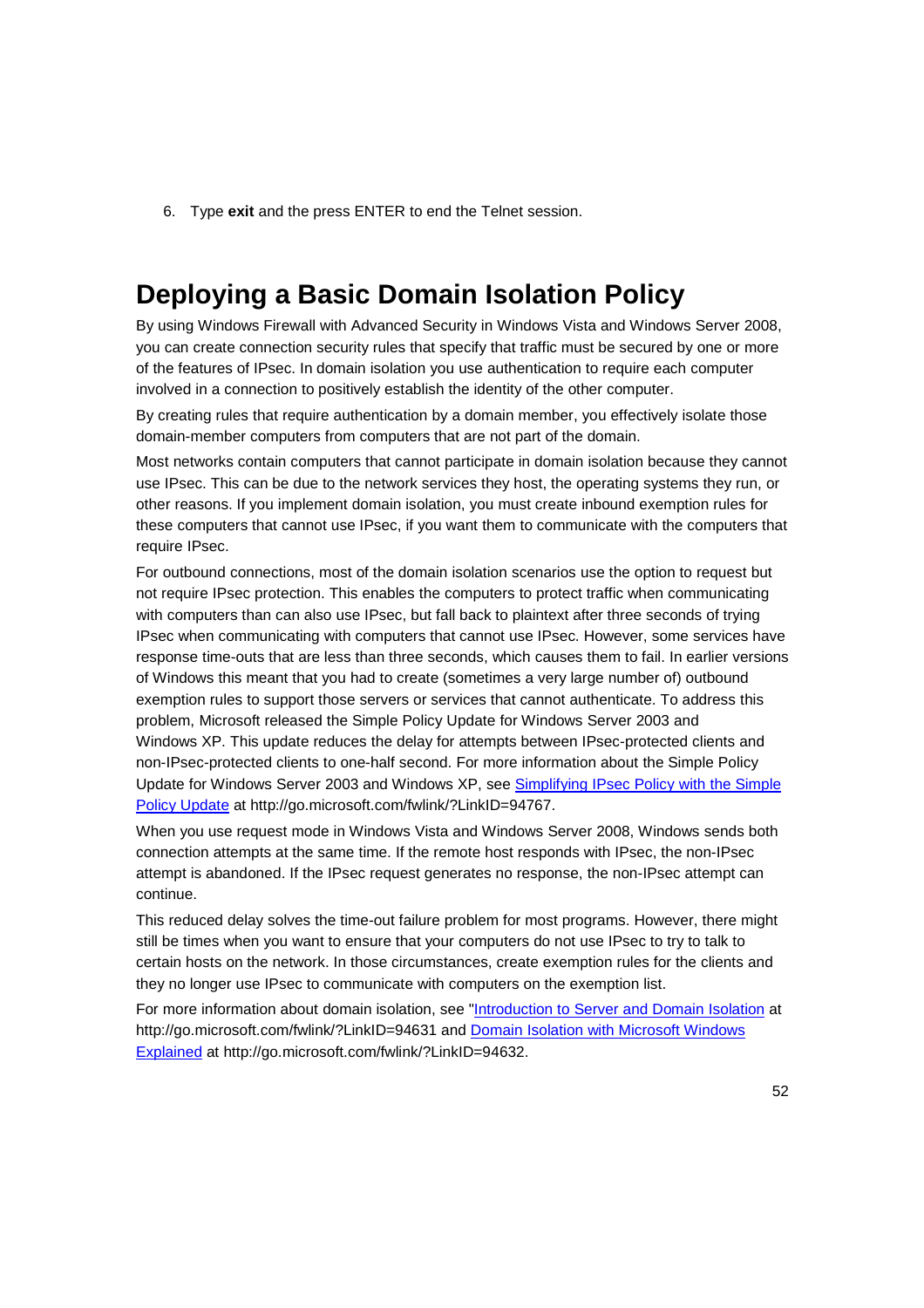6. Type **exit** and the press ENTER to end the Telnet session.

# Deploying a Basic Domain Isolation Policy

By using Windows Firewall with Advanced Security in Windows Vista and Windows Server 2008, you can create connection security rules that specify that traffic must be secured by one or more of the features of IPsec. In domain isolation you use authentication to require each computer involved in a connection to positively establish the identity of the other computer.

By creating rules that require authentication by a domain member, you effectively isolate those domain-member computers from computers that are not part of the domain.

Most networks contain computers that cannot participate in domain isolation because they cannot use IPsec. This can be due to the network services they host, the operating systems they run, or other reasons. If you implement domain isolation, you must create inbound exemption rules for these computers that cannot use IPsec, if you want them to communicate with the computers that require IPsec.

For outbound connections, most of the domain isolation scenarios use the option to request but not require IPsec protection. This enables the computers to protect traffic when communicating with computers than can also use IPsec, but fall back to plaintext after three seconds of trying IPsec when communicating with computers that cannot use IPsec. However, some services have response time-outs that are less than three seconds, which causes them to fail. In earlier versions of Windows this meant that you had to create (sometimes a very large number of) outbound exemption rules to support those servers or services that cannot authenticate. To address this problem, Microsoft released the Simple Policy Update for Windows Server 2003 and Windows XP. This update reduces the delay for attempts between IPsec-protected clients and non-IPsec-protected clients to one-half second. For more information about the Simple Policy Update for Windows Server 2003 and Windows XP, see [Simplifying IPsec Policy with the Simple Policy Update](http://go.microsoft.com/fwlink/?LinkID=94767) at http://go.microsoft.com/fwlink/?LinkID=94767.

When you use request mode in Windows Vista and Windows Server 2008, Windows sends both connection attempts at the same time. If the remote host responds with IPsec, the non-IPsec attempt is abandoned. If the IPsec request generates no response, the non-IPsec attempt can continue.

This reduced delay solves the time-out failure problem for most programs. However, there might still be times when you want to ensure that your computers do not use IPsec to try to talk to certain hosts on the network. In those circumstances, create exemption rules for the clients and they no longer use IPsec to communicate with computers on the exemption list.

For more information about domain isolation, see "[Introduction to Server and Domain Isolation](http://go.microsoft.com/fwlink/?LinkID=94631) at http://go.microsoft.com/fwlink/?LinkID=94631 and [Domain Isolation with Microsoft Windows Explained](http://go.microsoft.com/fwlink/?LinkID=94632) at http://go.microsoft.com/fwlink/?LinkID=94632.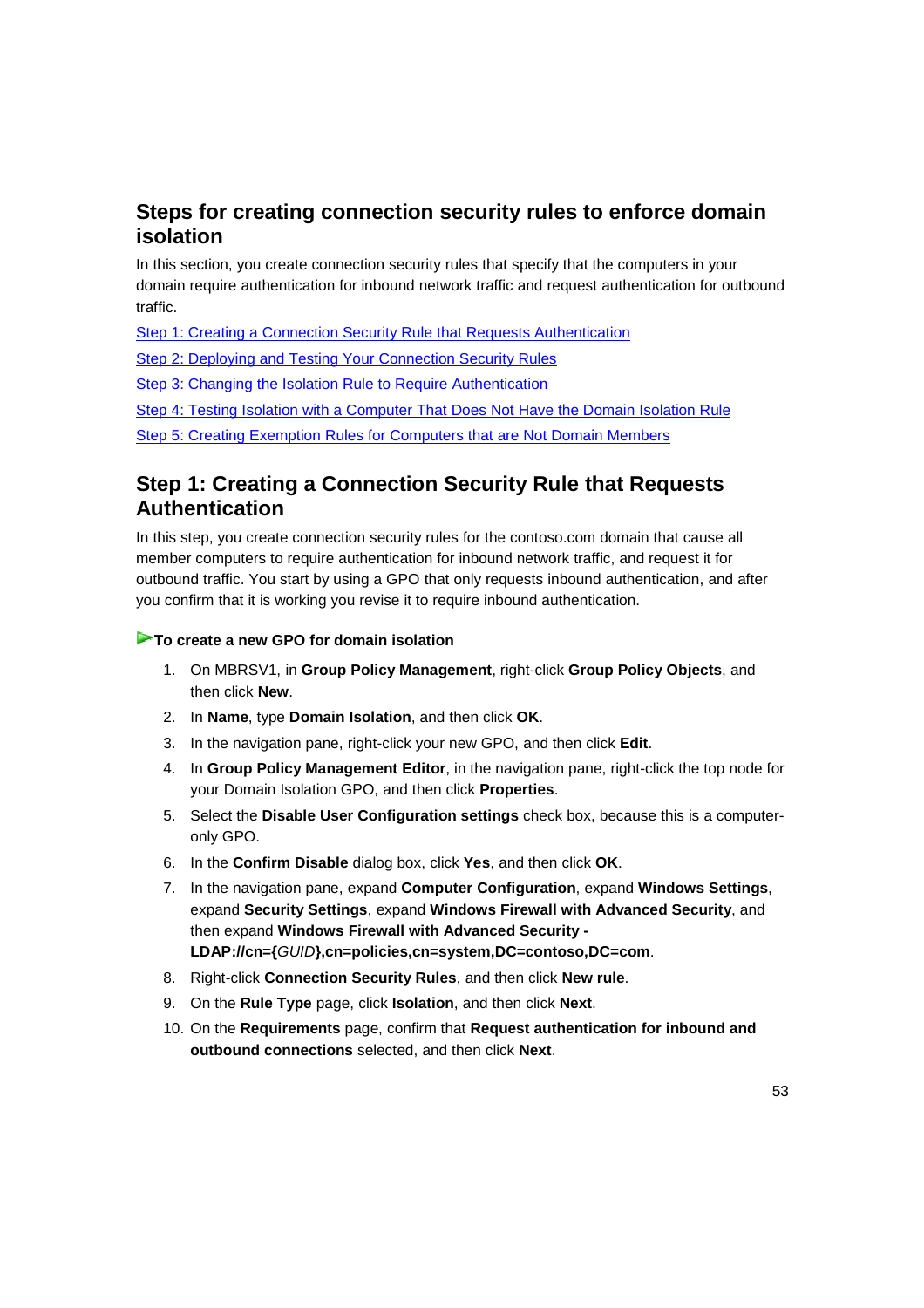## Steps for creating connection security rules to enforce domain isolation

In this section, you create connection security rules that specify that the computers in your domain require authentication for inbound network traffic and request authentication for outbound traffic.

Step 1: Creating a Connection Security Rule that Requests Authentication

Step 2: Deploying and Testing Your Connection Security Rules

Step 3: Changing the Isolation Rule to Require Authentication

Step 4: Testing Isolation with a Computer That Does Not Have the Domain Isolation Rule

Step 5: Creating Exemption Rules for Computers that are Not Domain Members

## Step 1: Creating a Connection Security Rule that Requests Authentication

In this step, you create connection security rules for the contoso.com domain that cause all member computers to require authentication for inbound network traffic, and request it for outbound traffic. You start by using a GPO that only requests inbound authentication, and after you confirm that it is working you revise it to require inbound authentication.

**To create a new GPO for domain isolation**

1. On MBRSV1, in **Group Policy Management**, right-click **Group Policy Objects**, and then click **New**.
2. In **Name**, type **Domain Isolation**, and then click **OK**.
3. In the navigation pane, right-click your new GPO, and then click **Edit**.
4. In **Group Policy Management Editor**, in the navigation pane, right-click the top node for your Domain Isolation GPO, and then click **Properties**.
5. Select the **Disable User Configuration settings** check box, because this is a computer-only GPO.
6. In the **Confirm Disable** dialog box, click **Yes**, and then click **OK**.
7. In the navigation pane, expand **Computer Configuration**, expand **Windows Settings**, expand **Security Settings**, expand **Windows Firewall with Advanced Security**, and then expand **Windows Firewall with Advanced Security - LDAP://cn={*GUID*},cn=policies,cn=system,DC=contoso,DC=com**.
8. Right-click **Connection Security Rules**, and then click **New rule**.
9. On the **Rule Type** page, click **Isolation**, and then click **Next**.
10. On the **Requirements** page, confirm that **Request authentication for inbound and outbound connections** selected, and then click **Next**.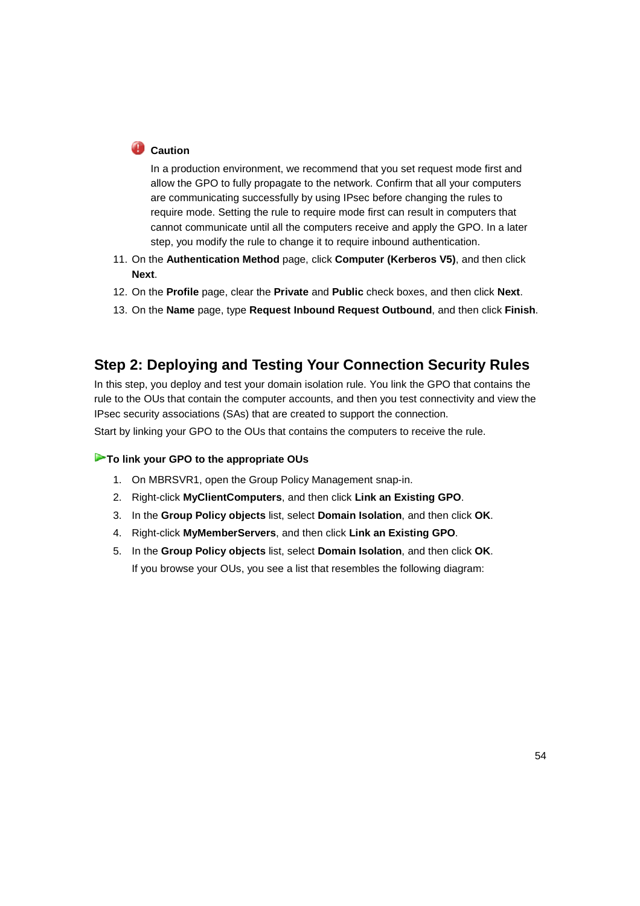> **Caution**
>
> In a production environment, we recommend that you set request mode first and allow the GPO to fully propagate to the network. Confirm that all your computers are communicating successfully by using IPsec before changing the rules to require mode. Setting the rule to require mode first can result in computers that cannot communicate until all the computers receive and apply the GPO. In a later step, you modify the rule to change it to require inbound authentication.

11. On the **Authentication Method** page, click **Computer (Kerberos V5)**, and then click **Next**.
12. On the **Profile** page, clear the **Private** and **Public** check boxes, and then click **Next**.
13. On the **Name** page, type **Request Inbound Request Outbound**, and then click **Finish**.

## Step 2: Deploying and Testing Your Connection Security Rules

In this step, you deploy and test your domain isolation rule. You link the GPO that contains the rule to the OUs that contain the computer accounts, and then you test connectivity and view the IPsec security associations (SAs) that are created to support the connection.

Start by linking your GPO to the OUs that contains the computers to receive the rule.

**To link your GPO to the appropriate OUs**

1. On MBRSVR1, open the Group Policy Management snap-in.
2. Right-click **MyClientComputers**, and then click **Link an Existing GPO**.
3. In the **Group Policy objects** list, select **Domain Isolation**, and then click **OK**.
4. Right-click **MyMemberServers**, and then click **Link an Existing GPO**.
5. In the **Group Policy objects** list, select **Domain Isolation**, and then click **OK**.

   If you browse your OUs, you see a list that resembles the following diagram: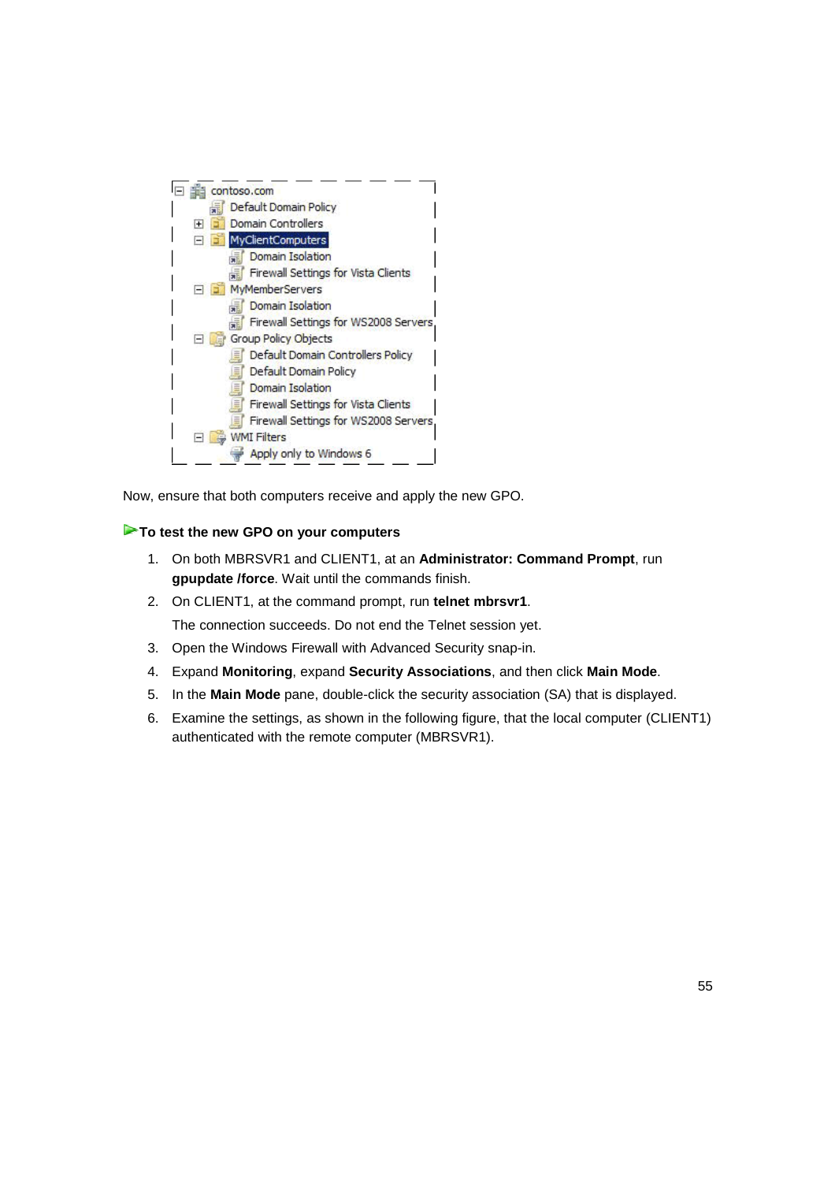```
contoso.com
    Default Domain Policy
    Domain Controllers
    MyClientComputers
        Domain Isolation
        Firewall Settings for Vista Clients
    MyMemberServers
        Domain Isolation
        Firewall Settings for WS2008 Servers
    Group Policy Objects
        Default Domain Controllers Policy
        Default Domain Policy
        Domain Isolation
        Firewall Settings for Vista Clients
        Firewall Settings for WS2008 Servers
    WMI Filters
        Apply only to Windows 6
```

Now, ensure that both computers receive and apply the new GPO.

**To test the new GPO on your computers**

1. On both MBRSVR1 and CLIENT1, at an **Administrator: Command Prompt**, run **gpupdate /force**. Wait until the commands finish.
2. On CLIENT1, at the command prompt, run **telnet mbrsvr1**.

   The connection succeeds. Do not end the Telnet session yet.
3. Open the Windows Firewall with Advanced Security snap-in.
4. Expand **Monitoring**, expand **Security Associations**, and then click **Main Mode**.
5. In the **Main Mode** pane, double-click the security association (SA) that is displayed.
6. Examine the settings, as shown in the following figure, that the local computer (CLIENT1) authenticated with the remote computer (MBRSVR1).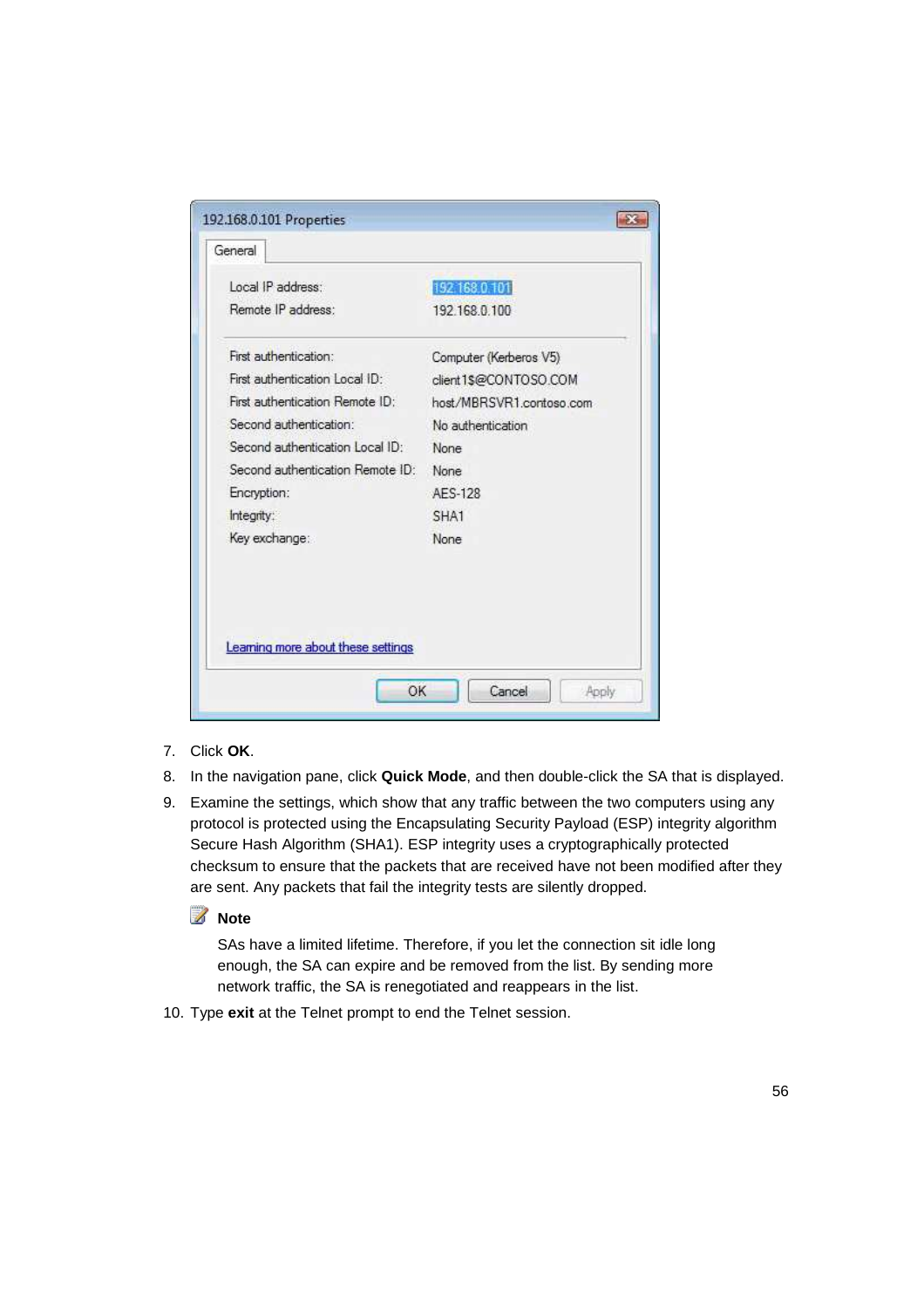7. Click **OK**.
8. In the navigation pane, click **Quick Mode**, and then double-click the SA that is displayed.
9. Examine the settings, which show that any traffic between the two computers using any protocol is protected using the Encapsulating Security Payload (ESP) integrity algorithm Secure Hash Algorithm (SHA1). ESP integrity uses a cryptographically protected checksum to ensure that the packets that are received have not been modified after they are sent. Any packets that fail the integrity tests are silently dropped.

   **Note**

   SAs have a limited lifetime. Therefore, if you let the connection sit idle long enough, the SA can expire and be removed from the list. By sending more network traffic, the SA is renegotiated and reappears in the list.

10. Type **exit** at the Telnet prompt to end the Telnet session.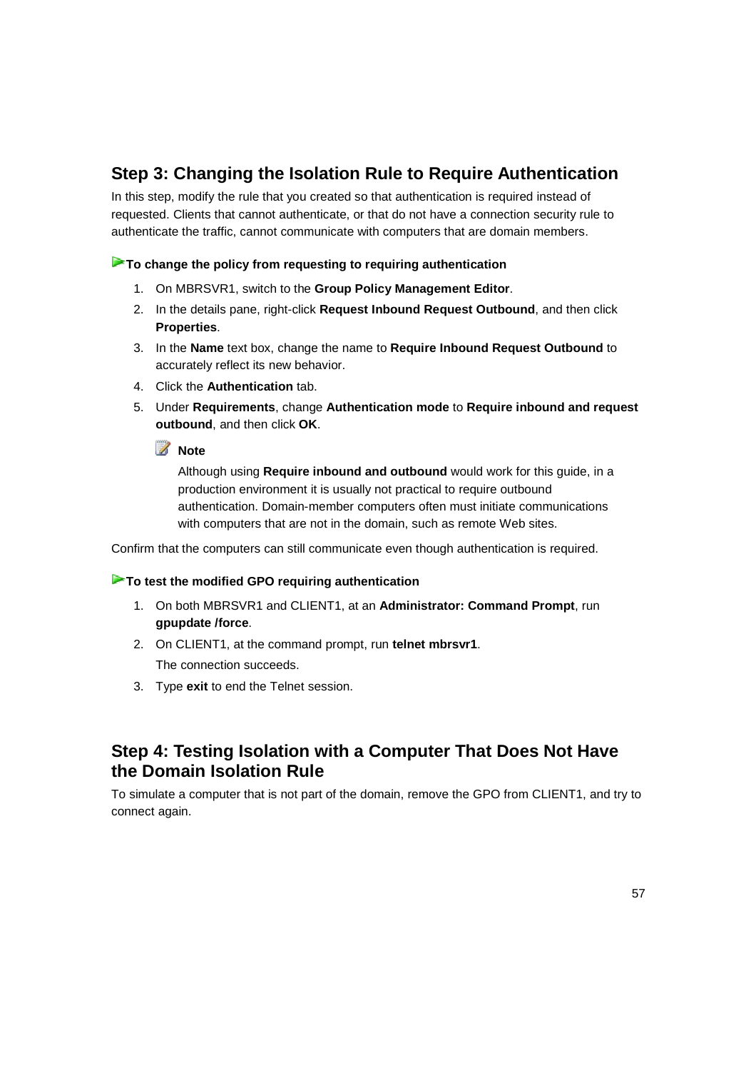## Step 3: Changing the Isolation Rule to Require Authentication

In this step, modify the rule that you created so that authentication is required instead of requested. Clients that cannot authenticate, or that do not have a connection security rule to authenticate the traffic, cannot communicate with computers that are domain members.

**To change the policy from requesting to requiring authentication**

1. On MBRSVR1, switch to the **Group Policy Management Editor**.
2. In the details pane, right-click **Request Inbound Request Outbound**, and then click **Properties**.
3. In the **Name** text box, change the name to **Require Inbound Request Outbound** to accurately reflect its new behavior.
4. Click the **Authentication** tab.
5. Under **Requirements**, change **Authentication mode** to **Require inbound and request outbound**, and then click **OK**.

   **Note**

   Although using **Require inbound and outbound** would work for this guide, in a production environment it is usually not practical to require outbound authentication. Domain-member computers often must initiate communications with computers that are not in the domain, such as remote Web sites.

Confirm that the computers can still communicate even though authentication is required.

**To test the modified GPO requiring authentication**

1. On both MBRSVR1 and CLIENT1, at an **Administrator: Command Prompt**, run **gpupdate /force**.
2. On CLIENT1, at the command prompt, run **telnet mbrsvr1**.

   The connection succeeds.
3. Type **exit** to end the Telnet session.

## Step 4: Testing Isolation with a Computer That Does Not Have the Domain Isolation Rule

To simulate a computer that is not part of the domain, remove the GPO from CLIENT1, and try to connect again.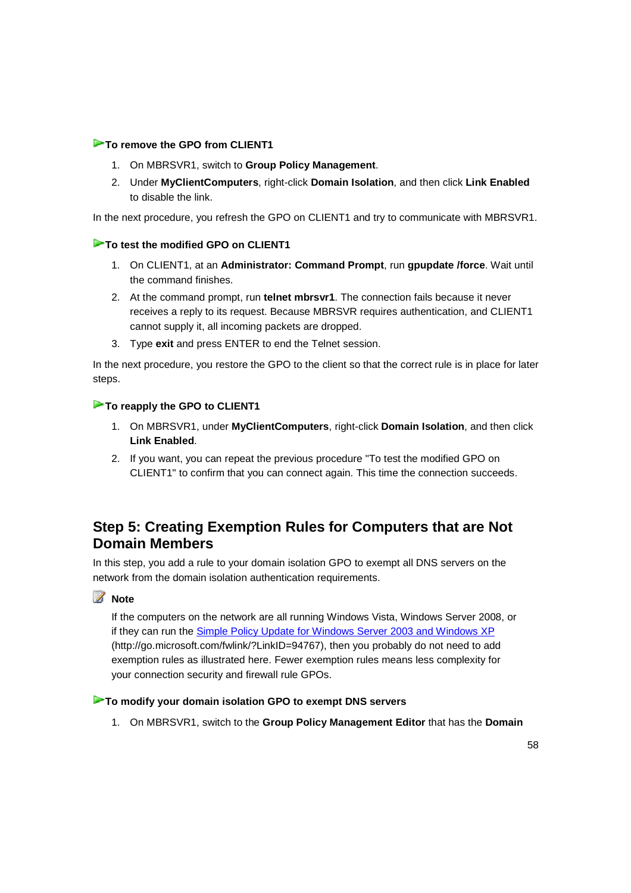**To remove the GPO from CLIENT1**

1. On MBRSVR1, switch to **Group Policy Management**.
2. Under **MyClientComputers**, right-click **Domain Isolation**, and then click **Link Enabled** to disable the link.

In the next procedure, you refresh the GPO on CLIENT1 and try to communicate with MBRSVR1.

**To test the modified GPO on CLIENT1**

1. On CLIENT1, at an **Administrator: Command Prompt**, run **gpupdate /force**. Wait until the command finishes.
2. At the command prompt, run **telnet mbrsvr1**. The connection fails because it never receives a reply to its request. Because MBRSVR requires authentication, and CLIENT1 cannot supply it, all incoming packets are dropped.
3. Type **exit** and press ENTER to end the Telnet session.

In the next procedure, you restore the GPO to the client so that the correct rule is in place for later steps.

**To reapply the GPO to CLIENT1**

1. On MBRSVR1, under **MyClientComputers**, right-click **Domain Isolation**, and then click **Link Enabled**.
2. If you want, you can repeat the previous procedure "To test the modified GPO on CLIENT1" to confirm that you can connect again. This time the connection succeeds.

## Step 5: Creating Exemption Rules for Computers that are Not Domain Members

In this step, you add a rule to your domain isolation GPO to exempt all DNS servers on the network from the domain isolation authentication requirements.

**Note**

If the computers on the network are all running Windows Vista, Windows Server 2008, or if they can run the [Simple Policy Update for Windows Server 2003 and Windows XP](http://go.microsoft.com/fwlink/?LinkID=94767) (http://go.microsoft.com/fwlink/?LinkID=94767), then you probably do not need to add exemption rules as illustrated here. Fewer exemption rules means less complexity for your connection security and firewall rule GPOs.

**To modify your domain isolation GPO to exempt DNS servers**

1. On MBRSVR1, switch to the **Group Policy Management Editor** that has the **Domain**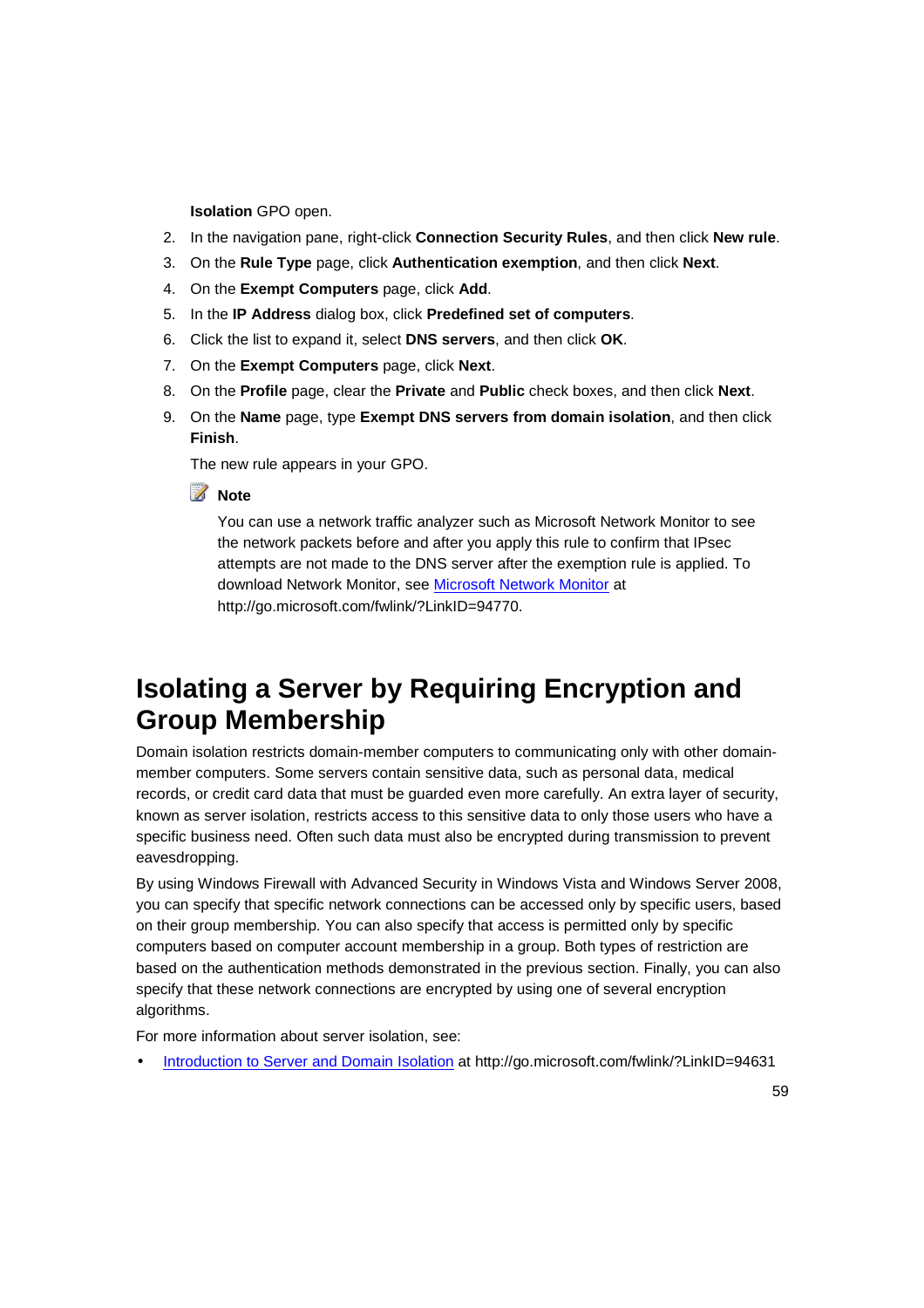**Isolation** GPO open.

2. In the navigation pane, right-click **Connection Security Rules**, and then click **New rule**.
3. On the **Rule Type** page, click **Authentication exemption**, and then click **Next**.
4. On the **Exempt Computers** page, click **Add**.
5. In the **IP Address** dialog box, click **Predefined set of computers**.
6. Click the list to expand it, select **DNS servers**, and then click **OK**.
7. On the **Exempt Computers** page, click **Next**.
8. On the **Profile** page, clear the **Private** and **Public** check boxes, and then click **Next**.
9. On the **Name** page, type **Exempt DNS servers from domain isolation**, and then click **Finish**.

   The new rule appears in your GPO.

   **Note**

   You can use a network traffic analyzer such as Microsoft Network Monitor to see the network packets before and after you apply this rule to confirm that IPsec attempts are not made to the DNS server after the exemption rule is applied. To download Network Monitor, see Microsoft Network Monitor at http://go.microsoft.com/fwlink/?LinkID=94770.

# Isolating a Server by Requiring Encryption and Group Membership

Domain isolation restricts domain-member computers to communicating only with other domain-member computers. Some servers contain sensitive data, such as personal data, medical records, or credit card data that must be guarded even more carefully. An extra layer of security, known as server isolation, restricts access to this sensitive data to only those users who have a specific business need. Often such data must also be encrypted during transmission to prevent eavesdropping.

By using Windows Firewall with Advanced Security in Windows Vista and Windows Server 2008, you can specify that specific network connections can be accessed only by specific users, based on their group membership. You can also specify that access is permitted only by specific computers based on computer account membership in a group. Both types of restriction are based on the authentication methods demonstrated in the previous section. Finally, you can also specify that these network connections are encrypted by using one of several encryption algorithms.

For more information about server isolation, see:

- Introduction to Server and Domain Isolation at http://go.microsoft.com/fwlink/?LinkID=94631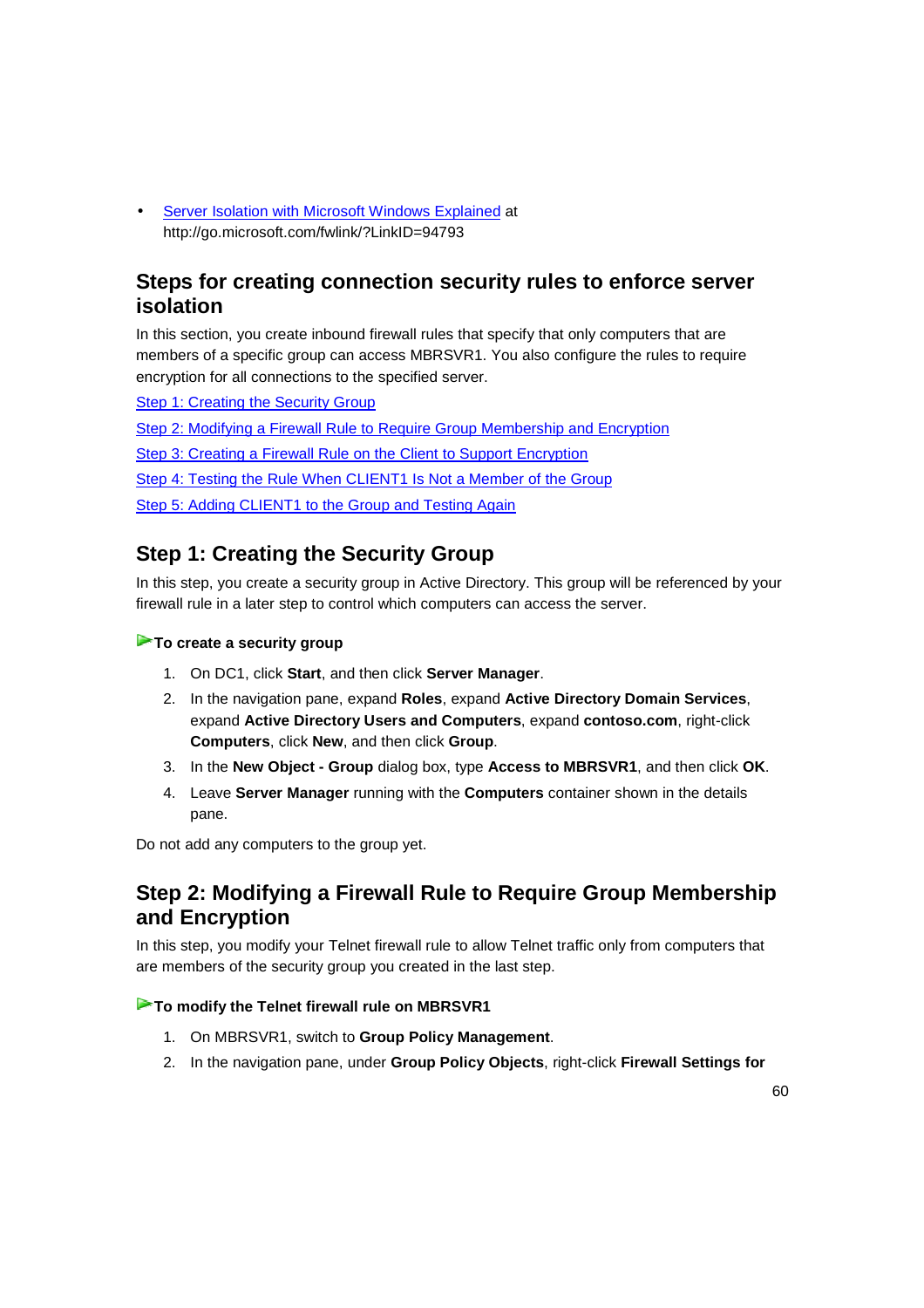- Server Isolation with Microsoft Windows Explained at http://go.microsoft.com/fwlink/?LinkID=94793

## Steps for creating connection security rules to enforce server isolation

In this section, you create inbound firewall rules that specify that only computers that are members of a specific group can access MBRSVR1. You also configure the rules to require encryption for all connections to the specified server.

Step 1: Creating the Security Group

Step 2: Modifying a Firewall Rule to Require Group Membership and Encryption

Step 3: Creating a Firewall Rule on the Client to Support Encryption

Step 4: Testing the Rule When CLIENT1 Is Not a Member of the Group

Step 5: Adding CLIENT1 to the Group and Testing Again

## Step 1: Creating the Security Group

In this step, you create a security group in Active Directory. This group will be referenced by your firewall rule in a later step to control which computers can access the server.

**To create a security group**

1. On DC1, click **Start**, and then click **Server Manager**.
2. In the navigation pane, expand **Roles**, expand **Active Directory Domain Services**, expand **Active Directory Users and Computers**, expand **contoso.com**, right-click **Computers**, click **New**, and then click **Group**.
3. In the **New Object - Group** dialog box, type **Access to MBRSVR1**, and then click **OK**.
4. Leave **Server Manager** running with the **Computers** container shown in the details pane.

Do not add any computers to the group yet.

## Step 2: Modifying a Firewall Rule to Require Group Membership and Encryption

In this step, you modify your Telnet firewall rule to allow Telnet traffic only from computers that are members of the security group you created in the last step.

**To modify the Telnet firewall rule on MBRSVR1**

1. On MBRSVR1, switch to **Group Policy Management**.
2. In the navigation pane, under **Group Policy Objects**, right-click **Firewall Settings for**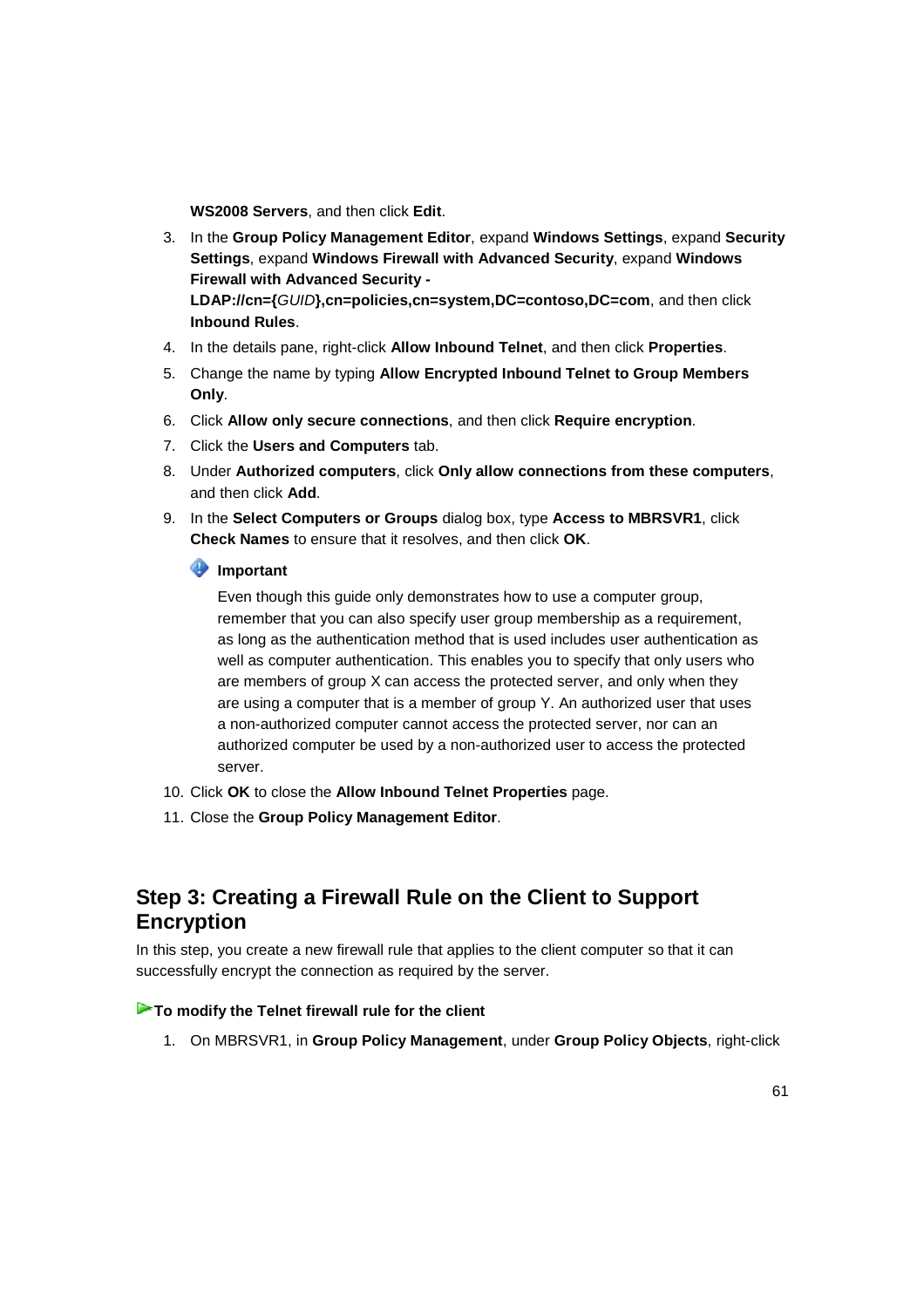**WS2008 Servers**, and then click **Edit**.

3. In the **Group Policy Management Editor**, expand **Windows Settings**, expand **Security Settings**, expand **Windows Firewall with Advanced Security**, expand **Windows Firewall with Advanced Security - LDAP://cn={*GUID*},cn=policies,cn=system,DC=contoso,DC=com**, and then click **Inbound Rules**.
4. In the details pane, right-click **Allow Inbound Telnet**, and then click **Properties**.
5. Change the name by typing **Allow Encrypted Inbound Telnet to Group Members Only**.
6. Click **Allow only secure connections**, and then click **Require encryption**.
7. Click the **Users and Computers** tab.
8. Under **Authorized computers**, click **Only allow connections from these computers**, and then click **Add**.
9. In the **Select Computers or Groups** dialog box, type **Access to MBRSVR1**, click **Check Names** to ensure that it resolves, and then click **OK**.

   **Important**

   Even though this guide only demonstrates how to use a computer group, remember that you can also specify user group membership as a requirement, as long as the authentication method that is used includes user authentication as well as computer authentication. This enables you to specify that only users who are members of group X can access the protected server, and only when they are using a computer that is a member of group Y. An authorized user that uses a non-authorized computer cannot access the protected server, nor can an authorized computer be used by a non-authorized user to access the protected server.

10. Click **OK** to close the **Allow Inbound Telnet Properties** page.
11. Close the **Group Policy Management Editor**.

## Step 3: Creating a Firewall Rule on the Client to Support Encryption

In this step, you create a new firewall rule that applies to the client computer so that it can successfully encrypt the connection as required by the server.

**To modify the Telnet firewall rule for the client**

1. On MBRSVR1, in **Group Policy Management**, under **Group Policy Objects**, right-click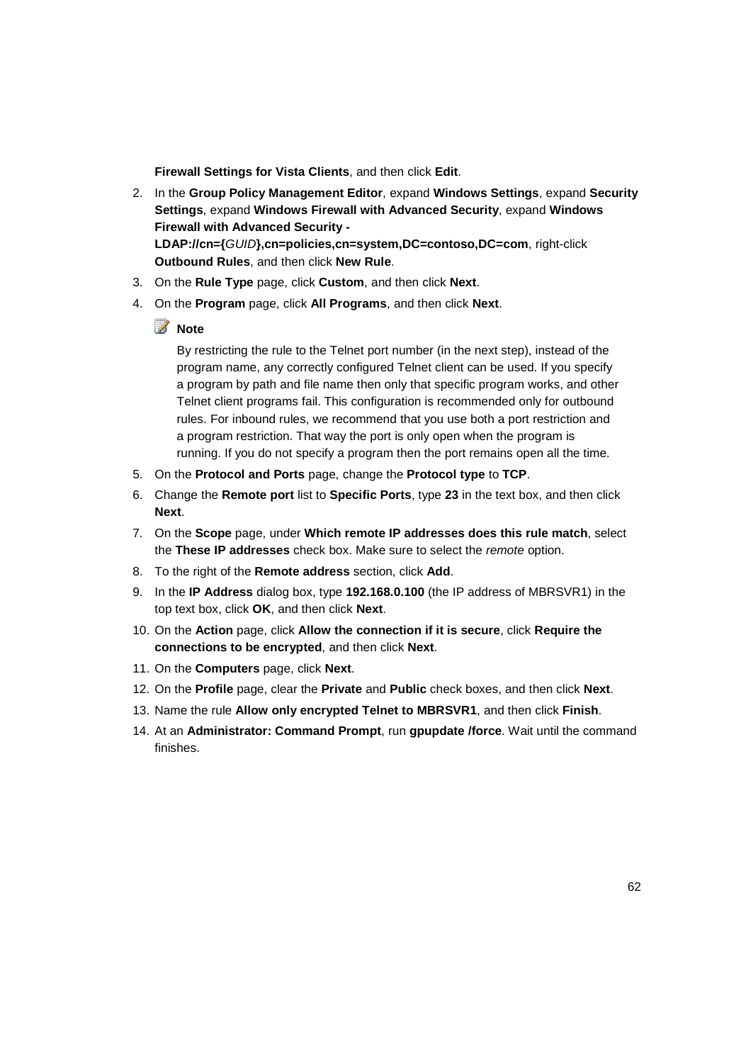**Firewall Settings for Vista Clients**, and then click **Edit**.

2. In the **Group Policy Management Editor**, expand **Windows Settings**, expand **Security Settings**, expand **Windows Firewall with Advanced Security**, expand **Windows Firewall with Advanced Security - LDAP://cn={*GUID*},cn=policies,cn=system,DC=contoso,DC=com**, right-click **Outbound Rules**, and then click **New Rule**.
3. On the **Rule Type** page, click **Custom**, and then click **Next**.
4. On the **Program** page, click **All Programs**, and then click **Next**.

   **Note**

   By restricting the rule to the Telnet port number (in the next step), instead of the program name, any correctly configured Telnet client can be used. If you specify a program by path and file name then only that specific program works, and other Telnet client programs fail. This configuration is recommended only for outbound rules. For inbound rules, we recommend that you use both a port restriction and a program restriction. That way the port is only open when the program is running. If you do not specify a program then the port remains open all the time.

5. On the **Protocol and Ports** page, change the **Protocol type** to **TCP**.
6. Change the **Remote port** list to **Specific Ports**, type **23** in the text box, and then click **Next**.
7. On the **Scope** page, under **Which remote IP addresses does this rule match**, select the **These IP addresses** check box. Make sure to select the *remote* option.
8. To the right of the **Remote address** section, click **Add**.
9. In the **IP Address** dialog box, type **192.168.0.100** (the IP address of MBRSVR1) in the top text box, click **OK**, and then click **Next**.
10. On the **Action** page, click **Allow the connection if it is secure**, click **Require the connections to be encrypted**, and then click **Next**.
11. On the **Computers** page, click **Next**.
12. On the **Profile** page, clear the **Private** and **Public** check boxes, and then click **Next**.
13. Name the rule **Allow only encrypted Telnet to MBRSVR1**, and then click **Finish**.
14. At an **Administrator: Command Prompt**, run **gpupdate /force**. Wait until the command finishes.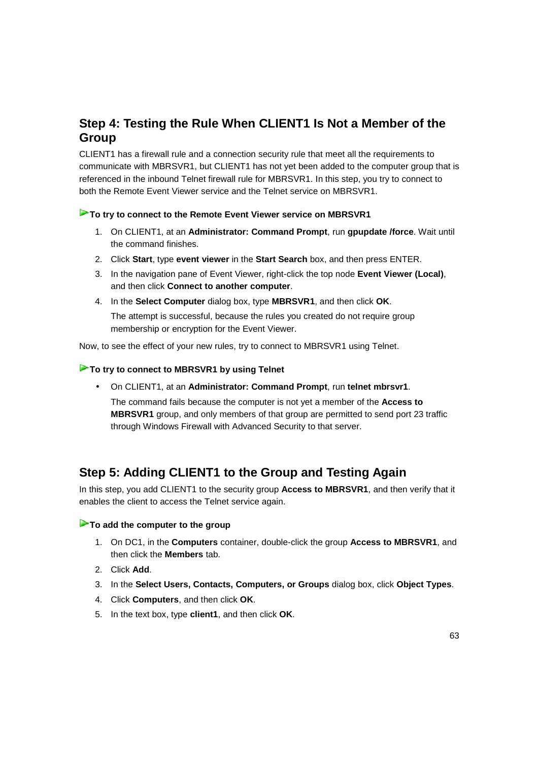## Step 4: Testing the Rule When CLIENT1 Is Not a Member of the Group

CLIENT1 has a firewall rule and a connection security rule that meet all the requirements to communicate with MBRSVR1, but CLIENT1 has not yet been added to the computer group that is referenced in the inbound Telnet firewall rule for MBRSVR1. In this step, you try to connect to both the Remote Event Viewer service and the Telnet service on MBRSVR1.

**To try to connect to the Remote Event Viewer service on MBRSVR1**

1. On CLIENT1, at an **Administrator: Command Prompt**, run **gpupdate /force**. Wait until the command finishes.
2. Click **Start**, type **event viewer** in the **Start Search** box, and then press ENTER.
3. In the navigation pane of Event Viewer, right-click the top node **Event Viewer (Local)**, and then click **Connect to another computer**.
4. In the **Select Computer** dialog box, type **MBRSVR1**, and then click **OK**.

   The attempt is successful, because the rules you created do not require group membership or encryption for the Event Viewer.

Now, to see the effect of your new rules, try to connect to MBRSVR1 using Telnet.

**To try to connect to MBRSVR1 by using Telnet**

- On CLIENT1, at an **Administrator: Command Prompt**, run **telnet mbrsvr1**.

  The command fails because the computer is not yet a member of the **Access to MBRSVR1** group, and only members of that group are permitted to send port 23 traffic through Windows Firewall with Advanced Security to that server.

## Step 5: Adding CLIENT1 to the Group and Testing Again

In this step, you add CLIENT1 to the security group **Access to MBRSVR1**, and then verify that it enables the client to access the Telnet service again.

**To add the computer to the group**

1. On DC1, in the **Computers** container, double-click the group **Access to MBRSVR1**, and then click the **Members** tab.
2. Click **Add**.
3. In the **Select Users, Contacts, Computers, or Groups** dialog box, click **Object Types**.
4. Click **Computers**, and then click **OK**.
5. In the text box, type **client1**, and then click **OK**.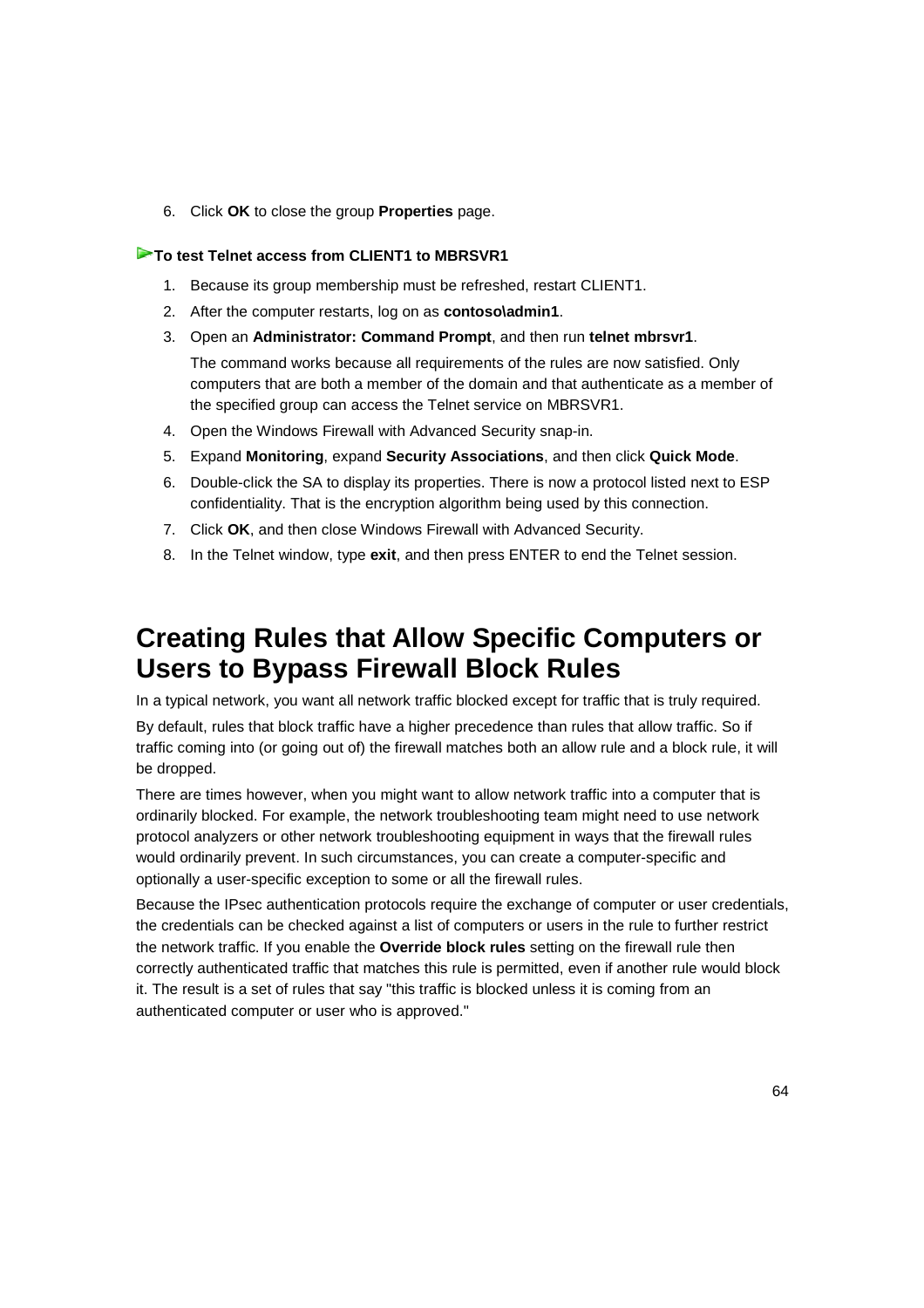6. Click **OK** to close the group **Properties** page.

**To test Telnet access from CLIENT1 to MBRSVR1**

1. Because its group membership must be refreshed, restart CLIENT1.
2. After the computer restarts, log on as **contoso\admin1**.
3. Open an **Administrator: Command Prompt**, and then run **telnet mbrsvr1**.

   The command works because all requirements of the rules are now satisfied. Only computers that are both a member of the domain and that authenticate as a member of the specified group can access the Telnet service on MBRSVR1.

4. Open the Windows Firewall with Advanced Security snap-in.
5. Expand **Monitoring**, expand **Security Associations**, and then click **Quick Mode**.
6. Double-click the SA to display its properties. There is now a protocol listed next to ESP confidentiality. That is the encryption algorithm being used by this connection.
7. Click **OK**, and then close Windows Firewall with Advanced Security.
8. In the Telnet window, type **exit**, and then press ENTER to end the Telnet session.

# Creating Rules that Allow Specific Computers or Users to Bypass Firewall Block Rules

In a typical network, you want all network traffic blocked except for traffic that is truly required.

By default, rules that block traffic have a higher precedence than rules that allow traffic. So if traffic coming into (or going out of) the firewall matches both an allow rule and a block rule, it will be dropped.

There are times however, when you might want to allow network traffic into a computer that is ordinarily blocked. For example, the network troubleshooting team might need to use network protocol analyzers or other network troubleshooting equipment in ways that the firewall rules would ordinarily prevent. In such circumstances, you can create a computer-specific and optionally a user-specific exception to some or all the firewall rules.

Because the IPsec authentication protocols require the exchange of computer or user credentials, the credentials can be checked against a list of computers or users in the rule to further restrict the network traffic. If you enable the **Override block rules** setting on the firewall rule then correctly authenticated traffic that matches this rule is permitted, even if another rule would block it. The result is a set of rules that say "this traffic is blocked unless it is coming from an authenticated computer or user who is approved."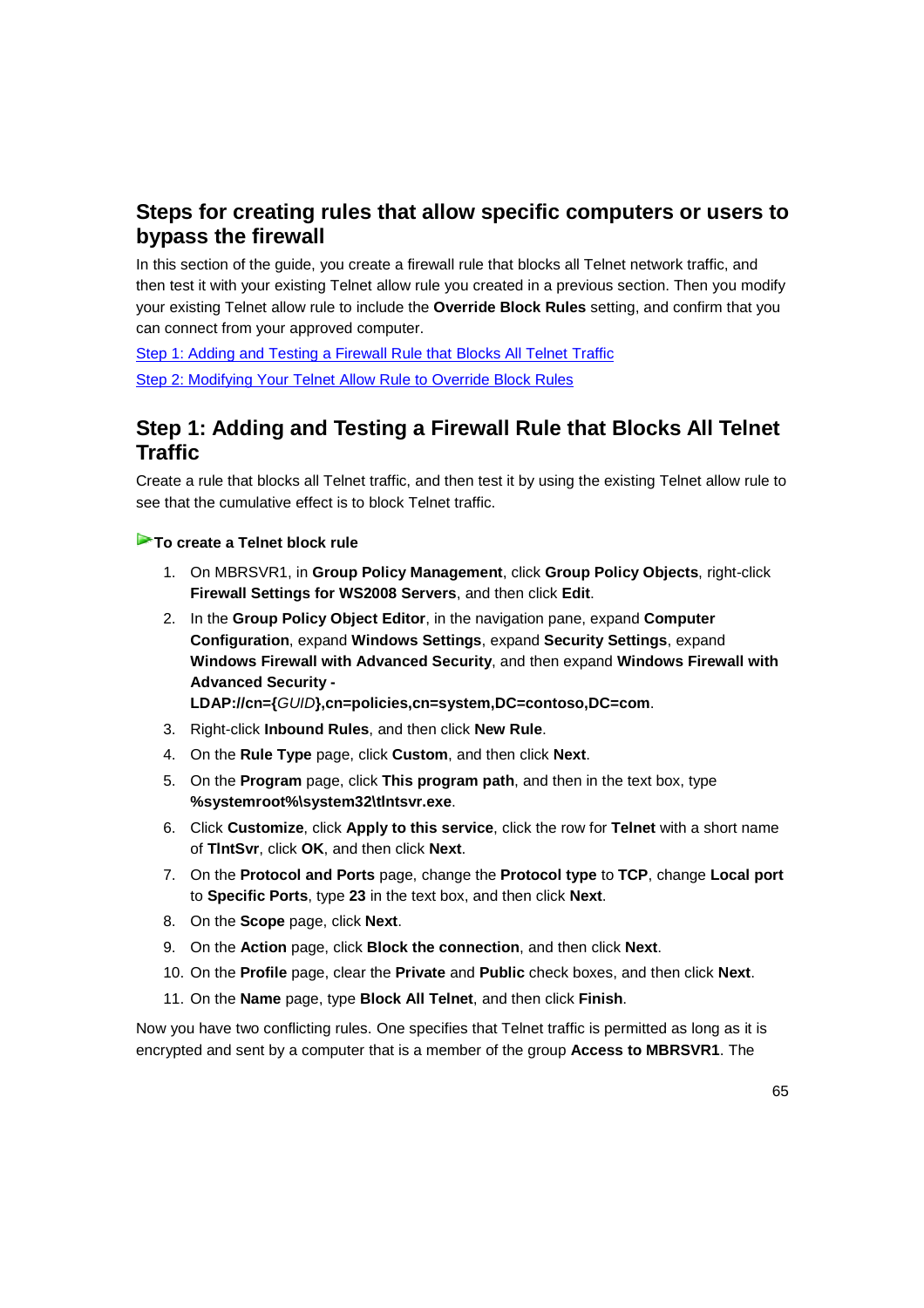## Steps for creating rules that allow specific computers or users to bypass the firewall

In this section of the guide, you create a firewall rule that blocks all Telnet network traffic, and then test it with your existing Telnet allow rule you created in a previous section. Then you modify your existing Telnet allow rule to include the **Override Block Rules** setting, and confirm that you can connect from your approved computer.

[Step 1: Adding and Testing a Firewall Rule that Blocks All Telnet Traffic](#)

[Step 2: Modifying Your Telnet Allow Rule to Override Block Rules](#)

## Step 1: Adding and Testing a Firewall Rule that Blocks All Telnet Traffic

Create a rule that blocks all Telnet traffic, and then test it by using the existing Telnet allow rule to see that the cumulative effect is to block Telnet traffic.

### To create a Telnet block rule

1. On MBRSVR1, in **Group Policy Management**, click **Group Policy Objects**, right-click **Firewall Settings for WS2008 Servers**, and then click **Edit**.
2. In the **Group Policy Object Editor**, in the navigation pane, expand **Computer Configuration**, expand **Windows Settings**, expand **Security Settings**, expand **Windows Firewall with Advanced Security**, and then expand **Windows Firewall with Advanced Security - LDAP://cn={*GUID*},cn=policies,cn=system,DC=contoso,DC=com**.
3. Right-click **Inbound Rules**, and then click **New Rule**.
4. On the **Rule Type** page, click **Custom**, and then click **Next**.
5. On the **Program** page, click **This program path**, and then in the text box, type **%systemroot%\system32\tlntsvr.exe**.
6. Click **Customize**, click **Apply to this service**, click the row for **Telnet** with a short name of **TlntSvr**, click **OK**, and then click **Next**.
7. On the **Protocol and Ports** page, change the **Protocol type** to **TCP**, change **Local port** to **Specific Ports**, type **23** in the text box, and then click **Next**.
8. On the **Scope** page, click **Next**.
9. On the **Action** page, click **Block the connection**, and then click **Next**.
10. On the **Profile** page, clear the **Private** and **Public** check boxes, and then click **Next**.
11. On the **Name** page, type **Block All Telnet**, and then click **Finish**.

Now you have two conflicting rules. One specifies that Telnet traffic is permitted as long as it is encrypted and sent by a computer that is a member of the group **Access to MBRSVR1**. The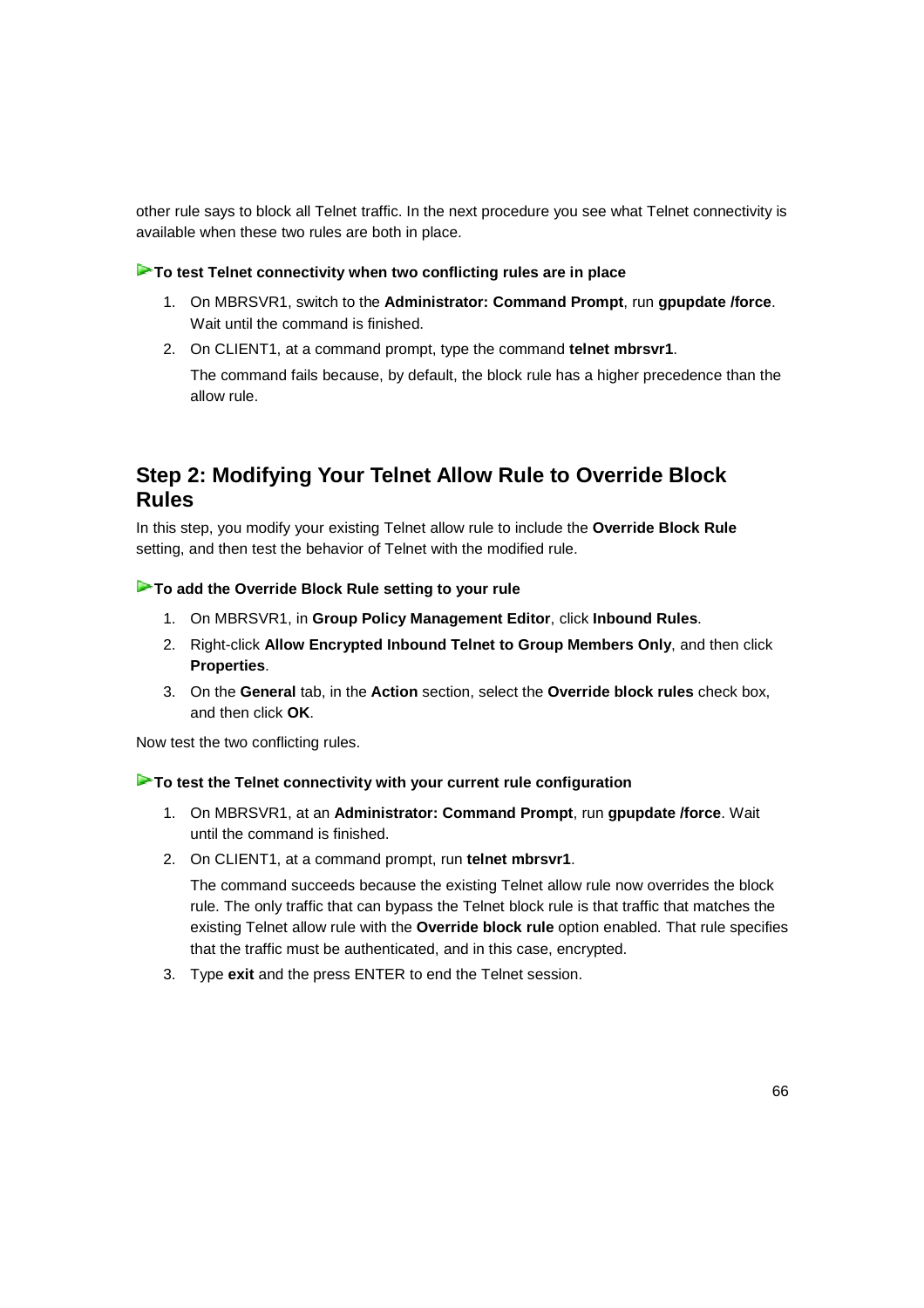other rule says to block all Telnet traffic. In the next procedure you see what Telnet connectivity is available when these two rules are both in place.

**To test Telnet connectivity when two conflicting rules are in place**

1. On MBRSVR1, switch to the **Administrator: Command Prompt**, run **gpupdate /force**. Wait until the command is finished.
2. On CLIENT1, at a command prompt, type the command **telnet mbrsvr1**.

   The command fails because, by default, the block rule has a higher precedence than the allow rule.

## Step 2: Modifying Your Telnet Allow Rule to Override Block Rules

In this step, you modify your existing Telnet allow rule to include the **Override Block Rule** setting, and then test the behavior of Telnet with the modified rule.

**To add the Override Block Rule setting to your rule**

1. On MBRSVR1, in **Group Policy Management Editor**, click **Inbound Rules**.
2. Right-click **Allow Encrypted Inbound Telnet to Group Members Only**, and then click **Properties**.
3. On the **General** tab, in the **Action** section, select the **Override block rules** check box, and then click **OK**.

Now test the two conflicting rules.

**To test the Telnet connectivity with your current rule configuration**

1. On MBRSVR1, at an **Administrator: Command Prompt**, run **gpupdate /force**. Wait until the command is finished.
2. On CLIENT1, at a command prompt, run **telnet mbrsvr1**.

   The command succeeds because the existing Telnet allow rule now overrides the block rule. The only traffic that can bypass the Telnet block rule is that traffic that matches the existing Telnet allow rule with the **Override block rule** option enabled. That rule specifies that the traffic must be authenticated, and in this case, encrypted.
3. Type **exit** and the press ENTER to end the Telnet session.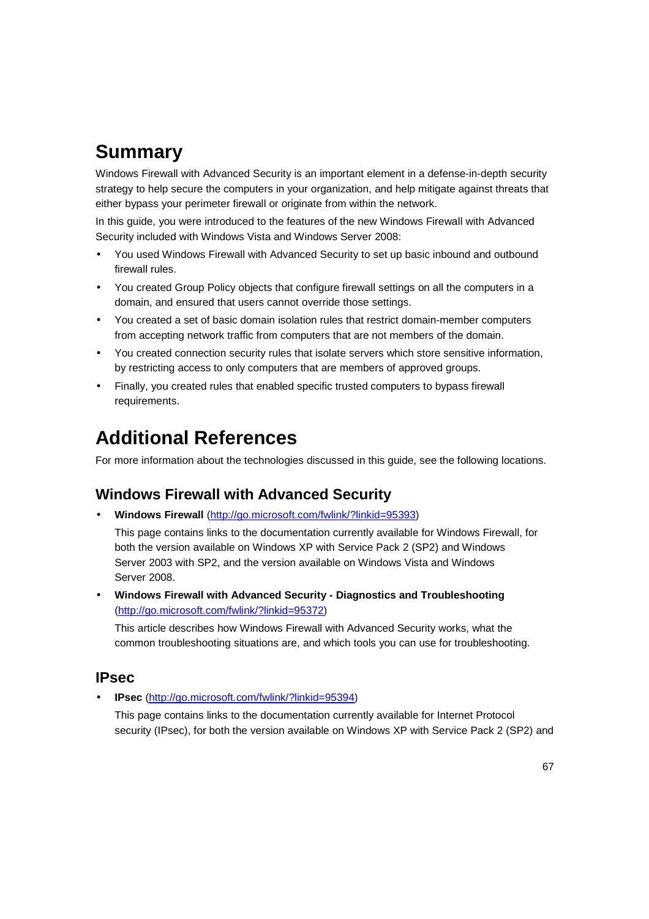# Summary

Windows Firewall with Advanced Security is an important element in a defense-in-depth security strategy to help secure the computers in your organization, and help mitigate against threats that either bypass your perimeter firewall or originate from within the network.

In this guide, you were introduced to the features of the new Windows Firewall with Advanced Security included with Windows Vista and Windows Server 2008:

- You used Windows Firewall with Advanced Security to set up basic inbound and outbound firewall rules.
- You created Group Policy objects that configure firewall settings on all the computers in a domain, and ensured that users cannot override those settings.
- You created a set of basic domain isolation rules that restrict domain-member computers from accepting network traffic from computers that are not members of the domain.
- You created connection security rules that isolate servers which store sensitive information, by restricting access to only computers that are members of approved groups.
- Finally, you created rules that enabled specific trusted computers to bypass firewall requirements.

# Additional References

For more information about the technologies discussed in this guide, see the following locations.

## Windows Firewall with Advanced Security

- **Windows Firewall** (http://go.microsoft.com/fwlink/?linkid=95393)

  This page contains links to the documentation currently available for Windows Firewall, for both the version available on Windows XP with Service Pack 2 (SP2) and Windows Server 2003 with SP2, and the version available on Windows Vista and Windows Server 2008.

- **Windows Firewall with Advanced Security - Diagnostics and Troubleshooting** (http://go.microsoft.com/fwlink/?linkid=95372)

  This article describes how Windows Firewall with Advanced Security works, what the common troubleshooting situations are, and which tools you can use for troubleshooting.

## IPsec

- **IPsec** (http://go.microsoft.com/fwlink/?linkid=95394)

  This page contains links to the documentation currently available for Internet Protocol security (IPsec), for both the version available on Windows XP with Service Pack 2 (SP2) and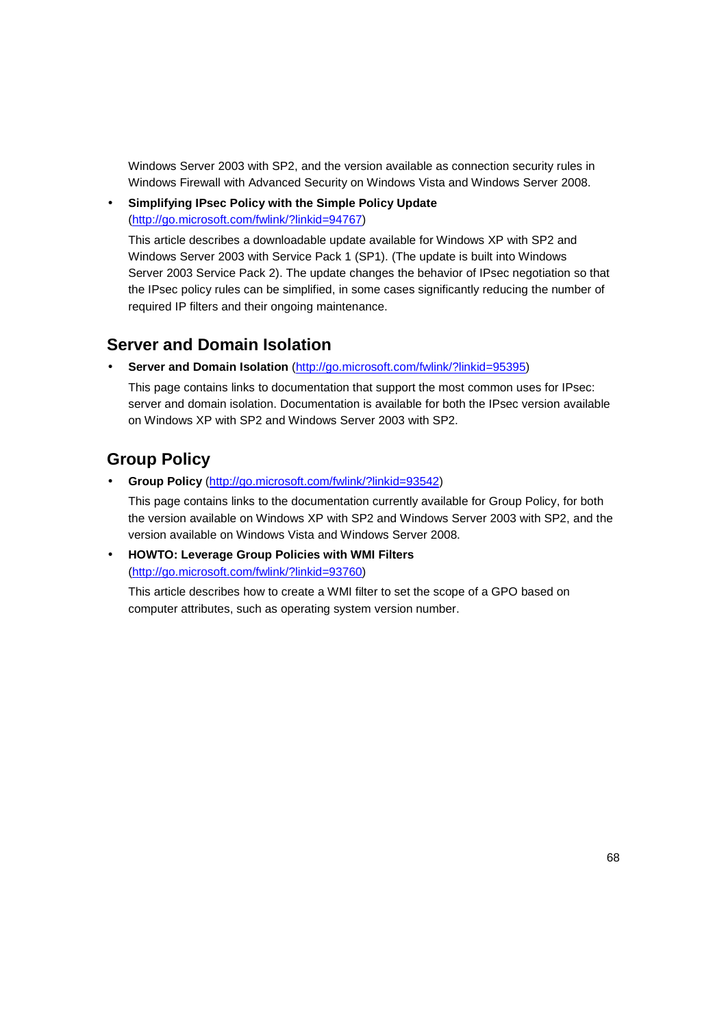Windows Server 2003 with SP2, and the version available as connection security rules in Windows Firewall with Advanced Security on Windows Vista and Windows Server 2008.

- **Simplifying IPsec Policy with the Simple Policy Update** (http://go.microsoft.com/fwlink/?linkid=94767)

  This article describes a downloadable update available for Windows XP with SP2 and Windows Server 2003 with Service Pack 1 (SP1). (The update is built into Windows Server 2003 Service Pack 2). The update changes the behavior of IPsec negotiation so that the IPsec policy rules can be simplified, in some cases significantly reducing the number of required IP filters and their ongoing maintenance.

## Server and Domain Isolation

- **Server and Domain Isolation** (http://go.microsoft.com/fwlink/?linkid=95395)

  This page contains links to documentation that support the most common uses for IPsec: server and domain isolation. Documentation is available for both the IPsec version available on Windows XP with SP2 and Windows Server 2003 with SP2.

## Group Policy

- **Group Policy** (http://go.microsoft.com/fwlink/?linkid=93542)

  This page contains links to the documentation currently available for Group Policy, for both the version available on Windows XP with SP2 and Windows Server 2003 with SP2, and the version available on Windows Vista and Windows Server 2008.

- **HOWTO: Leverage Group Policies with WMI Filters** (http://go.microsoft.com/fwlink/?linkid=93760)

  This article describes how to create a WMI filter to set the scope of a GPO based on computer attributes, such as operating system version number.